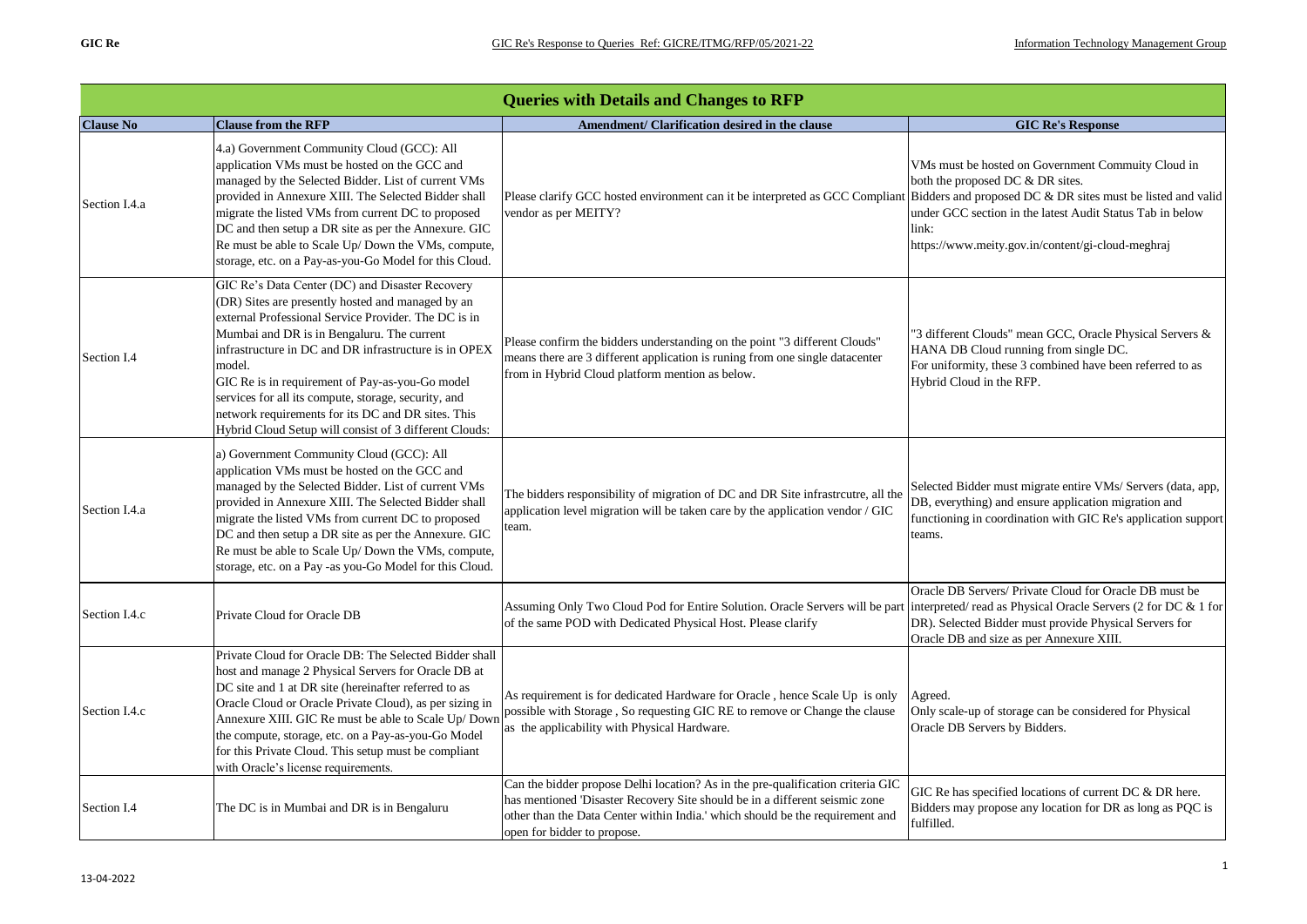## Queries with Details and Changes to RFP

| Clause No | Clause from the RFP | Amendment/ Clarification desired in the clause | GIC Re's Response |
|---|---|---|---|
| Section I.4.a | 4.a) Government Community Cloud (GCC): All application VMs must be hosted on the GCC and managed by the Selected Bidder. List of current VMs provided in Annexure XIII. The Selected Bidder shall migrate the listed VMs from current DC to proposed DC and then setup a DR site as per the Annexure. GIC Re must be able to Scale Up/ Down the VMs, compute, storage, etc. on a Pay-as-you-Go Model for this Cloud. | Please clarify GCC hosted environment can it be interpreted as GCC Compliant vendor as per MEITY? | VMs must be hosted on Government Commuity Cloud in both the proposed DC & DR sites. Bidders and proposed DC & DR sites must be listed and valid under GCC section in the latest Audit Status Tab in below link: https://www.meity.gov.in/content/gi-cloud-meghraj |
| Section I.4 | GIC Re's Data Center (DC) and Disaster Recovery (DR) Sites are presently hosted and managed by an external Professional Service Provider. The DC is in Mumbai and DR is in Bengaluru. The current infrastructure in DC and DR infrastructure is in OPEX model. GIC Re is in requirement of Pay-as-you-Go model services for all its compute, storage, security, and network requirements for its DC and DR sites. This Hybrid Cloud Setup will consist of 3 different Clouds: | Please confirm the bidders understanding on the point "3 different Clouds" means there are 3 different application is runing from one single datacenter from in Hybrid Cloud platform mention as below. | "3 different Clouds" mean GCC, Oracle Physical Servers & HANA DB Cloud running from single DC. For uniformity, these 3 combined have been referred to as Hybrid Cloud in the RFP. |
| Section I.4.a | a) Government Community Cloud (GCC): All application VMs must be hosted on the GCC and managed by the Selected Bidder. List of current VMs provided in Annexure XIII. The Selected Bidder shall migrate the listed VMs from current DC to proposed DC and then setup a DR site as per the Annexure. GIC Re must be able to Scale Up/ Down the VMs, compute, storage, etc. on a Pay -as you-Go Model for this Cloud. | The bidders responsibility of migration of DC and DR Site infrastrcutre, all the application level migration will be take care by the application vendor / GIC team. | Selected Bidder must migrate entire VMs/ Servers (data, app, DB, everything) and ensure application migration and functioning in coordination with GIC Re's application support teams. |
| Section I.4.c | Private Cloud for Oracle DB | Assuming Only Two Cloud Pod for Entire Solution. Oracle Servers will be part of the same POD with Dedicated Physical Host. Please clarify | Oracle DB Servers/ Private Cloud for Oracle DB must be interpreted/ read as Physical Oracle Servers (2 for DC & 1 for DR). Selected Bidder must provide Physical Servers for Oracle DB and size as per Annexure XIII. |
| Section I.4.c | Private Cloud for Oracle DB: The Selected Bidder shall host and manage 2 Physical Servers for Oracle DB at DC site and 1 at DR site (hereinafter referred to as Oracle Cloud or Oracle Private Cloud), as per sizing in Annexure XIII. GIC Re must be able to Scale Up/ Down the compute, storage, etc. on a Pay-as-you-Go Model for this Private Cloud. This setup must be compliant with Oracle's license requirements. | As requirement is for dedicated Hardware for Oracle , hence Scale Up is only possible with Storage , So requesting GIC RE to remove or Change the clause as the applicability with Physical Hardware. | Agreed. Only scale-up of storage can be considered for Physical Oracle DB Servers by Bidders. |
| Section I.4 | The DC is in Mumbai and DR is in Bengaluru | Can the bidder propose Delhi location? As in the pre-qualification criteria GIC has mentioned 'Disaster Recovery Site should be in a different seismic zone other than the Data Center within India.' which should be the requirement and open for bidder to propose. | GIC Re has specified locations of current DC & DR here. Bidders may propose any location for DR as long as PQC is fulfilled. |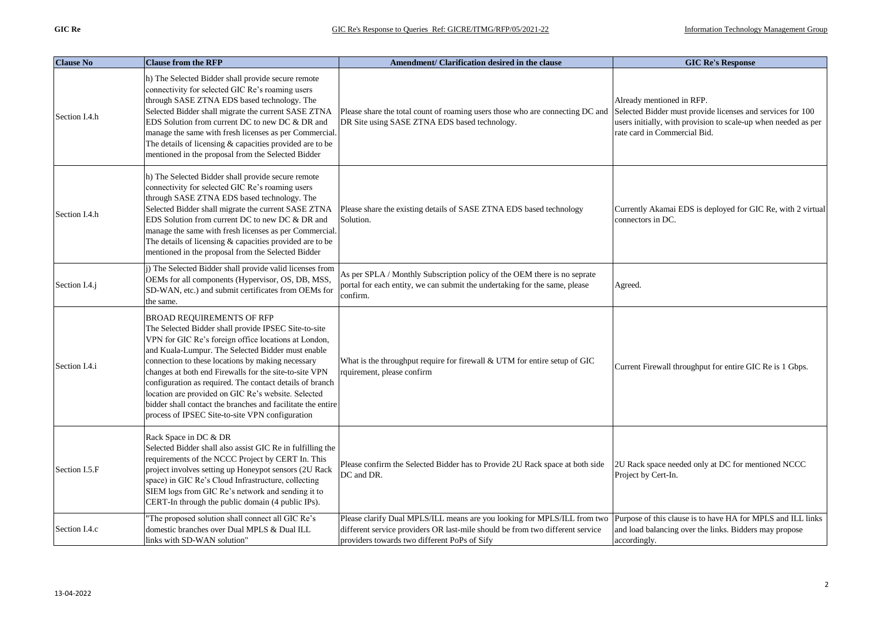| Clause No | Clause from the RFP | Amendment/ Clarification desired in the clause | GIC Re's Response |
|---|---|---|---|
| Section I.4.h | h) The Selected Bidder shall provide secure remote connectivity for selected GIC Re's roaming users through SASE ZTNA EDS based technology. The Selected Bidder shall migrate the current SASE ZTNA EDS Solution from current DC to new DC & DR and manage the same with fresh licenses as per Commercial. The details of licensing & capacities provided are to be mentioned in the proposal from the Selected Bidder | Please share the total count of roaming users those who are connecting DC and DR Site using SASE ZTNA EDS based technology. | Already mentioned in RFP.<br>Selected Bidder must provide licenses and services for 100 users initially, with provision to scale-up when needed as per rate card in Commercial Bid. |
| Section I.4.h | h) The Selected Bidder shall provide secure remote connectivity for selected GIC Re's roaming users through SASE ZTNA EDS based technology. The Selected Bidder shall migrate the current SASE ZTNA EDS Solution from current DC to new DC & DR and manage the same with fresh licenses as per Commercial. The details of licensing & capacities provided are to be mentioned in the proposal from the Selected Bidder | Please share the existing details of SASE ZTNA EDS based technology Solution. | Currently Akamai EDS is deployed for GIC Re, with 2 virtual connectors in DC. |
| Section I.4.j | j) The Selected Bidder shall provide valid licenses from OEMs for all components (Hypervisor, OS, DB, MSS, SD-WAN, etc.) and submit certificates from OEMs for the same. | As per SPLA / Monthly Subscription policy of the OEM there is no seprate portal for each entity, we can submit the undertaking for the same, please confirm. | Agreed. |
| Section I.4.i | BROAD REQUIREMENTS OF RFP<br>The Selected Bidder shall provide IPSEC Site-to-site VPN for GIC Re's foreign office locations at London, and Kuala-Lumpur. The Selected Bidder must enable connection to these locations by making necessary changes at both end Firewalls for the site-to-site VPN configuration as required. The contact details of branch location are provided on GIC Re's website. Selected bidder shall contact the branches and facilitate the entire process of IPSEC Site-to-site VPN configuration | What is the throughput require for firewall & UTM for entire setup of GIC rquirement, please confirm | Current Firewall throughput for entire GIC Re is 1 Gbps. |
| Section I.5.F | Rack Space in DC & DR<br>Selected Bidder shall also assist GIC Re in fulfilling the requirements of the NCCC Project by CERT In. This project involves setting up Honeypot sensors (2U Rack space) in GIC Re's Cloud Infrastructure, collecting SIEM logs from GIC Re's network and sending it to CERT-In through the public domain (4 public IPs). | Please confirm the Selected Bidder has to Provide 2U Rack space at both side DC and DR. | 2U Rack space needed only at DC for mentioned NCCC Project by Cert-In. |
| Section I.4.c | "The proposed solution shall connect all GIC Re's domestic branches over Dual MPLS & Dual ILL links with SD-WAN solution" | Please clarify Dual MPLS/ILL means are you looking for MPLS/ILL from two different service providers OR last-mile should be from two different service providers towards two different PoPs of Sify | Purpose of this clause is to have HA for MPLS and ILL links and load balancing over the links. Bidders may propose accordingly. |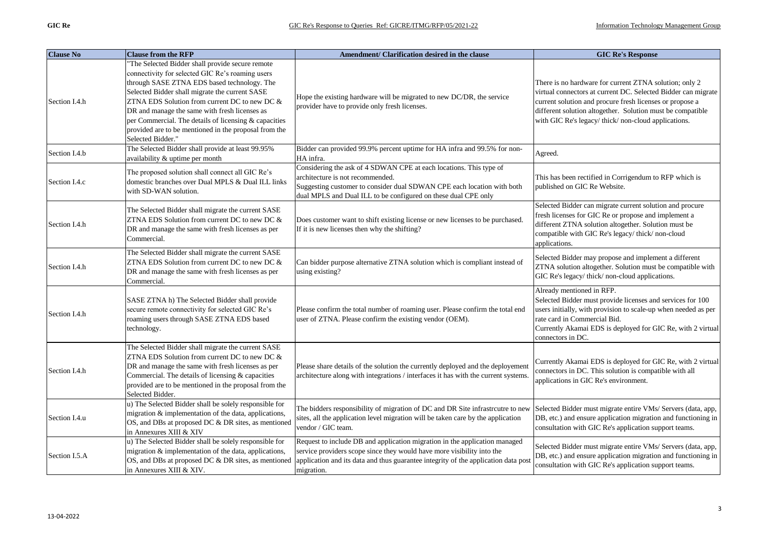| Clause No | Clause from the RFP | Amendment/ Clarification desired in the clause | GIC Re's Response |
|---|---|---|---|
| Section I.4.h | "The Selected Bidder shall provide secure remote connectivity for selected GIC Re's roaming users through SASE ZTNA EDS based technology. The Selected Bidder shall migrate the current SASE ZTNA EDS Solution from current DC to new DC & DR and manage the same with fresh licenses as per Commercial. The details of licensing & capacities provided are to be mentioned in the proposal from the Selected Bidder." | Hope the existing hardware will be migrated to new DC/DR, the service provider have to provide only fresh licenses. | There is no hardware for current ZTNA solution; only 2 virtual connectors at current DC. Selected Bidder can migrate current solution and procure fresh licenses or propose a different solution altogether. Solution must be compatible with GIC Re's legacy/ thick/ non-cloud applications. |
| Section I.4.b | The Selected Bidder shall provide at least 99.95% availability & uptime per month | Bidder can provided 99.9% percent uptime for HA infra and 99.5% for non-HA infra. | Agreed. |
| Section I.4.c | The proposed solution shall connect all GIC Re's domestic branches over Dual MPLS & Dual ILL links with SD-WAN solution. | Considering the ask of 4 SDWAN CPE at each locations. This type of architecture is not recommended.<br>Suggesting customer to consider dual SDWAN CPE each location with both dual MPLS and Dual ILL to be configured on these dual CPE only | This has been rectified in Corrigendum to RFP which is published on GIC Re Website. |
| Section I.4.h | The Selected Bidder shall migrate the current SASE ZTNA EDS Solution from current DC to new DC & DR and manage the same with fresh licenses as per Commercial. | Does customer want to shift existing license or new licenses to be purchased. If it is new licenses then why the shifting? | Selected Bidder can migrate current solution and procure fresh licenses for GIC Re or propose and implement a different ZTNA solution altogether. Solution must be compatible with GIC Re's legacy/ thick/ non-cloud applications. |
| Section I.4.h | The Selected Bidder shall migrate the current SASE ZTNA EDS Solution from current DC to new DC & DR and manage the same with fresh licenses as per Commercial. | Can bidder purpose alternative ZTNA solution which is compliant instead of using existing? | Selected Bidder may propose and implement a different ZTNA solution altogether. Solution must be compatible with GIC Re's legacy/ thick/ non-cloud applications. |
| Section I.4.h | SASE ZTNA h) The Selected Bidder shall provide secure remote connectivity for selected GIC Re's roaming users through SASE ZTNA EDS based technology. | Please confirm the total number of roaming user. Please confirm the total end user of ZTNA. Please confirm the existing vendor (OEM). | Already mentioned in RFP.<br>Selected Bidder must provide licenses and services for 100 users initially, with provision to scale-up when needed as per rate card in Commercial Bid.<br>Currently Akamai EDS is deployed for GIC Re, with 2 virtual connectors in DC. |
| Section I.4.h | The Selected Bidder shall migrate the current SASE ZTNA EDS Solution from current DC to new DC & DR and manage the same with fresh licenses as per Commercial. The details of licensing & capacities provided are to be mentioned in the proposal from the Selected Bidder. | Please share details of the solution the currently deployed and the deployement architecture along with integrations / interfaces it has with the current systems. | Currently Akamai EDS is deployed for GIC Re, with 2 virtual connectors in DC. This solution is compatible with all applications in GIC Re's environment. |
| Section I.4.u | u) The Selected Bidder shall be solely responsible for migration & implementation of the data, applications, OS, and DBs at proposed DC & DR sites, as mentioned in Annexures XIII & XIV | The bidders responsibility of migration of DC and DR Site infrastrcutre to new sites, all the application level migration will be taken care by the application vendor / GIC team. | Selected Bidder must migrate entire VMs/ Servers (data, app, DB, etc.) and ensure application migration and functioning in consultation with GIC Re's application support teams. |
| Section I.5.A | u) The Selected Bidder shall be solely responsible for migration & implementation of the data, applications, OS, and DBs at proposed DC & DR sites, as mentioned in Annexures XIII & XIV. | Request to include DB and application migration in the application managed service providers scope since they would have more visibility into the application and its data and thus guarantee integrity of the application data post migration. | Selected Bidder must migrate entire VMs/ Servers (data, app, DB, etc.) and ensure application migration and functioning in consultation with GIC Re's application support teams. |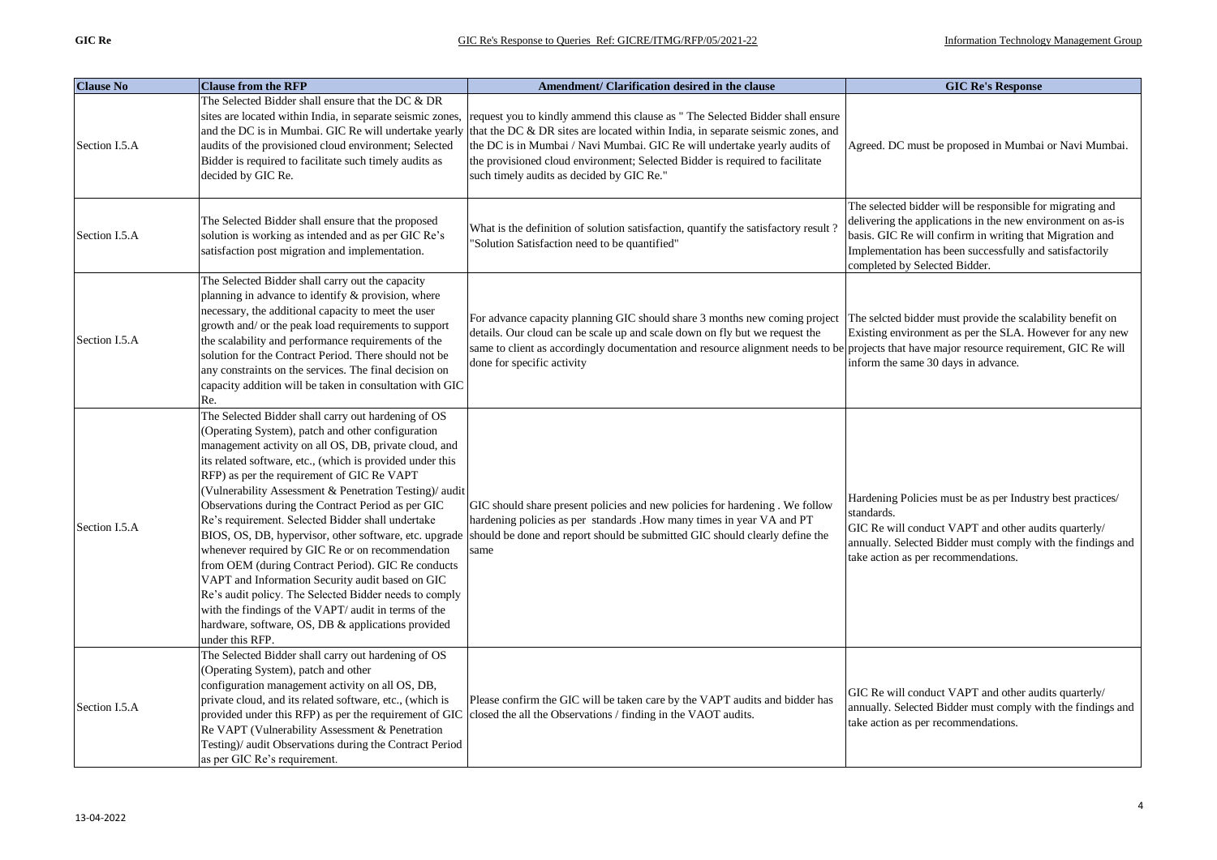| Clause No | Clause from the RFP | Amendment/ Clarification desired in the clause | GIC Re's Response |
|---|---|---|---|
| Section I.5.A | The Selected Bidder shall ensure that the DC & DR sites are located within India, in separate seismic zones, and the DC is in Mumbai. GIC Re will undertake yearly audits of the provisioned cloud environment; Selected Bidder is required to facilitate such timely audits as decided by GIC Re. | request you to kindly ammend this clause as " The Selected Bidder shall ensure that the DC & DR sites are located within India, in separate seismic zones, and the DC is in Mumbai / Navi Mumbai. GIC Re will undertake yearly audits of the provisioned cloud environment; Selected Bidder is required to facilitate such timely audits as decided by GIC Re." | Agreed. DC must be proposed in Mumbai or Navi Mumbai. |
| Section I.5.A | The Selected Bidder shall ensure that the proposed solution is working as intended and as per GIC Re's satisfaction post migration and implementation. | What is the definition of solution satisfaction, quantify the satisfactory result ? "Solution Satisfaction need to be quantified" | The selected bidder will be responsible for migrating and delivering the applications in the new environment on as-is basis. GIC Re will confirm in writing that Migration and Implementation has been successfully and satisfactorily completed by Selected Bidder. |
| Section I.5.A | The Selected Bidder shall carry out the capacity planning in advance to identify & provision, where necessary, the additional capacity to meet the user growth and/ or the peak load requirements to support the scalability and performance requirements of the solution for the Contract Period. There should not be any constraints on the services. The final decision on capacity addition will be taken in consultation with GIC Re. | For advance capacity planning GIC should share 3 months new coming project details. Our cloud can be scale up and scale down on fly but we request the same to client as accordingly documentation and resource alignment needs to be done for specific activity | The selcted bidder must provide the scalability benefit on Existing environment as per the SLA. However for any new projects that have major resource requirement, GIC Re will inform the same 30 days in advance. |
| Section I.5.A | The Selected Bidder shall carry out hardening of OS (Operating System), patch and other configuration management activity on all OS, DB, private cloud, and its related software, etc., (which is provided under this RFP) as per the requirement of GIC Re VAPT (Vulnerability Assessment & Penetration Testing)/ audit Observations during the Contract Period as per GIC Re's requirement. Selected Bidder shall undertake BIOS, OS, DB, hypervisor, other software, etc. upgrade whenever required by GIC Re or on recommendation from OEM (during Contract Period). GIC Re conducts VAPT and Information Security audit based on GIC Re's audit policy. The Selected Bidder needs to comply with the findings of the VAPT/ audit in terms of the hardware, software, OS, DB & applications provided under this RFP. | GIC should share present policies and new policies for hardening . We follow hardening policies as per standards .How many times in year VA and PT should be done and report should be submitted GIC should clearly define the same | Hardening Policies must be as per Industry best practices/ standards.<br>GIC Re will conduct VAPT and other audits quarterly/ annually. Selected Bidder must comply with the findings and take action as per recommendations. |
| Section I.5.A | The Selected Bidder shall carry out hardening of OS (Operating System), patch and other configuration management activity on all OS, DB, private cloud, and its related software, etc., (which is provided under this RFP) as per the requirement of GIC Re VAPT (Vulnerability Assessment & Penetration Testing)/ audit Observations during the Contract Period as per GIC Re's requirement. | Please confirm the GIC will be taken care by the VAPT audits and bidder has closed the all the Observations / finding in the VAOT audits. | GIC Re will conduct VAPT and other audits quarterly/ annually. Selected Bidder must comply with the findings and take action as per recommendations. |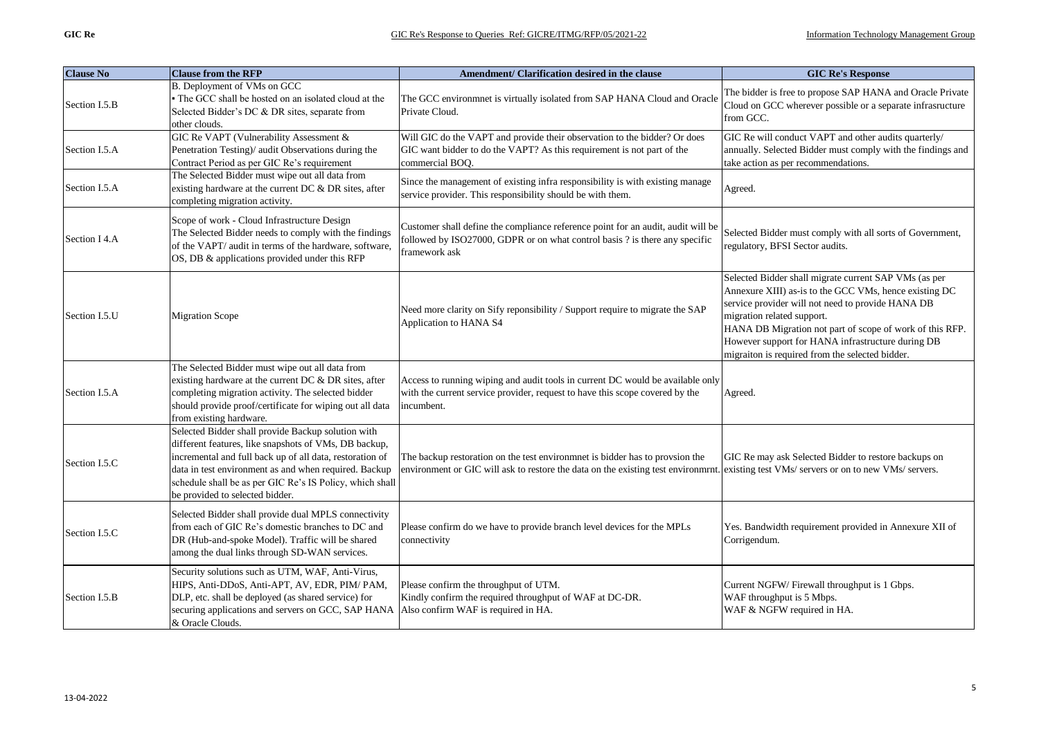| Clause No | Clause from the RFP | Amendment/ Clarification desired in the clause | GIC Re's Response |
|---|---|---|---|
| Section I.5.B | B. Deployment of VMs on GCC<br>• The GCC shall be hosted on an isolated cloud at the Selected Bidder's DC & DR sites, separate from other clouds. | The GCC environmnet is virtually isolated from SAP HANA Cloud and Oracle Private Cloud. | The bidder is free to propose SAP HANA and Oracle Private Cloud on GCC wherever possible or a separate infrasructure from GCC. |
| Section I.5.A | GIC Re VAPT (Vulnerability Assessment & Penetration Testing)/ audit Observations during the Contract Period as per GIC Re's requirement | Will GIC do the VAPT and provide their observation to the bidder? Or does GIC want bidder to do the VAPT? As this requirement is not part of the commercial BOQ. | GIC Re will conduct VAPT and other audits quarterly/ annually. Selected Bidder must comply with the findings and take action as per recommendations. |
| Section I.5.A | The Selected Bidder must wipe out all data from existing hardware at the current DC & DR sites, after completing migration activity. | Since the management of existing infra responsibility is with existing manage service provider. This responsibility should be with them. | Agreed. |
| Section I 4.A | Scope of work - Cloud Infrastructure Design<br>The Selected Bidder needs to comply with the findings of the VAPT/ audit in terms of the hardware, software, OS, DB & applications provided under this RFP | Customer shall define the compliance reference point for an audit, audit will be followed by ISO27000, GDPR or on what control basis ? is there any specific framework ask | Selected Bidder must comply with all sorts of Government, regulatory, BFSI Sector audits. |
| Section I.5.U | Migration Scope | Need more clarity on Sify reponsibility / Support require to migrate the SAP Application to HANA S4 | Selected Bidder shall migrate current SAP VMs (as per Annexure XIII) as-is to the GCC VMs, hence existing DC service provider will not need to provide HANA DB migration related support.<br>HANA DB Migration not part of scope of work of this RFP. However support for HANA infrastructure during DB migraiton is required from the selected bidder. |
| Section I.5.A | The Selected Bidder must wipe out all data from existing hardware at the current DC & DR sites, after completing migration activity. The selected bidder should provide proof/certificate for wiping out all data from existing hardware. | Access to running wiping and audit tools in current DC would be available only with the current service provider, request to have this scope covered by the incumbent. | Agreed. |
| Section I.5.C | Selected Bidder shall provide Backup solution with different features, like snapshots of VMs, DB backup, incremental and full back up of all data, restoration of data in test environment as and when required. Backup schedule shall be as per GIC Re's IS Policy, which shall be provided to selected bidder. | The backup restoration on the test environmnet is bidder has to provsion the environment or GIC will ask to restore the data on the existing test environmrnt. | GIC Re may ask Selected Bidder to restore backups on existing test VMs/ servers or on to new VMs/ servers. |
| Section I.5.C | Selected Bidder shall provide dual MPLS connectivity from each of GIC Re's domestic branches to DC and DR (Hub-and-spoke Model). Traffic will be shared among the dual links through SD-WAN services. | Please confirm do we have to provide branch level devices for the MPLs connectivity | Yes. Bandwidth requirement provided in Annexure XII of Corrigendum. |
| Section I.5.B | Security solutions such as UTM, WAF, Anti-Virus, HIPS, Anti-DDoS, Anti-APT, AV, EDR, PIM/ PAM, DLP, etc. shall be deployed (as shared service) for securing applications and servers on GCC, SAP HANA & Oracle Clouds. | Please confirm the throughput of UTM.<br>Kindly confirm the required throughput of WAF at DC-DR.<br>Also confirm WAF is required in HA. | Current NGFW/ Firewall throughput is 1 Gbps.<br>WAF throughput is 5 Mbps.<br>WAF & NGFW required in HA. |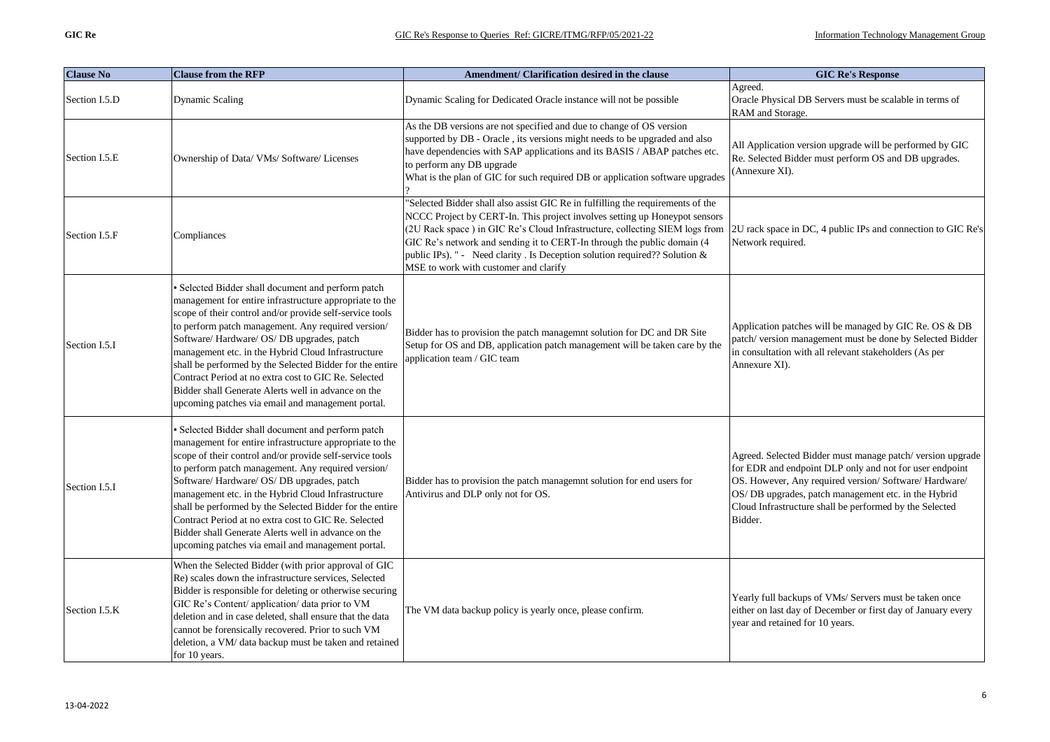| Clause No | Clause from the RFP | Amendment/ Clarification desired in the clause | GIC Re's Response |
|---|---|---|---|
| Section I.5.D | Dynamic Scaling | Dynamic Scaling for Dedicated Oracle instance will not be possible | Agreed. Oracle Physical DB Servers must be scalable in terms of RAM and Storage. |
| Section I.5.E | Ownership of Data/ VMs/ Software/ Licenses | As the DB versions are not specified and due to change of OS version supported by DB - Oracle , its versions might needs to be upgraded and also have dependencies with SAP applications and its BASIS / ABAP patches etc. to perform any DB upgrade What is the plan of GIC for such required DB or application software upgrades ? | All Application version upgrade will be performed by GIC Re. Selected Bidder must perform OS and DB upgrades. (Annexure XI). |
| Section I.5.F | Compliances | "Selected Bidder shall also assist GIC Re in fulfilling the requirements of the NCCC Project by CERT-In. This project involves setting up Honeypot sensors (2U Rack space ) in GIC Re's Cloud Infrastructure, collecting SIEM logs from GIC Re's network and sending it to CERT-In through the public domain (4 public IPs). " - Need clarity . Is Deception solution required?? Solution & MSE to work with customer and clarify | 2U rack space in DC, 4 public IPs and connection to GIC Re's Network required. |
| Section I.5.I | ▪ Selected Bidder shall document and perform patch management for entire infrastructure appropriate to the scope of their control and/or provide self-service tools to perform patch management. Any required version/ Software/ Hardware/ OS/ DB upgrades, patch management etc. in the Hybrid Cloud Infrastructure shall be performed by the Selected Bidder for the entire Contract Period at no extra cost to GIC Re. Selected Bidder shall Generate Alerts well in advance on the upcoming patches via email and management portal. | Bidder has to provision the patch managemnt solution for DC and DR Site Setup for OS and DB, application patch management will be taken care by the application team / GIC team | Application patches will be managed by GIC Re. OS & DB patch/ version management must be done by Selected Bidder in consultation with all relevant stakeholders (As per Annexure XI). |
| Section I.5.I | ▪ Selected Bidder shall document and perform patch management for entire infrastructure appropriate to the scope of their control and/or provide self-service tools to perform patch management. Any required version/ Software/ Hardware/ OS/ DB upgrades, patch management etc. in the Hybrid Cloud Infrastructure shall be performed by the Selected Bidder for the entire Contract Period at no extra cost to GIC Re. Selected Bidder shall Generate Alerts well in advance on the upcoming patches via email and management portal. | Bidder has to provision the patch managemnt solution for end users for Antivirus and DLP only not for OS. | Agreed. Selected Bidder must manage patch/ version upgrade for EDR and endpoint DLP only and not for user endpoint OS. However, Any required version/ Software/ Hardware/ OS/ DB upgrades, patch management etc. in the Hybrid Cloud Infrastructure shall be performed by the Selected Bidder. |
| Section I.5.K | When the Selected Bidder (with prior approval of GIC Re) scales down the infrastructure services, Selected Bidder is responsible for deleting or otherwise securing GIC Re's Content/ application/ data prior to VM deletion and in case deleted, shall ensure that the data cannot be forensically recovered. Prior to such VM deletion, a VM/ data backup must be taken and retained for 10 years. | The VM data backup policy is yearly once, please confirm. | Yearly full backups of VMs/ Servers must be taken once either on last day of December or first day of January every year and retained for 10 years. |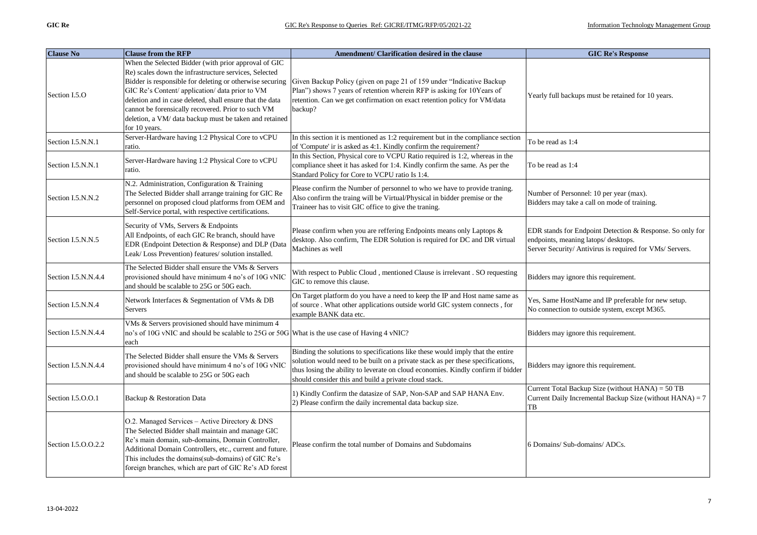| Clause No | Clause from the RFP | Amendment/ Clarification desired in the clause | GIC Re's Response |
|---|---|---|---|
| Section I.5.O | When the Selected Bidder (with prior approval of GIC Re) scales down the infrastructure services, Selected Bidder is responsible for deleting or otherwise securing GIC Re's Content/ application/ data prior to VM deletion and in case deleted, shall ensure that the data cannot be forensically recovered. Prior to such VM deletion, a VM/ data backup must be taken and retained for 10 years. | Given Backup Policy (given on page 21 of 159 under "Indicative Backup Plan") shows 7 years of retention wherein RFP is asking for 10Years of retention. Can we get confirmation on exact retention policy for VM/data backup? | Yearly full backups must be retained for 10 years. |
| Section I.5.N.N.1 | Server-Hardware having 1:2 Physical Core to vCPU ratio. | In this section it is mentioned as 1:2 requirement but in the compliance section of 'Compute' ir is asked as 4:1. Kindly confirm the requirement? | To be read as 1:4 |
| Section I.5.N.N.1 | Server-Hardware having 1:2 Physical Core to vCPU ratio. | In this Section, Physical core to VCPU Ratio required is 1:2, whereas in the compliance sheet it has asked for 1:4. Kindly confirm the same. As per the Standard Policy for Core to VCPU ratio Is 1:4. | To be read as 1:4 |
| Section I.5.N.N.2 | N.2. Administration, Configuration & Training<br>The Selected Bidder shall arrange training for GIC Re personnel on proposed cloud platforms from OEM and Self-Service portal, with respective certifications. | Please confirm the Number of personnel to who we have to provide traning. Also confirm the traing will be Virtual/Physical in bidder premise or the Traineer has to visit GIC office to give the traning. | Number of Personnel: 10 per year (max).<br>Bidders may take a call on mode of training. |
| Section I.5.N.N.5 | Security of VMs, Servers & Endpoints<br>All Endpoints, of each GIC Re branch, should have EDR (Endpoint Detection & Response) and DLP (Data Leak/ Loss Prevention) features/ solution installed. | Please confirm when you are reffering Endpoints means only Laptops & desktop. Also confirm, The EDR Solution is required for DC and DR virtual Machines as well | EDR stands for Endpoint Detection & Response. So only for endpoints, meaning latops/ desktops.<br>Server Security/ Antivirus is required for VMs/ Servers. |
| Section I.5.N.N.4.4 | The Selected Bidder shall ensure the VMs & Servers provisioned should have minimum 4 no's of 10G vNIC and should be scalable to 25G or 50G each. | With respect to Public Cloud , mentioned Clause is irrelevant . SO requesting GIC to remove this clause. | Bidders may ignore this requirement. |
| Section I.5.N.N.4 | Network Interfaces & Segmentation of VMs & DB Servers | On Target platform do you have a need to keep the IP and Host name same as of source . What other applications outside world GIC system connects , for example BANK data etc. | Yes, Same HostName and IP preferable for new setup.<br>No connection to outside system, except M365. |
| Section I.5.N.N.4.4 | VMs & Servers provisioned should have minimum 4 no's of 10G vNIC and should be scalable to 25G or 50G each | What is the use case of Having 4 vNIC? | Bidders may ignore this requirement. |
| Section I.5.N.N.4.4 | The Selected Bidder shall ensure the VMs & Servers provisioned should have minimum 4 no's of 10G vNIC and should be scalable to 25G or 50G each | Binding the solutions to specifications like these would imply that the entire solution would need to be built on a private stack as per these specifications, thus losing the ability to leverate on cloud economies. Kindly confirm if bidder should consider this and build a private cloud stack. | Bidders may ignore this requirement. |
| Section I.5.O.O.1 | Backup & Restoration Data | 1) Kindly Confirm the datasize of SAP, Non-SAP and SAP HANA Env.<br>2) Please confirm the daily incremental data backup size. | Current Total Backup Size (without HANA) = 50 TB<br>Current Daily Incremental Backup Size (without HANA) = 7 TB |
| Section I.5.O.O.2.2 | O.2. Managed Services – Active Directory & DNS<br>The Selected Bidder shall maintain and manage GIC Re's main domain, sub-domains, Domain Controller, Additional Domain Controllers, etc., current and future. This includes the domains(sub-domains) of GIC Re's foreign branches, which are part of GIC Re's AD forest | Please confirm the total number of Domains and Subdomains | 6 Domains/ Sub-domains/ ADCs. |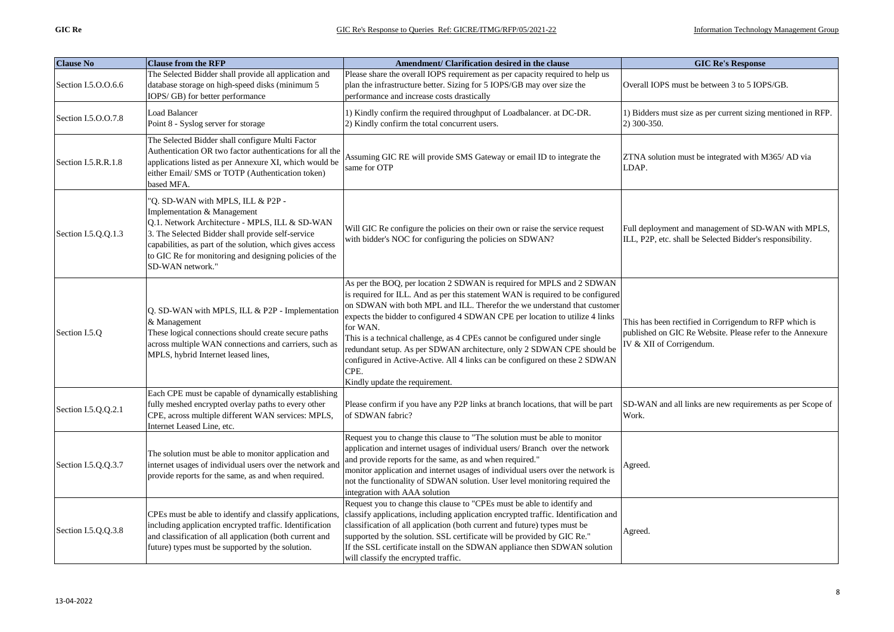| Clause No | Clause from the RFP | Amendment/ Clarification desired in the clause | GIC Re's Response |
|---|---|---|---|
| Section I.5.O.O.6.6 | The Selected Bidder shall provide all application and database storage on high-speed disks (minimum 5 IOPS/ GB) for better performance | Please share the overall IOPS requirement as per capacity required to help us plan the infrastructure better. Sizing for 5 IOPS/GB may over size the performance and increase costs drastically | Overall IOPS must be between 3 to 5 IOPS/GB. |
| Section I.5.O.O.7.8 | Load Balancer<br>Point 8 - Syslog server for storage | 1) Kindly confirm the required throughput of Loadbalancer. at DC-DR.<br>2) Kindly confirm the total concurrent users. | 1) Bidders must size as per current sizing mentioned in RFP.<br>2) 300-350. |
| Section I.5.R.R.1.8 | The Selected Bidder shall configure Multi Factor Authentication OR two factor authentications for all the applications listed as per Annexure XI, which would be either Email/ SMS or TOTP (Authentication token) based MFA. | Assuming GIC RE will provide SMS Gateway or email ID to integrate the same for OTP | ZTNA solution must be integrated with M365/ AD via LDAP. |
| Section I.5.Q.Q.1.3 | "Q. SD-WAN with MPLS, ILL & P2P - Implementation & Management<br>Q.1. Network Architecture - MPLS, ILL & SD-WAN<br>3. The Selected Bidder shall provide self-service capabilities, as part of the solution, which gives access to GIC Re for monitoring and designing policies of the SD-WAN network." | Will GIC Re configure the policies on their own or raise the service request with bidder's NOC for configuring the policies on SDWAN? | Full deployment and management of SD-WAN with MPLS, ILL, P2P, etc. shall be Selected Bidder's responsibility. |
| Section I.5.Q | Q. SD-WAN with MPLS, ILL & P2P - Implementation & Management<br>These logical connections should create secure paths across multiple WAN connections and carriers, such as MPLS, hybrid Internet leased lines, | As per the BOQ, per location 2 SDWAN is required for MPLS and 2 SDWAN is required for ILL. And as per this statement WAN is required to be configured on SDWAN with both MPL and ILL. Therefor the we understand that customer expects the bidder to configured 4 SDWAN CPE per location to utilize 4 links for WAN.<br>This is a technical challenge, as 4 CPEs cannot be configured under single redundant setup. As per SDWAN architecture, only 2 SDWAN CPE should be configured in Active-Active. All 4 links can be configured on these 2 SDWAN CPE.<br>Kindly update the requirement. | This has been rectified in Corrigendum to RFP which is published on GIC Re Website. Please refer to the Annexure IV & XII of Corrigendum. |
| Section I.5.Q.Q.2.1 | Each CPE must be capable of dynamically establishing fully meshed encrypted overlay paths to every other CPE, across multiple different WAN services: MPLS, Internet Leased Line, etc. | Please confirm if you have any P2P links at branch locations, that will be part of SDWAN fabric? | SD-WAN and all links are new requirements as per Scope of Work. |
| Section I.5.Q.Q.3.7 | The solution must be able to monitor application and internet usages of individual users over the network and provide reports for the same, as and when required. | Request you to change this clause to "The solution must be able to monitor application and internet usages of individual users/ Branch over the network and provide reports for the same, as and when required."<br>monitor application and internet usages of individual users over the network is not the functionality of SDWAN solution. User level monitoring required the integration with AAA solution | Agreed. |
| Section I.5.Q.Q.3.8 | CPEs must be able to identify and classify applications, including application encrypted traffic. Identification and classification of all application (both current and future) types must be supported by the solution. | Request you to change this clause to "CPEs must be able to identify and classify applications, including application encrypted traffic. Identification and classification of all application (both current and future) types must be supported by the solution. SSL certificate will be provided by GIC Re."<br>If the SSL certificate install on the SDWAN appliance then SDWAN solution will classify the encrypted traffic. | Agreed. |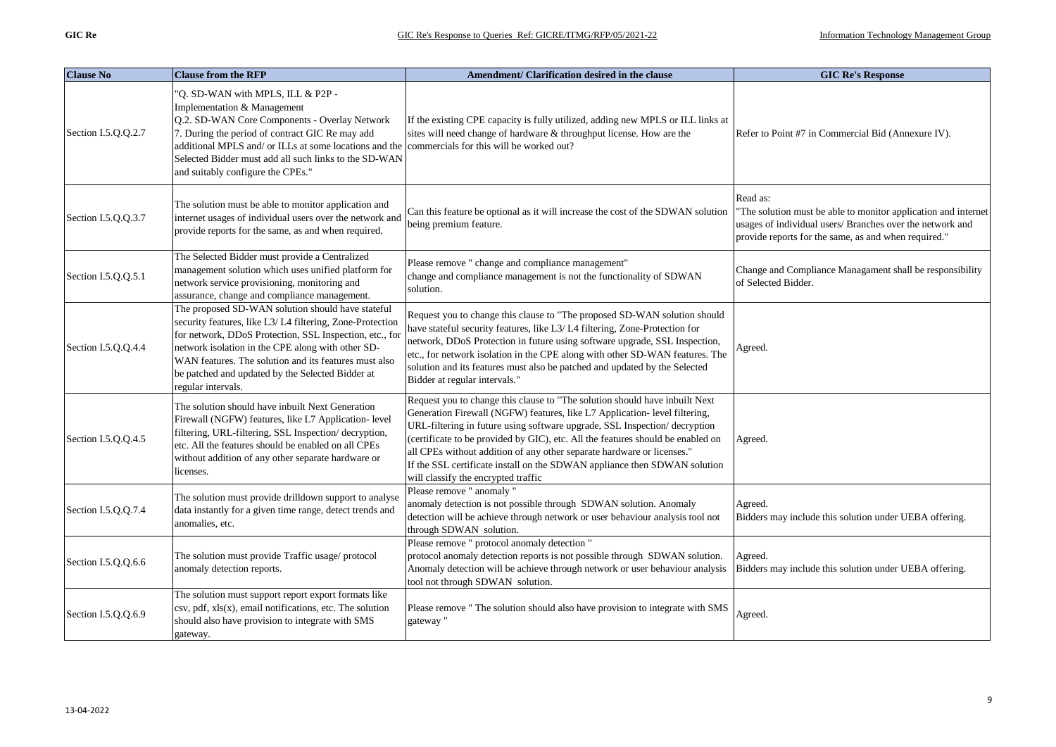| Clause No | Clause from the RFP | Amendment/ Clarification desired in the clause | GIC Re's Response |
|---|---|---|---|
| Section I.5.Q.Q.2.7 | "Q. SD-WAN with MPLS, ILL & P2P - Implementation & Management<br>Q.2. SD-WAN Core Components - Overlay Network<br>7. During the period of contract GIC Re may add additional MPLS and/ or ILLs at some locations and the Selected Bidder must add all such links to the SD-WAN and suitably configure the CPEs." | If the existing CPE capacity is fully utilized, adding new MPLS or ILL links at sites will need change of hardware & throughput license. How are the commercials for this will be worked out? | Refer to Point #7 in Commercial Bid (Annexure IV). |
| Section I.5.Q.Q.3.7 | The solution must be able to monitor application and internet usages of individual users over the network and provide reports for the same, as and when required. | Can this feature be optional as it will increase the cost of the SDWAN solution being premium feature. | Read as:<br>"The solution must be able to monitor application and internet usages of individual users/ Branches over the network and provide reports for the same, as and when required." |
| Section I.5.Q.Q.5.1 | The Selected Bidder must provide a Centralized management solution which uses unified platform for network service provisioning, monitoring and assurance, change and compliance management. | Please remove " change and compliance management"<br>change and compliance management is not the functionality of SDWAN solution. | Change and Compliance Managament shall be responsibility of Selected Bidder. |
| Section I.5.Q.Q.4.4 | The proposed SD-WAN solution should have stateful security features, like L3/ L4 filtering, Zone-Protection for network, DDoS Protection, SSL Inspection, etc., for network isolation in the CPE along with other SD-WAN features. The solution and its features must also be patched and updated by the Selected Bidder at regular intervals. | Request you to change this clause to "The proposed SD-WAN solution should have stateful security features, like L3/ L4 filtering, Zone-Protection for network, DDoS Protection in future using software upgrade, SSL Inspection, etc., for network isolation in the CPE along with other SD-WAN features. The solution and its features must also be patched and updated by the Selected Bidder at regular intervals." | Agreed. |
| Section I.5.Q.Q.4.5 | The solution should have inbuilt Next Generation Firewall (NGFW) features, like L7 Application- level filtering, URL-filtering, SSL Inspection/ decryption, etc. All the features should be enabled on all CPEs without addition of any other separate hardware or licenses. | Request you to change this clause to "The solution should have inbuilt Next Generation Firewall (NGFW) features, like L7 Application- level filtering, URL-filtering in future using software upgrade, SSL Inspection/ decryption (certificate to be provided by GIC), etc. All the features should be enabled on all CPEs without addition of any other separate hardware or licenses."<br>If the SSL certificate install on the SDWAN appliance then SDWAN solution will classify the encrypted traffic | Agreed. |
| Section I.5.Q.Q.7.4 | The solution must provide drilldown support to analyse data instantly for a given time range, detect trends and anomalies, etc. | Please remove " anomaly "<br>anomaly detection is not possible through SDWAN solution. Anomaly detection will be achieve through network or user behaviour analysis tool not through SDWAN solution. | Agreed.<br>Bidders may include this solution under UEBA offering. |
| Section I.5.Q.Q.6.6 | The solution must provide Traffic usage/ protocol anomaly detection reports. | Please remove " protocol anomaly detection "<br>protocol anomaly detection reports is not possible through SDWAN solution. Anomaly detection will be achieve through network or user behaviour analysis tool not through SDWAN solution. | Agreed.<br>Bidders may include this solution under UEBA offering. |
| Section I.5.Q.Q.6.9 | The solution must support report export formats like csv, pdf, xls(x), email notifications, etc. The solution should also have provision to integrate with SMS gateway. | Please remove " The solution should also have provision to integrate with SMS gateway " | Agreed. |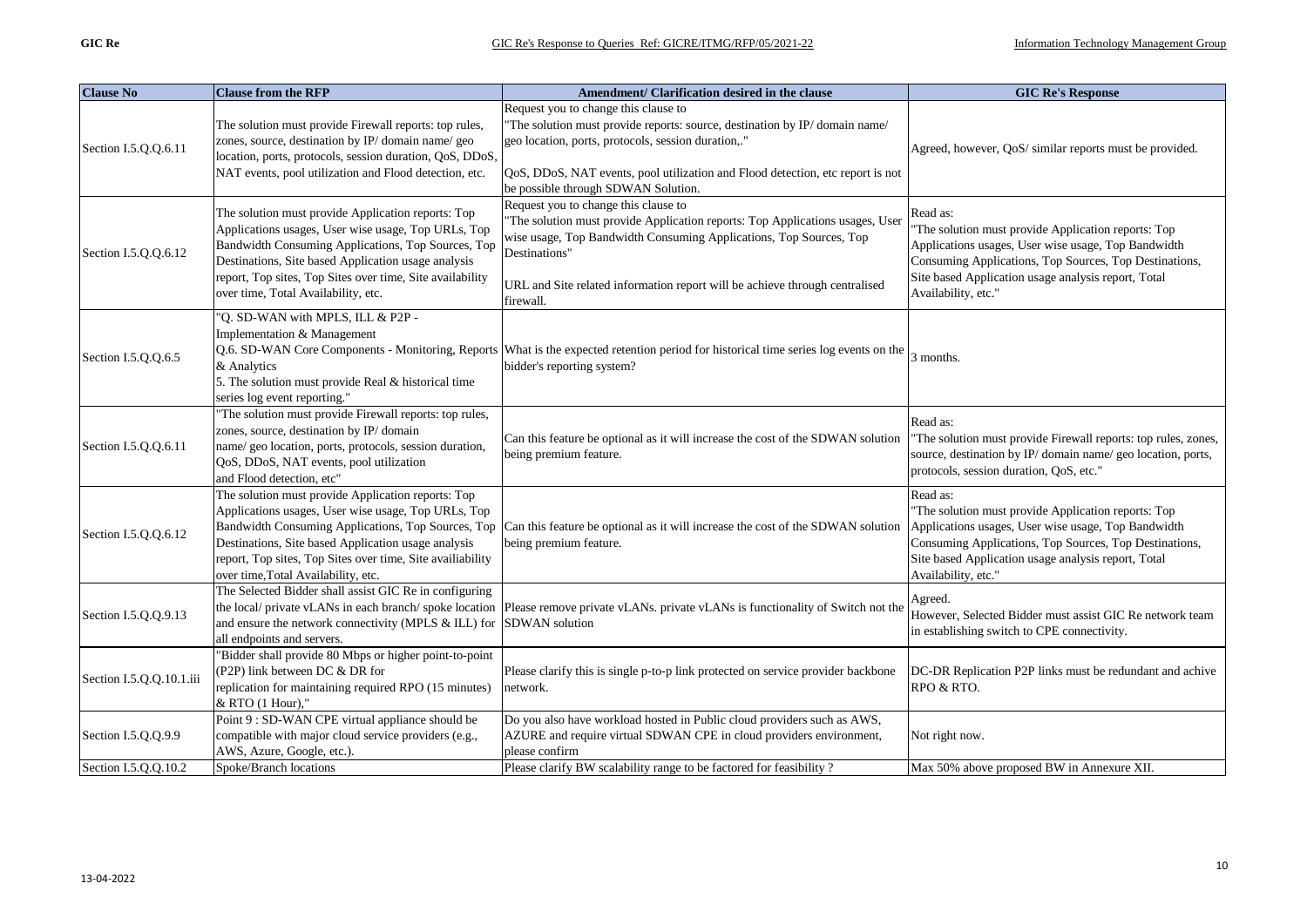| Clause No | Clause from the RFP | Amendment/ Clarification desired in the clause | GIC Re's Response |
|---|---|---|---|
| Section I.5.Q.Q.6.11 | The solution must provide Firewall reports: top rules, zones, source, destination by IP/ domain name/ geo location, ports, protocols, session duration, QoS, DDoS, NAT events, pool utilization and Flood detection, etc. | Request you to change this clause to "The solution must provide reports: source, destination by IP/ domain name/ geo location, ports, protocols, session duration,." QoS, DDoS, NAT events, pool utilization and Flood detection, etc report is not be possible through SDWAN Solution. | Agreed, however, QoS/ similar reports must be provided. |
| Section I.5.Q.Q.6.12 | The solution must provide Application reports: Top Applications usages, User wise usage, Top URLs, Top Bandwidth Consuming Applications, Top Sources, Top Destinations, Site based Application usage analysis report, Top sites, Top Sites over time, Site availability over time, Total Availability, etc. | Request you to change this clause to "The solution must provide Application reports: Top Applications usages, User wise usage, Top Bandwidth Consuming Applications, Top Sources, Top Destinations" URL and Site related information report will be achieve through centralised firewall. | Read as: "The solution must provide Application reports: Top Applications usages, User wise usage, Top Bandwidth Consuming Applications, Top Sources, Top Destinations, Site based Application usage analysis report, Total Availability, etc." |
| Section I.5.Q.Q.6.5 | "Q. SD-WAN with MPLS, ILL & P2P - Implementation & Management Q.6. SD-WAN Core Components - Monitoring, Reports & Analytics 5. The solution must provide Real & historical time series log event reporting." | What is the expected retention period for historical time series log events on the bidder's reporting system? | 3 months. |
| Section I.5.Q.Q.6.11 | "The solution must provide Firewall reports: top rules, zones, source, destination by IP/ domain name/ geo location, ports, protocols, session duration, QoS, DDoS, NAT events, pool utilization and Flood detection, etc" | Can this feature be optional as it will increase the cost of the SDWAN solution being premium feature. | Read as: "The solution must provide Firewall reports: top rules, zones, source, destination by IP/ domain name/ geo location, ports, protocols, session duration, QoS, etc." |
| Section I.5.Q.Q.6.12 | The solution must provide Application reports: Top Applications usages, User wise usage, Top URLs, Top Bandwidth Consuming Applications, Top Sources, Top Destinations, Site based Application usage analysis report, Top sites, Top Sites over time, Site availiability over time,Total Availability, etc. | Can this feature be optional as it will increase the cost of the SDWAN solution being premium feature. | Read as: "The solution must provide Application reports: Top Applications usages, User wise usage, Top Bandwidth Consuming Applications, Top Sources, Top Destinations, Site based Application usage analysis report, Total Availability, etc." |
| Section I.5.Q.Q.9.13 | The Selected Bidder shall assist GIC Re in configuring the local/ private vLANs in each branch/ spoke location and ensure the network connectivity (MPLS & ILL) for all endpoints and servers. | Please remove private vLANs. private vLANs is functionality of Switch not the SDWAN solution | Agreed. However, Selected Bidder must assist GIC Re network team in establishing switch to CPE connectivity. |
| Section I.5.Q.Q.10.1.iii | "Bidder shall provide 80 Mbps or higher point-to-point (P2P) link between DC & DR for replication for maintaining required RPO (15 minutes) & RTO (1 Hour)," | Please clarify this is single p-to-p link protected on service provider backbone network. | DC-DR Replication P2P links must be redundant and achive RPO & RTO. |
| Section I.5.Q.Q.9.9 | Point 9 : SD-WAN CPE virtual appliance should be compatible with major cloud service providers (e.g., AWS, Azure, Google, etc.). | Do you also have workload hosted in Public cloud providers such as AWS, AZURE and require virtual SDWAN CPE in cloud providers environment, please confirm | Not right now. |
| Section I.5.Q.Q.10.2 | Spoke/Branch locations | Please clarify BW scalability range to be factored for feasibility ? | Max 50% above proposed BW in Annexure XII. |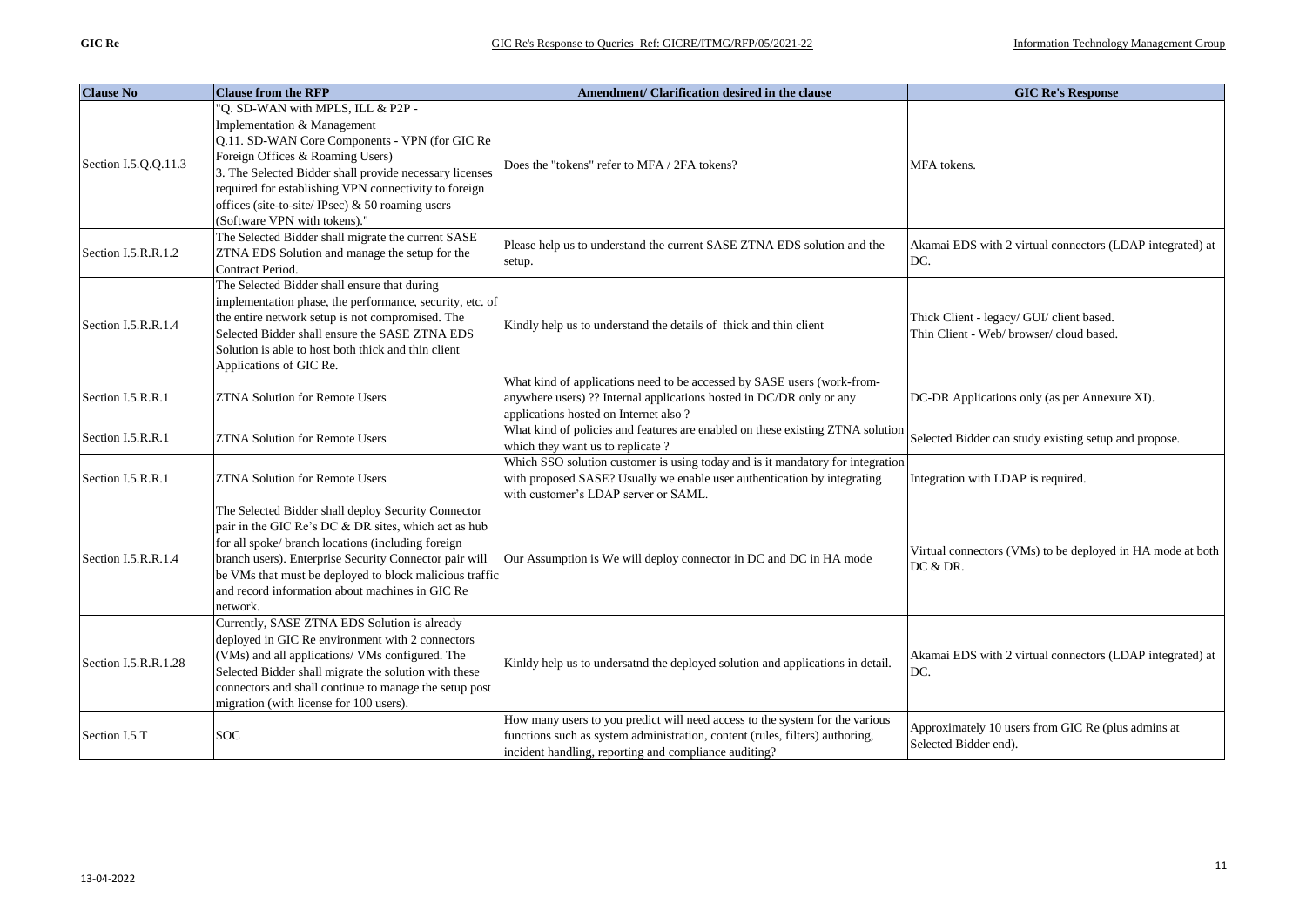| Clause No | Clause from the RFP | Amendment/ Clarification desired in the clause | GIC Re's Response |
|---|---|---|---|
| Section I.5.Q.Q.11.3 | "Q. SD-WAN with MPLS, ILL & P2P - Implementation & Management Q.11. SD-WAN Core Components - VPN (for GIC Re Foreign Offices & Roaming Users) 3. The Selected Bidder shall provide necessary licenses required for establishing VPN connectivity to foreign offices (site-to-site/ IPsec) & 50 roaming users (Software VPN with tokens)." | Does the "tokens" refer to MFA / 2FA tokens? | MFA tokens. |
| Section I.5.R.R.1.2 | The Selected Bidder shall migrate the current SASE ZTNA EDS Solution and manage the setup for the Contract Period. | Please help us to understand the current SASE ZTNA EDS solution and the setup. | Akamai EDS with 2 virtual connectors (LDAP integrated) at DC. |
| Section I.5.R.R.1.4 | The Selected Bidder shall ensure that during implementation phase, the performance, security, etc. of the entire network setup is not compromised. The Selected Bidder shall ensure the SASE ZTNA EDS Solution is able to host both thick and thin client Applications of GIC Re. | Kindly help us to understand the details of thick and thin client | Thick Client - legacy/ GUI/ client based.<br>Thin Client - Web/ browser/ cloud based. |
| Section I.5.R.R.1 | ZTNA Solution for Remote Users | What kind of applications need to be accessed by SASE users (work-from-anywhere users) ?? Internal applications hosted in DC/DR only or any applications hosted on Internet also ? | DC-DR Applications only (as per Annexure XI). |
| Section I.5.R.R.1 | ZTNA Solution for Remote Users | What kind of policies and features are enabled on these existing ZTNA solution which they want us to replicate ? | Selected Bidder can study existing setup and propose. |
| Section I.5.R.R.1 | ZTNA Solution for Remote Users | Which SSO solution customer is using today and is it mandatory for integration with proposed SASE? Usually we enable user authentication by integrating with customer's LDAP server or SAML. | Integration with LDAP is required. |
| Section I.5.R.R.1.4 | The Selected Bidder shall deploy Security Connector pair in the GIC Re's DC & DR sites, which act as hub for all spoke/ branch locations (including foreign branch users). Enterprise Security Connector pair will be VMs that must be deployed to block malicious traffic and record information about machines in GIC Re network. | Our Assumption is We will deploy connector in DC and DC in HA mode | Virtual connectors (VMs) to be deployed in HA mode at both DC & DR. |
| Section I.5.R.R.1.28 | Currently, SASE ZTNA EDS Solution is already deployed in GIC Re environment with 2 connectors (VMs) and all applications/ VMs configured. The Selected Bidder shall migrate the solution with these connectors and shall continue to manage the setup post migration (with license for 100 users). | Kinldy help us to undersatnd the deployed solution and applications in detail. | Akamai EDS with 2 virtual connectors (LDAP integrated) at DC. |
| Section I.5.T | SOC | How many users to you predict will need access to the system for the various functions such as system administration, content (rules, filters) authoring, incident handling, reporting and compliance auditing? | Approximately 10 users from GIC Re (plus admins at Selected Bidder end). |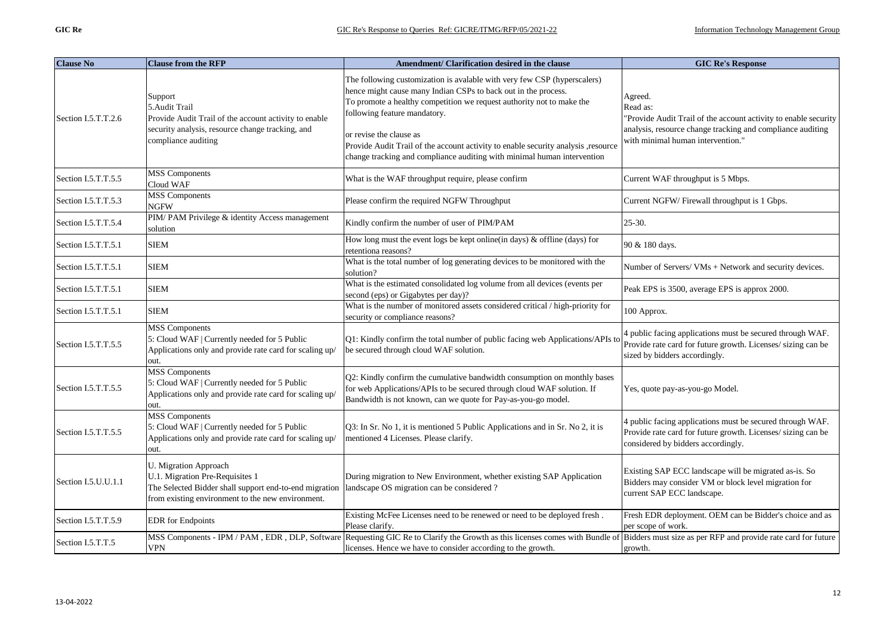| Clause No | Clause from the RFP | Amendment/ Clarification desired in the clause | GIC Re's Response |
|---|---|---|---|
| Section I.5.T.T.2.6 | Support<br>5.Audit Trail<br>Provide Audit Trail of the account activity to enable security analysis, resource change tracking, and compliance auditing | The following customization is avalable with very few CSP (hyperscalers) hence might cause many Indian CSPs to back out in the process.<br>To promote a healthy competition we request authority not to make the following feature mandatory.<br><br>or revise the clause as<br>Provide Audit Trail of the account activity to enable security analysis ,resource change tracking and compliance auditing with minimal human intervention | Agreed.<br>Read as:<br>"Provide Audit Trail of the account activity to enable security analysis, resource change tracking and compliance auditing with minimal human intervention." |
| Section I.5.T.T.5.5 | MSS Components<br>Cloud WAF | What is the WAF throughput require, please confirm | Current WAF throughput is 5 Mbps. |
| Section I.5.T.T.5.3 | MSS Components<br>NGFW | Please confirm the required NGFW Throughput | Current NGFW/ Firewall throughput is 1 Gbps. |
| Section I.5.T.T.5.4 | PIM/ PAM Privilege & identity Access management solution | Kindly confirm the number of user of PIM/PAM | 25-30. |
| Section I.5.T.T.5.1 | SIEM | How long must the event logs be kept online(in days) & offline (days) for retentiona reasons? | 90 & 180 days. |
| Section I.5.T.T.5.1 | SIEM | What is the total number of log generating devices to be monitored with the solution? | Number of Servers/ VMs + Network and security devices. |
| Section I.5.T.T.5.1 | SIEM | What is the estimated consolidated log volume from all devices (events per second (eps) or Gigabytes per day)? | Peak EPS is 3500, average EPS is approx 2000. |
| Section I.5.T.T.5.1 | SIEM | What is the number of monitored assets considered critical / high-priority for security or compliance reasons? | 100 Approx. |
| Section I.5.T.T.5.5 | MSS Components<br>5: Cloud WAF \| Currently needed for 5 Public Applications only and provide rate card for scaling up/ out. | Q1: Kindly confirm the total number of public facing web Applications/APIs to be secured through cloud WAF solution. | 4 public facing applications must be secured through WAF. Provide rate card for future growth. Licenses/ sizing can be sized by bidders accordingly. |
| Section I.5.T.T.5.5 | MSS Components<br>5: Cloud WAF \| Currently needed for 5 Public Applications only and provide rate card for scaling up/ out. | Q2: Kindly confirm the cumulative bandwidth consumption on monthly bases for web Applications/APIs to be secured through cloud WAF solution. If Bandwidth is not known, can we quote for Pay-as-you-go model. | Yes, quote pay-as-you-go Model. |
| Section I.5.T.T.5.5 | MSS Components<br>5: Cloud WAF \| Currently needed for 5 Public Applications only and provide rate card for scaling up/ out. | Q3: In Sr. No 1, it is mentioned 5 Public Applications and in Sr. No 2, it is mentioned 4 Licenses. Please clarify. | 4 public facing applications must be secured through WAF. Provide rate card for future growth. Licenses/ sizing can be considered by bidders accordingly. |
| Section I.5.U.U.1.1 | U. Migration Approach<br>U.1. Migration Pre-Requisites 1<br>The Selected Bidder shall support end-to-end migration from existing environment to the new environment. | During migration to New Environment, whether existing SAP Application landscape OS migration can be considered ? | Existing SAP ECC landscape will be migrated as-is. So Bidders may consider VM or block level migration for current SAP ECC landscape. |
| Section I.5.T.T.5.9 | EDR for Endpoints | Existing McFee Licenses need to be renewed or need to be deployed fresh . Please clarify. | Fresh EDR deployment. OEM can be Bidder's choice and as per scope of work. |
| Section I.5.T.T.5 | MSS Components - IPM / PAM , EDR , DLP, Software VPN | Requesting GIC Re to Clarify the Growth as this licenses comes with Bundle of licenses. Hence we have to consider according to the growth. | Bidders must size as per RFP and provide rate card for future growth. |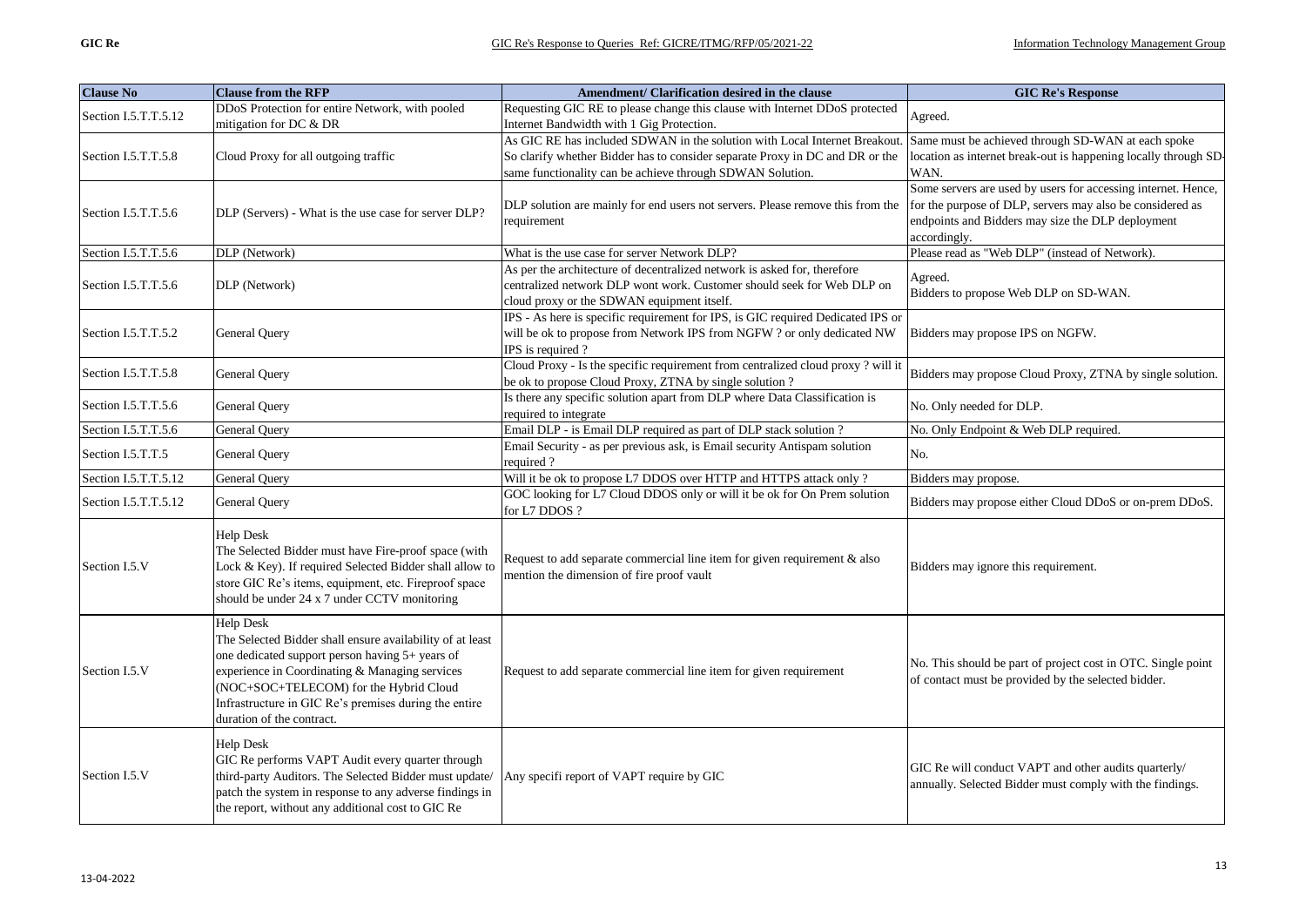| Clause No | Clause from the RFP | Amendment/ Clarification desired in the clause | GIC Re's Response |
|---|---|---|---|
| Section I.5.T.T.5.12 | DDoS Protection for entire Network, with pooled mitigation for DC & DR | Requesting GIC RE to please change this clause with Internet DDoS protected Internet Bandwidth with 1 Gig Protection. | Agreed. |
| Section I.5.T.T.5.8 | Cloud Proxy for all outgoing traffic | As GIC RE has included SDWAN in the solution with Local Internet Breakout. So clarify whether Bidder has to consider separate Proxy in DC and DR or the same functionality can be achieve through SDWAN Solution. | Same must be achieved through SD-WAN at each spoke location as internet break-out is happening locally through SD-WAN. |
| Section I.5.T.T.5.6 | DLP (Servers) - What is the use case for server DLP? | DLP solution are mainly for end users not servers. Please remove this from the requirement | Some servers are used by users for accessing internet. Hence, for the purpose of DLP, servers may also be considered as endpoints and Bidders may size the DLP deployment accordingly. |
| Section I.5.T.T.5.6 | DLP (Network) | What is the use case for server Network DLP? | Please read as "Web DLP" (instead of Network). |
| Section I.5.T.T.5.6 | DLP (Network) | As per the architecture of decentralized network is asked for, therefore centralized network DLP wont work. Customer should seek for Web DLP on cloud proxy or the SDWAN equipment itself. | Agreed.<br>Bidders to propose Web DLP on SD-WAN. |
| Section I.5.T.T.5.2 | General Query | IPS - As here is specific requirement for IPS, is GIC required Dedicated IPS or will be ok to propose from Network IPS from NGFW ? or only dedicated NW IPS is required ? | Bidders may propose IPS on NGFW. |
| Section I.5.T.T.5.8 | General Query | Cloud Proxy - Is the specific requirement from centralized cloud proxy ? will it be ok to propose Cloud Proxy, ZTNA by single solution ? | Bidders may propose Cloud Proxy, ZTNA by single solution. |
| Section I.5.T.T.5.6 | General Query | Is there any specific solution apart from DLP where Data Classification is required to integrate | No. Only needed for DLP. |
| Section I.5.T.T.5.6 | General Query | Email DLP - is Email DLP required as part of DLP stack solution ? | No. Only Endpoint & Web DLP required. |
| Section I.5.T.T.5 | General Query | Email Security - as per previous ask, is Email security Antispam solution required ? | No. |
| Section I.5.T.T.5.12 | General Query | Will it be ok to propose L7 DDOS over HTTP and HTTPS attack only ? | Bidders may propose. |
| Section I.5.T.T.5.12 | General Query | GOC looking for L7 Cloud DDOS only or will it be ok for On Prem solution for L7 DDOS ? | Bidders may propose either Cloud DDoS or on-prem DDoS. |
| Section I.5.V | Help Desk<br>The Selected Bidder must have Fire-proof space (with Lock & Key). If required Selected Bidder shall allow to store GIC Re's items, equipment, etc. Fireproof space should be under 24 x 7 under CCTV monitoring | Request to add separate commercial line item for given requirement & also mention the dimension of fire proof vault | Bidders may ignore this requirement. |
| Section I.5.V | Help Desk<br>The Selected Bidder shall ensure availability of at least one dedicated support person having 5+ years of experience in Coordinating & Managing services (NOC+SOC+TELECOM) for the Hybrid Cloud Infrastructure in GIC Re's premises during the entire duration of the contract. | Request to add separate commercial line item for given requirement | No. This should be part of project cost in OTC. Single point of contact must be provided by the selected bidder. |
| Section I.5.V | Help Desk<br>GIC Re performs VAPT Audit every quarter through third-party Auditors. The Selected Bidder must update/ patch the system in response to any adverse findings in the report, without any additional cost to GIC Re | Any specifi report of VAPT require by GIC | GIC Re will conduct VAPT and other audits quarterly/ annually. Selected Bidder must comply with the findings. |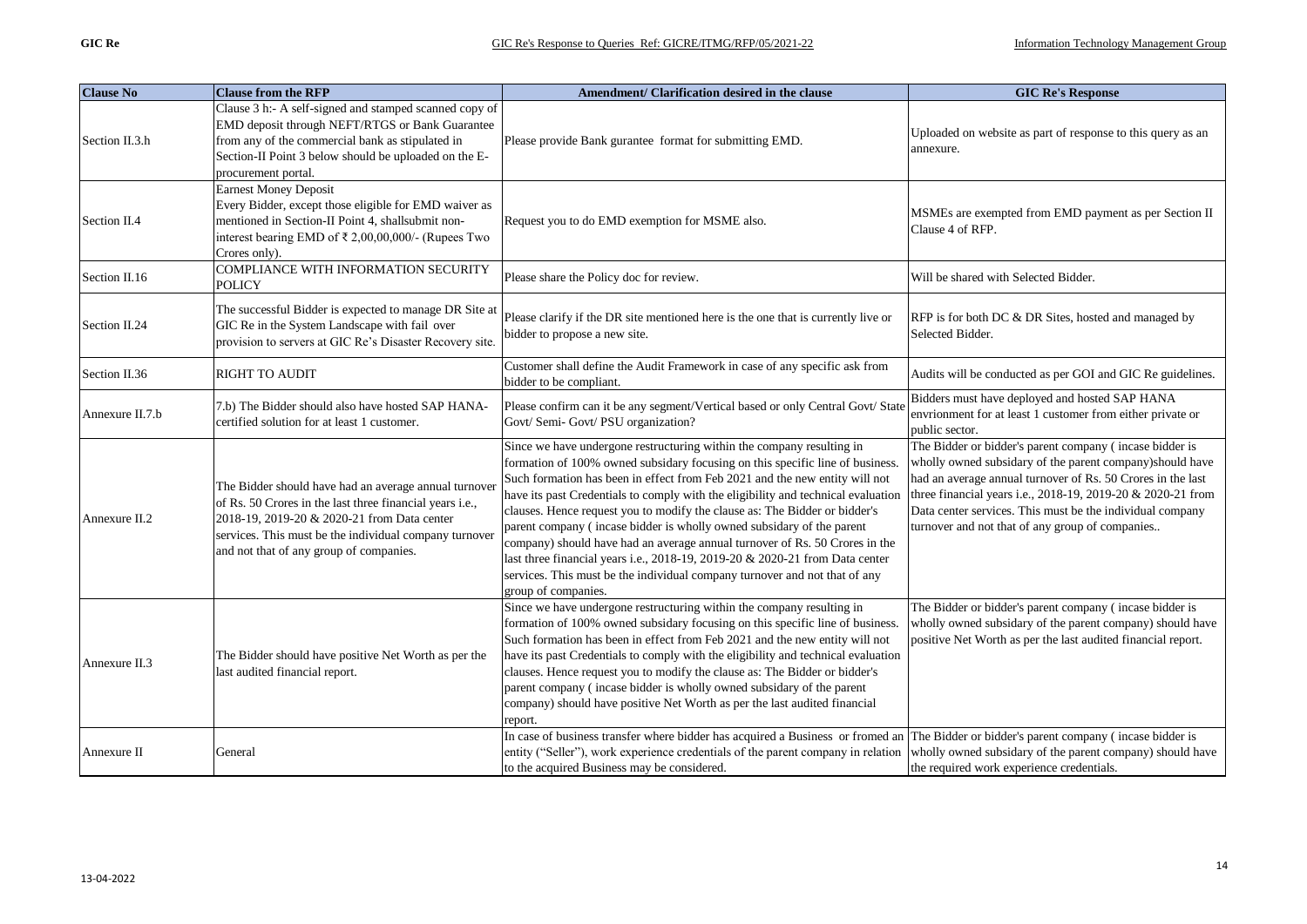| Clause No | Clause from the RFP | Amendment/ Clarification desired in the clause | GIC Re's Response |
|---|---|---|---|
| Section II.3.h | Clause 3 h:- A self-signed and stamped scanned copy of EMD deposit through NEFT/RTGS or Bank Guarantee from any of the commercial bank as stipulated in Section-II Point 3 below should be uploaded on the E-procurement portal. | Please provide Bank gurantee format for submitting EMD. | Uploaded on website as part of response to this query as an annexure. |
| Section II.4 | Earnest Money Deposit Every Bidder, except those eligible for EMD waiver as mentioned in Section-II Point 4, shallsubmit non-interest bearing EMD of ₹ 2,00,00,000/- (Rupees Two Crores only). | Request you to do EMD exemption for MSME also. | MSMEs are exempted from EMD payment as per Section II Clause 4 of RFP. |
| Section II.16 | COMPLIANCE WITH INFORMATION SECURITY POLICY | Please share the Policy doc for review. | Will be shared with Selected Bidder. |
| Section II.24 | The successful Bidder is expected to manage DR Site at GIC Re in the System Landscape with fail over provision to servers at GIC Re's Disaster Recovery site. | Please clarify if the DR site mentioned here is the one that is currently live or bidder to propose a new site. | RFP is for both DC & DR Sites, hosted and managed by Selected Bidder. |
| Section II.36 | RIGHT TO AUDIT | Customer shall define the Audit Framework in case of any specific ask from bidder to be compliant. | Audits will be conducted as per GOI and GIC Re guidelines. |
| Annexure II.7.b | 7.b) The Bidder should also have hosted SAP HANA-certified solution for at least 1 customer. | Please confirm can it be any segment/Vertical based or only Central Govt/ State Govt/ Semi- Govt/ PSU organization? | Bidders must have deployed and hosted SAP HANA envrionment for at least 1 customer from either private or public sector. |
| Annexure II.2 | The Bidder should have had an average annual turnover of Rs. 50 Crores in the last three financial years i.e., 2018-19, 2019-20 & 2020-21 from Data center services. This must be the individual company turnover and not that of any group of companies. | Since we have undergone restructuring within the company resulting in formation of 100% owned subsidary focusing on this specific line of business. Such formation has been in effect from Feb 2021 and the new entity will not have its past Credentials to comply with the eligibility and technical evaluation clauses. Hence request you to modify the clause as: The Bidder or bidder's parent company ( incase bidder is wholly owned subsidary of the parent company) should have had an average annual turnover of Rs. 50 Crores in the last three financial years i.e., 2018-19, 2019-20 & 2020-21 from Data center services. This must be the individual company turnover and not that of any group of companies. | The Bidder or bidder's parent company ( incase bidder is wholly owned subsidary of the parent company)should have had an average annual turnover of Rs. 50 Crores in the last three financial years i.e., 2018-19, 2019-20 & 2020-21 from Data center services. This must be the individual company turnover and not that of any group of companies.. |
| Annexure II.3 | The Bidder should have positive Net Worth as per the last audited financial report. | Since we have undergone restructuring within the company resulting in formation of 100% owned subsidary focusing on this specific line of business. Such formation has been in effect from Feb 2021 and the new entity will not have its past Credentials to comply with the eligibility and technical evaluation clauses. Hence request you to modify the clause as: The Bidder or bidder's parent company ( incase bidder is wholly owned subsidary of the parent company) should have positive Net Worth as per the last audited financial report. | The Bidder or bidder's parent company ( incase bidder is wholly owned subsidary of the parent company) should have positive Net Worth as per the last audited financial report. |
| Annexure II | General | In case of business transfer where bidder has acquired a Business or fromed an entity ("Seller"), work experience credentials of the parent company in relation to the acquired Business may be considered. | The Bidder or bidder's parent company ( incase bidder is wholly owned subsidary of the parent company) should have the required work experience credentials. |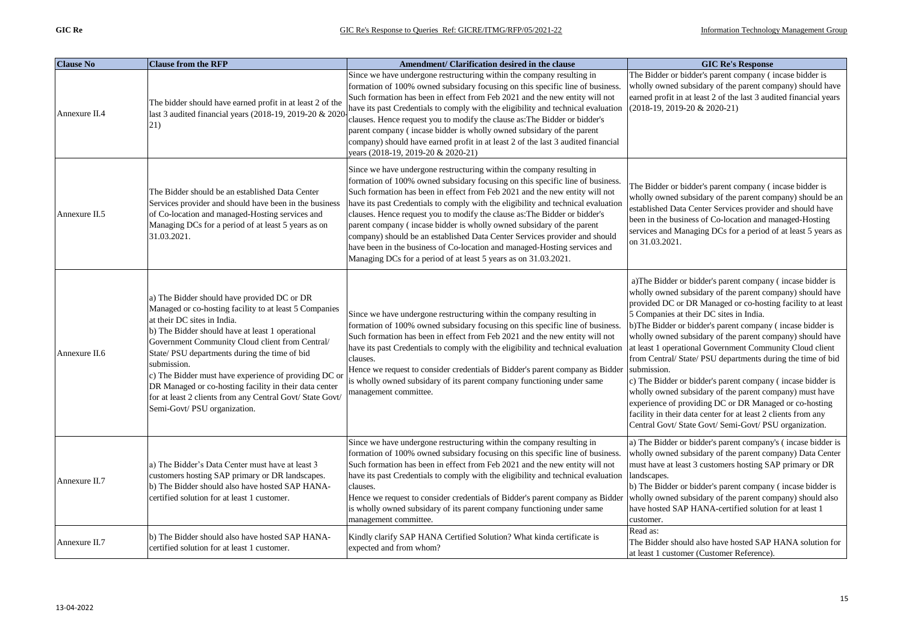| Clause No | Clause from the RFP | Amendment/ Clarification desired in the clause | GIC Re's Response |
|---|---|---|---|
| Annexure II.4 | The bidder should have earned profit in at least 2 of the last 3 audited financial years (2018-19, 2019-20 & 2020-21) | Since we have undergone restructuring within the company resulting in formation of 100% owned subsidiary focusing on this specific line of business. Such formation has been in effect from Feb 2021 and the new entity will not have its past Credentials to comply with the eligibility and technical evaluation clauses. Hence request you to modify the clause as:The Bidder or bidder's parent company ( incase bidder is wholly owned subsidary of the parent company) should have earned profit in at least 2 of the last 3 audited financial years (2018-19, 2019-20 & 2020-21) | The Bidder or bidder's parent company ( incase bidder is wholly owned subsidary of the parent company) should have earned profit in at least 2 of the last 3 audited financial years (2018-19, 2019-20 & 2020-21) |
| Annexure II.5 | The Bidder should be an established Data Center Services provider and should have been in the business of Co-location and managed-Hosting services and Managing DCs for a period of at least 5 years as on 31.03.2021. | Since we have undergone restructuring within the company resulting in formation of 100% owned subsidiary focusing on this specific line of business. Such formation has been in effect from Feb 2021 and the new entity will not have its past Credentials to comply with the eligibility and technical evaluation clauses. Hence request you to modify the clause as:The Bidder or bidder's parent company ( incase bidder is wholly owned subsidary of the parent company) should be an established Data Center Services provider and should have been in the business of Co-location and managed-Hosting services and Managing DCs for a period of at least 5 years as on 31.03.2021. | The Bidder or bidder's parent company ( incase bidder is wholly owned subsidary of the parent company) should be an established Data Center Services provider and should have been in the business of Co-location and managed-Hosting services and Managing DCs for a period of at least 5 years as on 31.03.2021. |
| Annexure II.6 | a) The Bidder should have provided DC or DR Managed or co-hosting facility to at least 5 Companies at their DC sites in India.<br>b) The Bidder should have at least 1 operational Government Community Cloud client from Central/ State/ PSU departments during the time of bid submission.<br>c) The Bidder must have experience of providing DC or DR Managed or co-hosting facility in their data center for at least 2 clients from any Central Govt/ State Govt/ Semi-Govt/ PSU organization. | Since we have undergone restructuring within the company resulting in formation of 100% owned subsidiary focusing on this specific line of business. Such formation has been in effect from Feb 2021 and the new entity will not have its past Credentials to comply with the eligibility and technical evaluation clauses.<br>Hence we request to consider credentials of Bidder's parent company as Bidder is wholly owned subsidary of its parent company functioning under same management committee. | a)The Bidder or bidder's parent company ( incase bidder is wholly owned subsidary of the parent company) should have provided DC or DR Managed or co-hosting facility to at least 5 Companies at their DC sites in India.<br>b)The Bidder or bidder's parent company ( incase bidder is wholly owned subsidary of the parent company) should have at least 1 operational Government Community Cloud client from Central/ State/ PSU departments during the time of bid submission.<br>c) The Bidder or bidder's parent company ( incase bidder is wholly owned subsidary of the parent company) must have experience of providing DC or DR Managed or co-hosting facility in their data center for at least 2 clients from any Central Govt/ State Govt/ Semi-Govt/ PSU organization. |
| Annexure II.7 | a) The Bidder's Data Center must have at least 3 customers hosting SAP primary or DR landscapes.<br>b) The Bidder should also have hosted SAP HANA-certified solution for at least 1 customer. | Since we have undergone restructuring within the company resulting in formation of 100% owned subsidiary focusing on this specific line of business. Such formation has been in effect from Feb 2021 and the new entity will not have its past Credentials to comply with the eligibility and technical evaluation clauses.<br>Hence we request to consider credentials of Bidder's parent company as Bidder is wholly owned subsidary of its parent company functioning under same management committee. | a) The Bidder or bidder's parent company's ( incase bidder is wholly owned subsidary of the parent company) Data Center must have at least 3 customers hosting SAP primary or DR landscapes.<br>b) The Bidder or bidder's parent company ( incase bidder is wholly owned subsidary of the parent company) should also have hosted SAP HANA-certified solution for at least 1 customer. |
| Annexure II.7 | b) The Bidder should also have hosted SAP HANA-certified solution for at least 1 customer. | Kindly clarify SAP HANA Certified Solution? What kinda certificate is expected and from whom? | Read as:<br>The Bidder should also have hosted SAP HANA solution for at least 1 customer (Customer Reference). |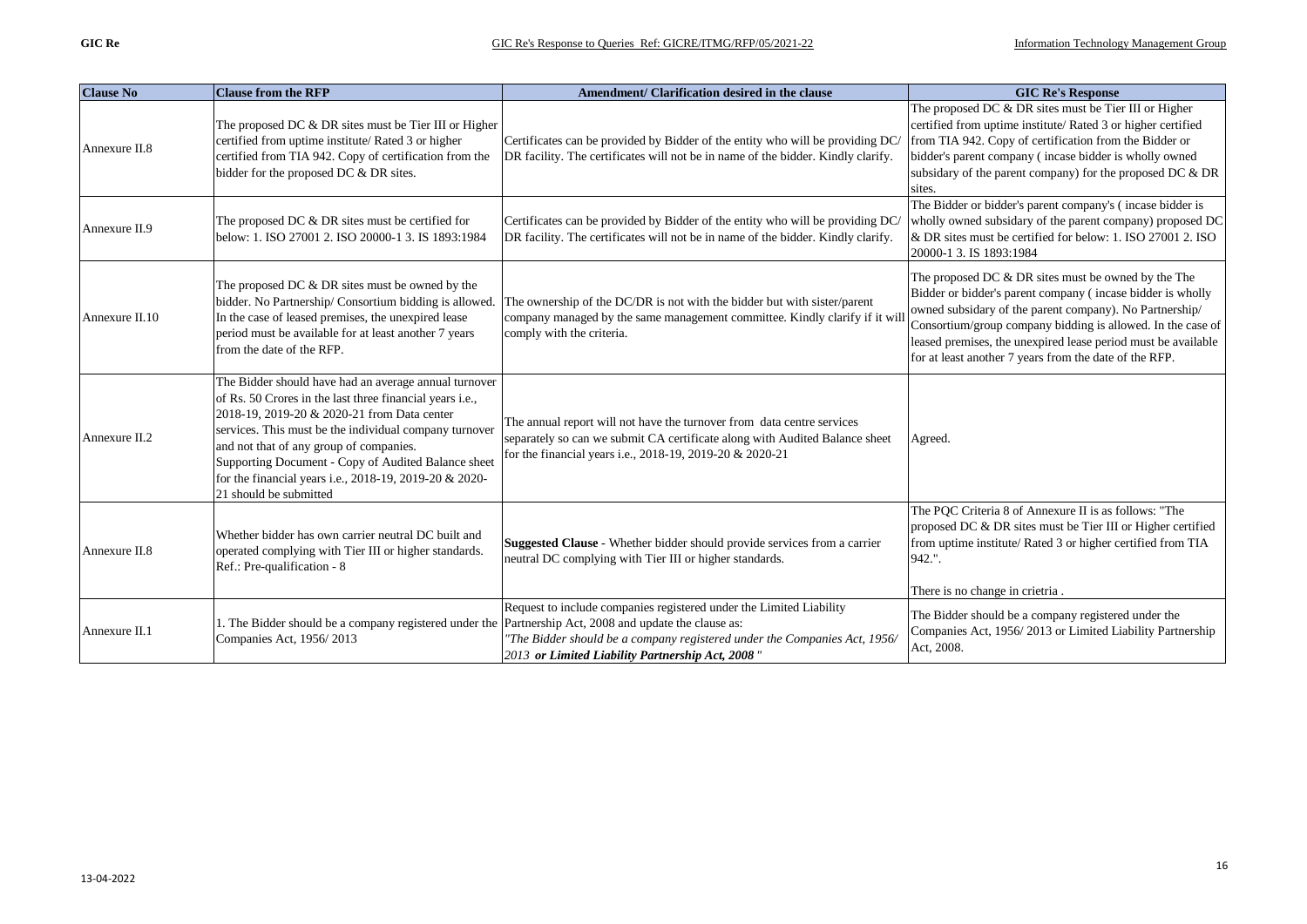| Clause No | Clause from the RFP | Amendment/ Clarification desired in the clause | GIC Re's Response |
|---|---|---|---|
| Annexure II.8 | The proposed DC & DR sites must be Tier III or Higher certified from uptime institute/ Rated 3 or higher certified from TIA 942. Copy of certification from the bidder for the proposed DC & DR sites. | Certificates can be provided by Bidder of the entity who will be providing DC/ DR facility. The certificates will not be in name of the bidder. Kindly clarify. | The proposed DC & DR sites must be Tier III or Higher certified from uptime institute/ Rated 3 or higher certified from TIA 942. Copy of certification from the Bidder or bidder's parent company ( incase bidder is wholly owned subsidary of the parent company) for the proposed DC & DR sites. |
| Annexure II.9 | The proposed DC & DR sites must be certified for below: 1. ISO 27001 2. ISO 20000-1 3. IS 1893:1984 | Certificates can be provided by Bidder of the entity who will be providing DC/ DR facility. The certificates will not be in name of the bidder. Kindly clarify. | The Bidder or bidder's parent company's ( incase bidder is wholly owned subsidary of the parent company) proposed DC & DR sites must be certified for below: 1. ISO 27001 2. ISO 20000-1 3. IS 1893:1984 |
| Annexure II.10 | The proposed DC & DR sites must be owned by the bidder. No Partnership/ Consortium bidding is allowed. In the case of leased premises, the unexpired lease period must be available for at least another 7 years from the date of the RFP. | The ownership of the DC/DR is not with the bidder but with sister/parent company managed by the same management committee. Kindly clarify if it will comply with the criteria. | The proposed DC & DR sites must be owned by the The Bidder or bidder's parent company ( incase bidder is wholly owned subsidary of the parent company). No Partnership/ Consortium/group company bidding is allowed. In the case of leased premises, the unexpired lease period must be available for at least another 7 years from the date of the RFP. |
| Annexure II.2 | The Bidder should have had an average annual turnover of Rs. 50 Crores in the last three financial years i.e., 2018-19, 2019-20 & 2020-21 from Data center services. This must be the individual company turnover and not that of any group of companies.<br>Supporting Document - Copy of Audited Balance sheet for the financial years i.e., 2018-19, 2019-20 & 2020-21 should be submitted | The annual report will not have the turnover from data centre services separately so can we submit CA certificate along with Audited Balance sheet for the financial years i.e., 2018-19, 2019-20 & 2020-21 | Agreed. |
| Annexure II.8 | Whether bidder has own carrier neutral DC built and operated complying with Tier III or higher standards. Ref.: Pre-qualification - 8 | **Suggested Clause** - Whether bidder should provide services from a carrier neutral DC complying with Tier III or higher standards. | The PQC Criteria 8 of Annexure II is as follows: "The proposed DC & DR sites must be Tier III or Higher certified from uptime institute/ Rated 3 or higher certified from TIA 942.".<br><br>There is no change in crietria . |
| Annexure II.1 | 1. The Bidder should be a company registered under the Companies Act, 1956/ 2013 | Request to include companies registered under the Limited Liability Partnership Act, 2008 and update the clause as:<br>*"The Bidder should be a company registered under the Companies Act, 1956/ 2013* ***or Limited Liability Partnership Act, 2008****"* | The Bidder should be a company registered under the Companies Act, 1956/ 2013 or Limited Liability Partnership Act, 2008. |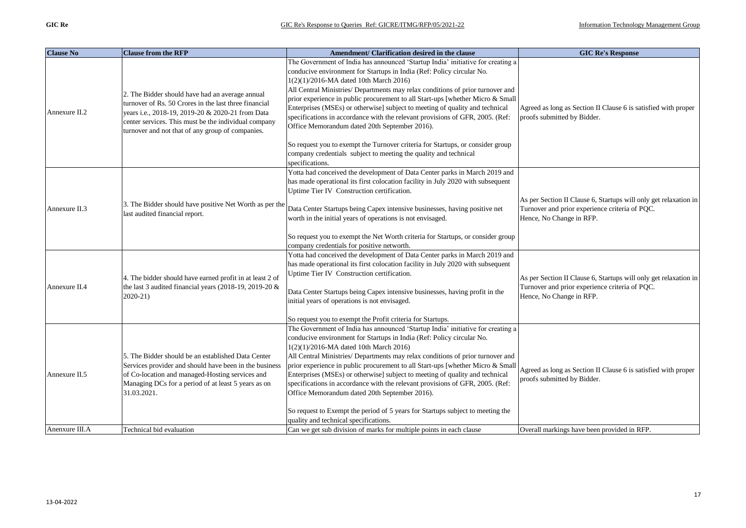| Clause No | Clause from the RFP | Amendment/ Clarification desired in the clause | GIC Re's Response |
|---|---|---|---|
| Annexure II.2 | 2. The Bidder should have had an average annual turnover of Rs. 50 Crores in the last three financial years i.e., 2018-19, 2019-20 & 2020-21 from Data center services. This must be the individual company turnover and not that of any group of companies. | The Government of India has announced 'Startup India' initiative for creating a conducive environment for Startups in India (Ref: Policy circular No. 1(2)(1)/2016-MA dated 10th March 2016)<br>All Central Ministries/ Departments may relax conditions of prior turnover and prior experience in public procurement to all Start-ups [whether Micro & Small Enterprises (MSEs) or otherwise] subject to meeting of quality and technical specifications in accordance with the relevant provisions of GFR, 2005. (Ref: Office Memorandum dated 20th September 2016).<br><br>So request you to exempt the Turnover criteria for Startups, or consider group company credentials subject to meeting the quality and technical specifications. | Agreed as long as Section II Clause 6 is satisfied with proper proofs submitted by Bidder. |
| Annexure II.3 | 3. The Bidder should have positive Net Worth as per the last audited financial report. | Yotta had conceived the development of Data Center parks in March 2019 and has made operational its first colocation facility in July 2020 with subsequent Uptime Tier IV Construction certification.<br><br>Data Center Startups being Capex intensive businesses, having positive net worth in the initial years of operations is not envisaged.<br><br>So request you to exempt the Net Worth criteria for Startups, or consider group company credentials for positive networth. | As per Section II Clause 6, Startups will only get relaxation in Turnover and prior experience criteria of PQC.<br>Hence, No Change in RFP. |
| Annexure II.4 | 4. The bidder should have earned profit in at least 2 of the last 3 audited financial years (2018-19, 2019-20 & 2020-21) | Yotta had conceived the development of Data Center parks in March 2019 and has made operational its first colocation facility in July 2020 with subsequent Uptime Tier IV Construction certification.<br><br>Data Center Startups being Capex intensive businesses, having profit in the initial years of operations is not envisaged.<br><br>So request you to exempt the Profit criteria for Startups. | As per Section II Clause 6, Startups will only get relaxation in Turnover and prior experience criteria of PQC.<br>Hence, No Change in RFP. |
| Annexure II.5 | 5. The Bidder should be an established Data Center Services provider and should have been in the business of Co-location and managed-Hosting services and Managing DCs for a period of at least 5 years as on 31.03.2021. | The Government of India has announced 'Startup India' initiative for creating a conducive environment for Startups in India (Ref: Policy circular No. 1(2)(1)/2016-MA dated 10th March 2016)<br>All Central Ministries/ Departments may relax conditions of prior turnover and prior experience in public procurement to all Start-ups [whether Micro & Small Enterprises (MSEs) or otherwise] subject to meeting of quality and technical specifications in accordance with the relevant provisions of GFR, 2005. (Ref: Office Memorandum dated 20th September 2016).<br><br>So request to Exempt the period of 5 years for Startups subject to meeting the quality and technical specifications. | Agreed as long as Section II Clause 6 is satisfied with proper proofs submitted by Bidder. |
| Anenxure III.A | Technical bid evaluation | Can we get sub division of marks for multiple points in each clause | Overall markings have been provided in RFP. |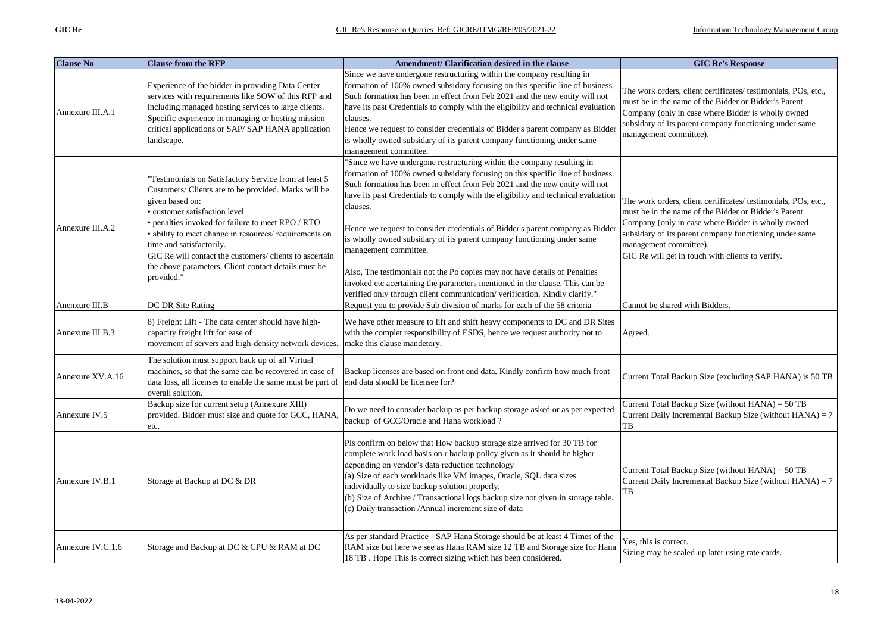| Clause No | Clause from the RFP | Amendment/ Clarification desired in the clause | GIC Re's Response |
|---|---|---|---|
| Annexure III.A.1 | Experience of the bidder in providing Data Center services with requirements like SOW of this RFP and including managed hosting services to large clients. Specific experience in managing or hosting mission critical applications or SAP/ SAP HANA application landscape. | Since we have undergone restructuring within the company resulting in formation of 100% owned subsidary focusing on this specific line of business. Such formation has been in effect from Feb 2021 and the new entity will not have its past Credentials to comply with the eligibility and technical evaluation clauses.<br>Hence we request to consider credentials of Bidder's parent company as Bidder is wholly owned subsidary of its parent company functioning under same management committee. | The work orders, client certificates/ testimonials, POs, etc., must be in the name of the Bidder or Bidder's Parent Company (only in case where Bidder is wholly owned subsidary of its parent company functioning under same management committee). |
| Annexure III.A.2 | "Testimonials on Satisfactory Service from at least 5 Customers/ Clients are to be provided. Marks will be given based on:<br>• customer satisfaction level<br>• penalties invoked for failure to meet RPO / RTO<br>• ability to meet change in resources/ requirements on time and satisfactorily.<br>GIC Re will contact the customers/ clients to ascertain the above parameters. Client contact details must be provided." | "Since we have undergone restructuring within the company resulting in formation of 100% owned subsidary focusing on this specific line of business. Such formation has been in effect from Feb 2021 and the new entity will not have its past Credentials to comply with the eligibility and technical evaluation clauses.<br><br>Hence we request to consider credentials of Bidder's parent company as Bidder is wholly owned subsidary of its parent company functioning under same management committee.<br><br>Also, The testimonials not the Po copies may not have details of Penalties invoked etc acertaining the parameters mentioned in the clause. This can be verified only through client communication/ verification. Kindly clarify." | The work orders, client certificates/ testimonials, POs, etc., must be in the name of the Bidder or Bidder's Parent Company (only in case where Bidder is wholly owned subsidary of its parent company functioning under same management committee).<br>GIC Re will get in touch with clients to verify. |
| Anenxure III.B | DC DR Site Rating | Request you to provide Sub division of marks for each of the 58 criteria | Cannot be shared with Bidders. |
| Annexure III B.3 | 8) Freight Lift - The data center should have high-capacity freight lift for ease of movement of servers and high-density network devices. | We have other measure to lift and shift heavy components to DC and DR Sites with the complet responsibility of ESDS, hence we request authority not to make this clause mandetory. | Agreed. |
| Annexure XV.A.16 | The solution must support back up of all Virtual machines, so that the same can be recovered in case of data loss, all licenses to enable the same must be part of overall solution. | Backup licenses are based on front end data. Kindly confirm how much front end data should be licensee for? | Current Total Backup Size (excluding SAP HANA) is 50 TB |
| Annexure IV.5 | Backup size for current setup (Annexure XIII) provided. Bidder must size and quote for GCC, HANA, etc. | Do we need to consider backup as per backup storage asked or as per expected backup of GCC/Oracle and Hana workload ? | Current Total Backup Size (without HANA) = 50 TB<br>Current Daily Incremental Backup Size (without HANA) = 7 TB |
| Annexure IV.B.1 | Storage at Backup at DC & DR | Pls confirm on below that How backup storage size arrived for 30 TB for complete work load basis on r backup policy given as it should be higher depending on vendor's data reduction technology<br>(a) Size of each workloads like VM images, Oracle, SQL data sizes individually to size backup solution properly.<br>(b) Size of Archive / Transactional logs backup size not given in storage table.<br>(c) Daily transaction /Annual increment size of data | Current Total Backup Size (without HANA) = 50 TB<br>Current Daily Incremental Backup Size (without HANA) = 7 TB |
| Annexure IV.C.1.6 | Storage and Backup at DC & CPU & RAM at DC | As per standard Practice - SAP Hana Storage should be at least 4 Times of the RAM size but here we see as Hana RAM size 12 TB and Storage size for Hana 18 TB . Hope This is correct sizing which has been considered. | Yes, this is correct.<br>Sizing may be scaled-up later using rate cards. |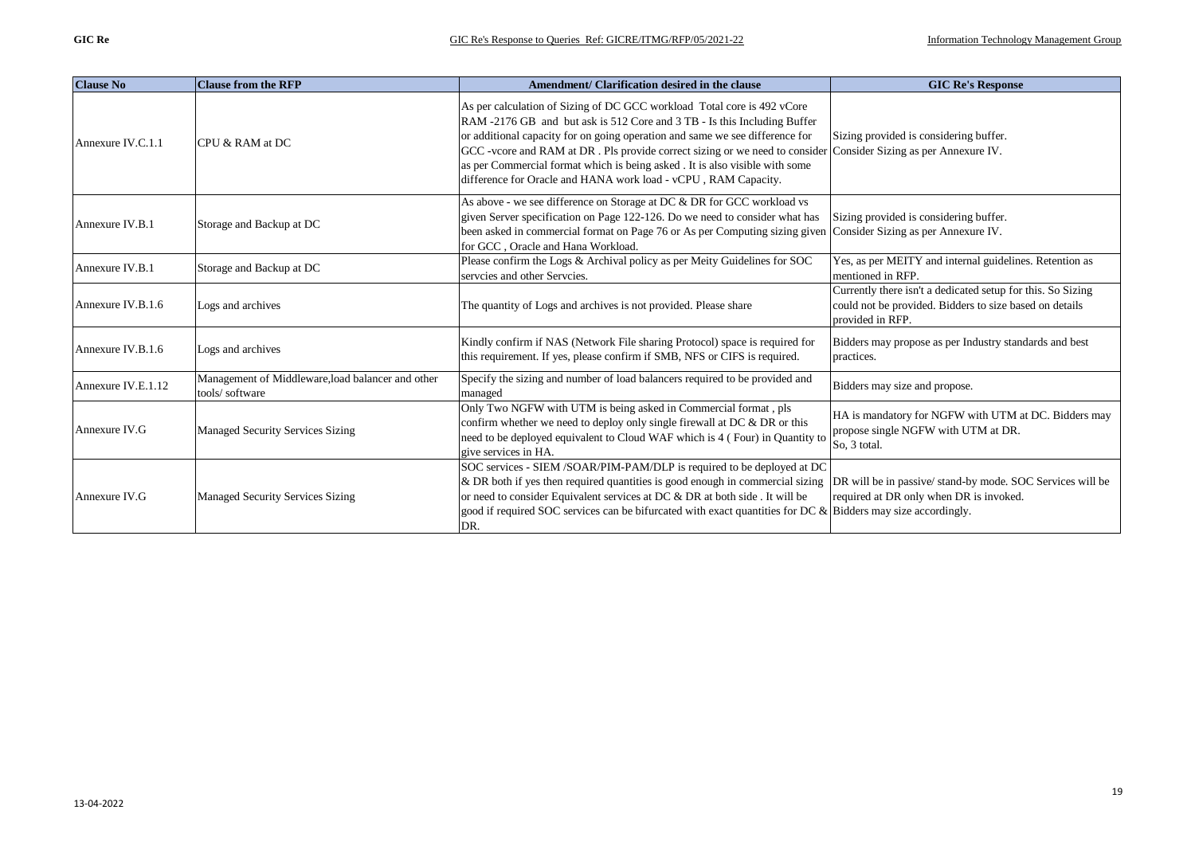| Clause No | Clause from the RFP | Amendment/ Clarification desired in the clause | GIC Re's Response |
|---|---|---|---|
| Annexure IV.C.1.1 | CPU & RAM at DC | As per calculation of Sizing of DC GCC workload Total core is 492 vCore RAM -2176 GB and but ask is 512 Core and 3 TB - Is this Including Buffer or additional capacity for on going operation and same we see difference for GCC -vcore and RAM at DR . Pls provide correct sizing or we need to consider as per Commercial format which is being asked . It is also visible with some difference for Oracle and HANA work load - vCPU , RAM Capacity. | Sizing provided is considering buffer. Consider Sizing as per Annexure IV. |
| Annexure IV.B.1 | Storage and Backup at DC | As above - we see difference on Storage at DC & DR for GCC workload vs given Server specification on Page 122-126. Do we need to consider what has been asked in commercial format on Page 76 or As per Computing sizing given for GCC , Oracle and Hana Workload. | Sizing provided is considering buffer. Consider Sizing as per Annexure IV. |
| Annexure IV.B.1 | Storage and Backup at DC | Please confirm the Logs & Archival policy as per Meity Guidelines for SOC servcies and other Servcies. | Yes, as per MEITY and internal guidelines. Retention as mentioned in RFP. |
| Annexure IV.B.1.6 | Logs and archives | The quantity of Logs and archives is not provided. Please share | Currently there isn't a dedicated setup for this. So Sizing could not be provided. Bidders to size based on details provided in RFP. |
| Annexure IV.B.1.6 | Logs and archives | Kindly confirm if NAS (Network File sharing Protocol) space is required for this requirement. If yes, please confirm if SMB, NFS or CIFS is required. | Bidders may propose as per Industry standards and best practices. |
| Annexure IV.E.1.12 | Management of Middleware,load balancer and other tools/ software | Specify the sizing and number of load balancers required to be provided and managed | Bidders may size and propose. |
| Annexure IV.G | Managed Security Services Sizing | Only Two NGFW with UTM is being asked in Commercial format , pls confirm whether we need to deploy only single firewall at DC & DR or this need to be deployed equivalent to Cloud WAF which is 4 ( Four) in Quantity to give services in HA. | HA is mandatory for NGFW with UTM at DC. Bidders may propose single NGFW with UTM at DR. So, 3 total. |
| Annexure IV.G | Managed Security Services Sizing | SOC services - SIEM /SOAR/PIM-PAM/DLP is required to be deployed at DC & DR both if yes then required quantities is good enough in commercial sizing or need to consider Equivalent services at DC & DR at both side . It will be good if required SOC services can be bifurcated with exact quantities for DC & DR. | DR will be in passive/ stand-by mode. SOC Services will be required at DR only when DR is invoked. Bidders may size accordingly. |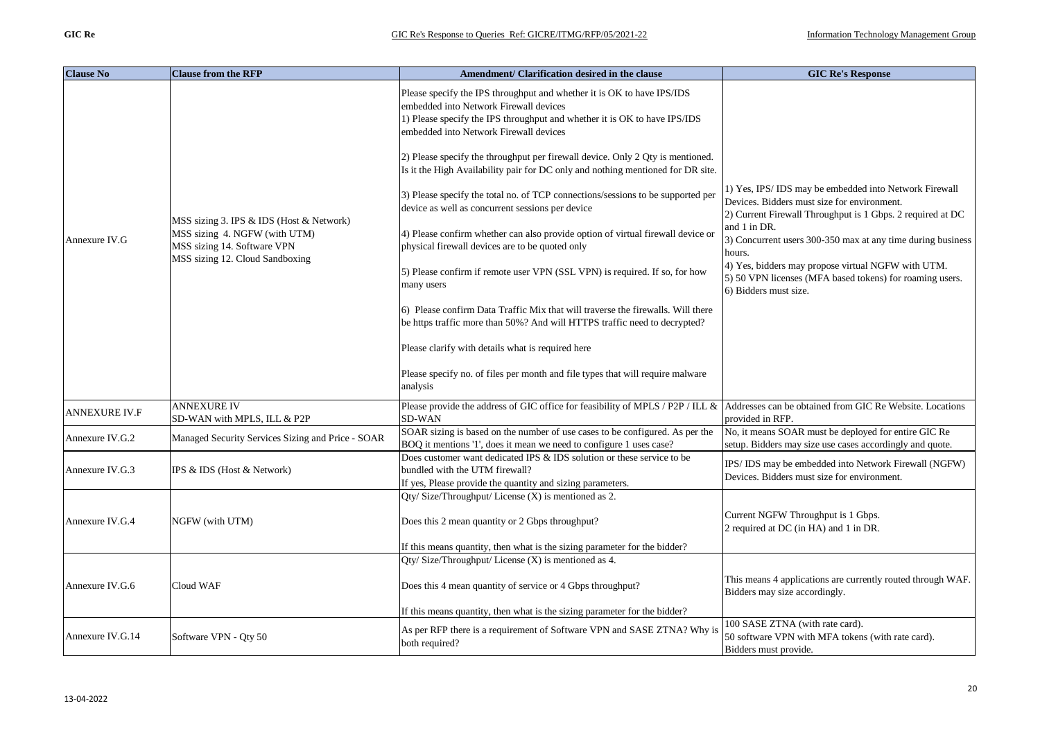| Clause No | Clause from the RFP | Amendment/ Clarification desired in the clause | GIC Re's Response |
|---|---|---|---|
| Annexure IV.G | MSS sizing 3. IPS & IDS (Host & Network)<br>MSS sizing 4. NGFW (with UTM)<br>MSS sizing 14. Software VPN<br>MSS sizing 12. Cloud Sandboxing | Please specify the IPS throughput and whether it is OK to have IPS/IDS embedded into Network Firewall devices<br>1) Please specify the IPS throughput and whether it is OK to have IPS/IDS embedded into Network Firewall devices<br><br>2) Please specify the throughput per firewall device. Only 2 Qty is mentioned. Is it the High Availability pair for DC only and nothing mentioned for DR site.<br><br>3) Please specify the total no. of TCP connections/sessions to be supported per device as well as concurrent sessions per device<br><br>4) Please confirm whether can also provide option of virtual firewall device or physical firewall devices are to be quoted only<br><br>5) Please confirm if remote user VPN (SSL VPN) is required. If so, for how many users<br><br>6) Please confirm Data Traffic Mix that will traverse the firewalls. Will there be https traffic more than 50%? And will HTTPS traffic need to decrypted?<br><br>Please clarify with details what is required here<br><br>Please specify no. of files per month and file types that will require malware analysis | 1) Yes, IPS/ IDS may be embedded into Network Firewall Devices. Bidders must size for environment.<br>2) Current Firewall Throughput is 1 Gbps. 2 required at DC and 1 in DR.<br>3) Concurrent users 300-350 max at any time during business hours.<br>4) Yes, bidders may propose virtual NGFW with UTM.<br>5) 50 VPN licenses (MFA based tokens) for roaming users.<br>6) Bidders must size. |
| ANNEXURE IV.F | ANNEXURE IV<br>SD-WAN with MPLS, ILL & P2P | Please provide the address of GIC office for feasibility of MPLS / P2P / ILL & SD-WAN | Addresses can be obtained from GIC Re Website. Locations provided in RFP. |
| Annexure IV.G.2 | Managed Security Services Sizing and Price - SOAR | SOAR sizing is based on the number of use cases to be configured. As per the BOQ it mentions '1', does it mean we need to configure 1 uses case? | No, it means SOAR must be deployed for entire GIC Re setup. Bidders may size use cases accordingly and quote. |
| Annexure IV.G.3 | IPS & IDS (Host & Network) | Does customer want dedicated IPS & IDS solution or these service to be bundled with the UTM firewall?<br>If yes, Please provide the quantity and sizing parameters. | IPS/ IDS may be embedded into Network Firewall (NGFW) Devices. Bidders must size for environment. |
| Annexure IV.G.4 | NGFW (with UTM) | Qty/ Size/Throughput/ License (X) is mentioned as 2.<br><br>Does this 2 mean quantity or 2 Gbps throughput?<br><br>If this means quantity, then what is the sizing parameter for the bidder? | Current NGFW Throughput is 1 Gbps.<br>2 required at DC (in HA) and 1 in DR. |
| Annexure IV.G.6 | Cloud WAF | Qty/ Size/Throughput/ License (X) is mentioned as 4.<br><br>Does this 4 mean quantity of service or 4 Gbps throughput?<br><br>If this means quantity, then what is the sizing parameter for the bidder? | This means 4 applications are currently routed through WAF. Bidders may size accordingly. |
| Annexure IV.G.14 | Software VPN - Qty 50 | As per RFP there is a requirement of Software VPN and SASE ZTNA? Why is both required? | 100 SASE ZTNA (with rate card).<br>50 software VPN with MFA tokens (with rate card).<br>Bidders must provide. |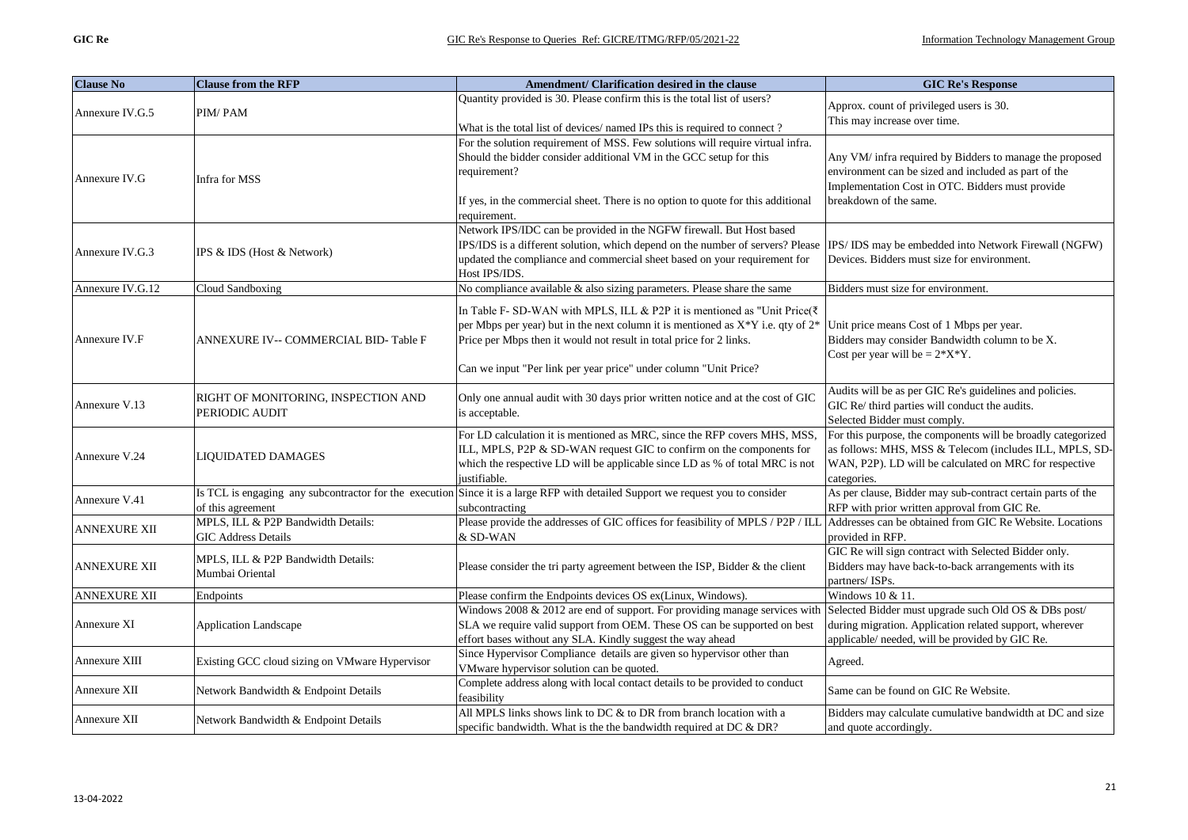| Clause No | Clause from the RFP | Amendment/ Clarification desired in the clause | GIC Re's Response |
|---|---|---|---|
| Annexure IV.G.5 | PIM/ PAM | Quantity provided is 30. Please confirm this is the total list of users? What is the total list of devices/ named IPs this is required to connect ? | Approx. count of privileged users is 30. This may increase over time. |
| Annexure IV.G | Infra for MSS | For the solution requirement of MSS. Few solutions will require virtual infra. Should the bidder consider additional VM in the GCC setup for this requirement? If yes, in the commercial sheet. There is no option to quote for this additional requirement. | Any VM/ infra required by Bidders to manage the proposed environment can be sized and included as part of the Implementation Cost in OTC. Bidders must provide breakdown of the same. |
| Annexure IV.G.3 | IPS & IDS (Host & Network) | Network IPS/IDC can be provided in the NGFW firewall. But Host based IPS/IDS is a different solution, which depend on the number of servers? Please updated the compliance and commercial sheet based on your requirement for Host IPS/IDS. | IPS/ IDS may be embedded into Network Firewall (NGFW) Devices. Bidders must size for environment. |
| Annexure IV.G.12 | Cloud Sandboxing | No compliance available & also sizing parameters. Please share the same | Bidders must size for environment. |
| Annexure IV.F | ANNEXURE IV-- COMMERCIAL BID- Table F | In Table F- SD-WAN with MPLS, ILL & P2P it is mentioned as "Unit Price(₹ per Mbps per year) but in the next column it is mentioned as X*Y i.e. qty of 2* Price per Mbps then it would not result in total price for 2 links. Can we input "Per link per year price" under column "Unit Price? | Unit price means Cost of 1 Mbps per year. Bidders may consider Bandwidth column to be X. Cost per year will be = 2*X*Y. |
| Annexure V.13 | RIGHT OF MONITORING, INSPECTION AND PERIODIC AUDIT | Only one annual audit with 30 days prior written notice and at the cost of GIC is acceptable. | Audits will be as per GIC Re's guidelines and policies. GIC Re/ third parties will conduct the audits. Selected Bidder must comply. |
| Annexure V.24 | LIQUIDATED DAMAGES | For LD calculation it is mentioned as MRC, since the RFP covers MHS, MSS, ILL, MPLS, P2P & SD-WAN request GIC to confirm on the components for which the respective LD will be applicable since LD as % of total MRC is not justifiable. | For this purpose, the components will be broadly categorized as follows: MHS, MSS & Telecom (includes ILL, MPLS, SD-WAN, P2P). LD will be calculated on MRC for respective categories. |
| Annexure V.41 | Is TCL is engaging any subcontractor for the execution of this agreement | Since it is a large RFP with detailed Support we request you to consider subcontracting | As per clause, Bidder may sub-contract certain parts of the RFP with prior written approval from GIC Re. |
| ANNEXURE XII | MPLS, ILL & P2P Bandwidth Details: GIC Address Details | Please provide the addresses of GIC offices for feasibility of MPLS / P2P / ILL & SD-WAN | Addresses can be obtained from GIC Re Website. Locations provided in RFP. |
| ANNEXURE XII | MPLS, ILL & P2P Bandwidth Details: Mumbai Oriental | Please consider the tri party agreement between the ISP, Bidder & the client | GIC Re will sign contract with Selected Bidder only. Bidders may have back-to-back arrangements with its partners/ ISPs. |
| ANNEXURE XII | Endpoints | Please confirm the Endpoints devices OS ex(Linux, Windows). | Windows 10 & 11. |
| Annexure XI | Application Landscape | Windows 2008 & 2012 are end of support. For providing manage services with SLA we require valid support from OEM. These OS can be supported on best effort bases without any SLA. Kindly suggest the way ahead | Selected Bidder must upgrade such Old OS & DBs post/ during migration. Application related support, wherever applicable/ needed, will be provided by GIC Re. |
| Annexure XIII | Existing GCC cloud sizing on VMware Hypervisor | Since Hypervisor Compliance details are given so hypervisor other than VMware hypervisor solution can be quoted. | Agreed. |
| Annexure XII | Network Bandwidth & Endpoint Details | Complete address along with local contact details to be provided to conduct feasibility | Same can be found on GIC Re Website. |
| Annexure XII | Network Bandwidth & Endpoint Details | All MPLS links shows link to DC & to DR from branch location with a specific bandwidth. What is the the bandwidth required at DC & DR? | Bidders may calculate cumulative bandwidth at DC and size and quote accordingly. |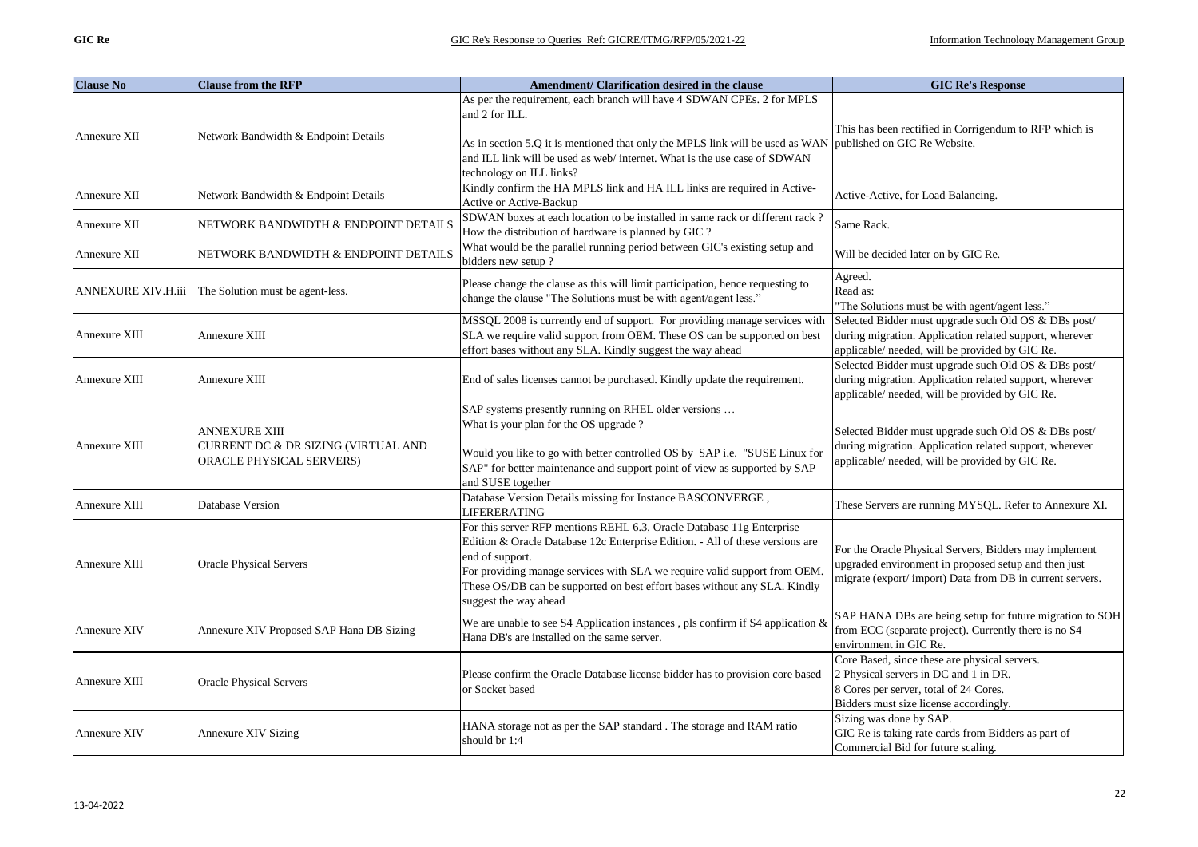| Clause No | Clause from the RFP | Amendment/ Clarification desired in the clause | GIC Re's Response |
|---|---|---|---|
| Annexure XII | Network Bandwidth & Endpoint Details | As per the requirement, each branch will have 4 SDWAN CPEs. 2 for MPLS and 2 for ILL.<br><br>As in section 5.Q it is mentioned that only the MPLS link will be used as WAN and ILL link will be used as web/ internet. What is the use case of SDWAN technology on ILL links? | This has been rectified in Corrigendum to RFP which is published on GIC Re Website. |
| Annexure XII | Network Bandwidth & Endpoint Details | Kindly confirm the HA MPLS link and HA ILL links are required in Active-Active or Active-Backup | Active-Active, for Load Balancing. |
| Annexure XII | NETWORK BANDWIDTH & ENDPOINT DETAILS | SDWAN boxes at each location to be installed in same rack or different rack ? How the distribution of hardware is planned by GIC ? | Same Rack. |
| Annexure XII | NETWORK BANDWIDTH & ENDPOINT DETAILS | What would be the parallel running period between GIC's existing setup and bidders new setup ? | Will be decided later on by GIC Re. |
| ANNEXURE XIV.H.iii | The Solution must be agent-less. | Please change the clause as this will limit participation, hence requesting to change the clause "The Solutions must be with agent/agent less." | Agreed.<br>Read as:<br>"The Solutions must be with agent/agent less." |
| Annexure XIII | Annexure XIII | MSSQL 2008 is currently end of support. For providing manage services with SLA we require valid support from OEM. These OS can be supported on best effort bases without any SLA. Kindly suggest the way ahead | Selected Bidder must upgrade such Old OS & DBs post/ during migration. Application related support, wherever applicable/ needed, will be provided by GIC Re. |
| Annexure XIII | Annexure XIII | End of sales licenses cannot be purchased. Kindly update the requirement. | Selected Bidder must upgrade such Old OS & DBs post/ during migration. Application related support, wherever applicable/ needed, will be provided by GIC Re. |
| Annexure XIII | ANNEXURE XIII<br>CURRENT DC & DR SIZING (VIRTUAL AND ORACLE PHYSICAL SERVERS) | SAP systems presently running on RHEL older versions …<br>What is your plan for the OS upgrade ?<br><br>Would you like to go with better controlled OS by SAP i.e. "SUSE Linux for SAP" for better maintenance and support point of view as supported by SAP and SUSE together | Selected Bidder must upgrade such Old OS & DBs post/ during migration. Application related support, wherever applicable/ needed, will be provided by GIC Re. |
| Annexure XIII | Database Version | Database Version Details missing for Instance BASCONVERGE , LIFERERATING | These Servers are running MYSQL. Refer to Annexure XI. |
| Annexure XIII | Oracle Physical Servers | For this server RFP mentions REHL 6.3, Oracle Database 11g Enterprise Edition & Oracle Database 12c Enterprise Edition. - All of these versions are end of support.<br>For providing managed services with SLA we require valid support from OEM. These OS/DB can be supported on best effort bases without any SLA. Kindly suggest the way ahead | For the Oracle Physical Servers, Bidders may implement upgraded environment in proposed setup and then just migrate (export/ import) Data from DB in current servers. |
| Annexure XIV | Annexure XIV Proposed SAP Hana DB Sizing | We are unable to see S4 Application instances , pls confirm if S4 application & Hana DB's are installed on the same server. | SAP HANA DBs are being setup for future migration to SOH from ECC (separate project). Currently there is no S4 environment in GIC Re. |
| Annexure XIII | Oracle Physical Servers | Please confirm the Oracle Database license bidder has to provision core based or Socket based | Core Based, since these are physical servers.<br>2 Physical servers in DC and 1 in DR.<br>8 Cores per server, total of 24 Cores.<br>Bidders must size license accordingly. |
| Annexure XIV | Annexure XIV Sizing | HANA storage not as per the SAP standard . The storage and RAM ratio should br 1:4 | Sizing was done by SAP.<br>GIC Re is taking rate cards from Bidders as part of Commercial Bid for future scaling. |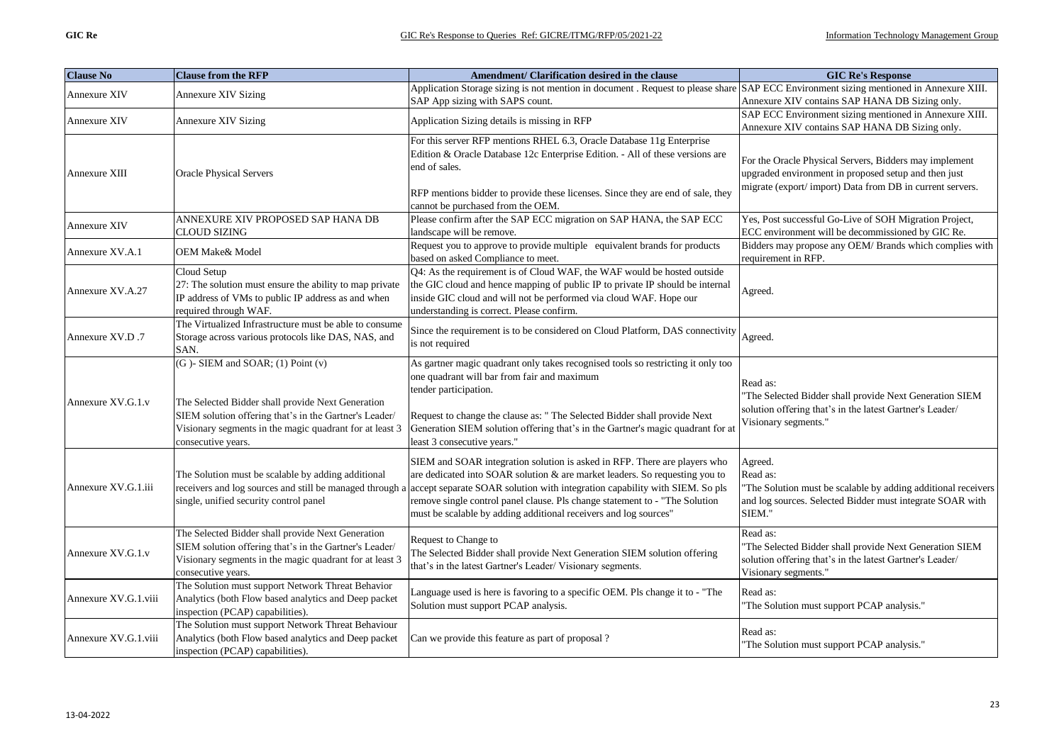| Clause No | Clause from the RFP | Amendment/ Clarification desired in the clause | GIC Re's Response |
| --- | --- | --- | --- |
| Annexure XIV | Annexure XIV Sizing | Application Storage sizing is not mention in document . Request to please share SAP App sizing with SAPS count. | SAP ECC Environment sizing mentioned in Annexure XIII. Annexure XIV contains SAP HANA DB Sizing only. |
| Annexure XIV | Annexure XIV Sizing | Application Sizing details is missing in RFP | SAP ECC Environment sizing mentioned in Annexure XIII. Annexure XIV contains SAP HANA DB Sizing only. |
| Annexure XIII | Oracle Physical Servers | For this server RFP mentions RHEL 6.3, Oracle Database 11g Enterprise Edition & Oracle Database 12c Enterprise Edition. - All of these versions are end of sales.<br><br>RFP mentions bidder to provide these licenses. Since they are end of sale, they cannot be purchased from the OEM. | For the Oracle Physical Servers, Bidders may implement upgraded environment in proposed setup and then just migrate (export/ import) Data from DB in current servers. |
| Annexure XIV | ANNEXURE XIV PROPOSED SAP HANA DB CLOUD SIZING | Please confirm after the SAP ECC migration on SAP HANA, the SAP ECC landscape will be remove. | Yes, Post successful Go-Live of SOH Migration Project, ECC environment will be decommissioned by GIC Re. |
| Annexure XV.A.1 | OEM Make& Model | Request you to approve to provide multiple equivalent brands for products based on asked Compliance to meet. | Bidders may propose any OEM/ Brands which complies with requirement in RFP. |
| Annexure XV.A.27 | Cloud Setup<br>27: The solution must ensure the ability to map private IP address of VMs to public IP address as and when required through WAF. | Q4: As the requirement is of Cloud WAF, the WAF would be hosted outside the GIC cloud and hence mapping of public IP to private IP should be internal inside GIC cloud and will not be performed via cloud WAF. Hope our understanding is correct. Please confirm. | Agreed. |
| Annexure XV.D .7 | The Virtualized Infrastructure must be able to consume Storage across various protocols like DAS, NAS, and SAN. | Since the requirement is to be considered on Cloud Platform, DAS connectivity is not required | Agreed. |
| Annexure XV.G.1.v | (G )- SIEM and SOAR; (1) Point (v)<br><br>The Selected Bidder shall provide Next Generation SIEM solution offering that's in the Gartner's Leader/ Visionary segments in the magic quadrant for at least 3 consecutive years. | As gartner magic quadrant only takes recognised tools so restricting it only too one quadrant will bar from fair and maximum tender participation.<br><br>Request to change the clause as: " The Selected Bidder shall provide Next Generation SIEM solution offering that's in the Gartner's magic quadrant for at least 3 consecutive years." | Read as:<br>"The Selected Bidder shall provide Next Generation SIEM solution offering that's in the latest Gartner's Leader/ Visionary segments." |
| Annexure XV.G.1.iii | The Solution must be scalable by adding additional receivers and log sources and still be managed through a single, unified security control panel | SIEM and SOAR integration solution is asked in RFP. There are players who are dedicated into SOAR solution & are market leaders. So requesting you to accept separate SOAR solution with integration capability with SIEM. So pls remove single control panel clause. Pls change statement to - "The Solution must be scalable by adding additional receivers and log sources" | Agreed.<br>Read as:<br>"The Solution must be scalable by adding additional receivers and log sources. Selected Bidder must integrate SOAR with SIEM." |
| Annexure XV.G.1.v | The Selected Bidder shall provide Next Generation SIEM solution offering that's in the Gartner's Leader/ Visionary segments in the magic quadrant for at least 3 consecutive years. | Request to Change to<br>The Selected Bidder shall provide Next Generation SIEM solution offering that's in the latest Gartner's Leader/ Visionary segments. | Read as:<br>"The Selected Bidder shall provide Next Generation SIEM solution offering that's in the latest Gartner's Leader/ Visionary segments." |
| Annexure XV.G.1.viii | The Solution must support Network Threat Behavior Analytics (both Flow based analytics and Deep packet inspection (PCAP) capabilities). | Language used is here is favoring to a specific OEM. Pls change it to - "The Solution must support PCAP analysis. | Read as:<br>"The Solution must support PCAP analysis." |
| Annexure XV.G.1.viii | The Solution must support Network Threat Behaviour Analytics (both Flow based analytics and Deep packet inspection (PCAP) capabilities). | Can we provide this feature as part of proposal ? | Read as:<br>"The Solution must support PCAP analysis." |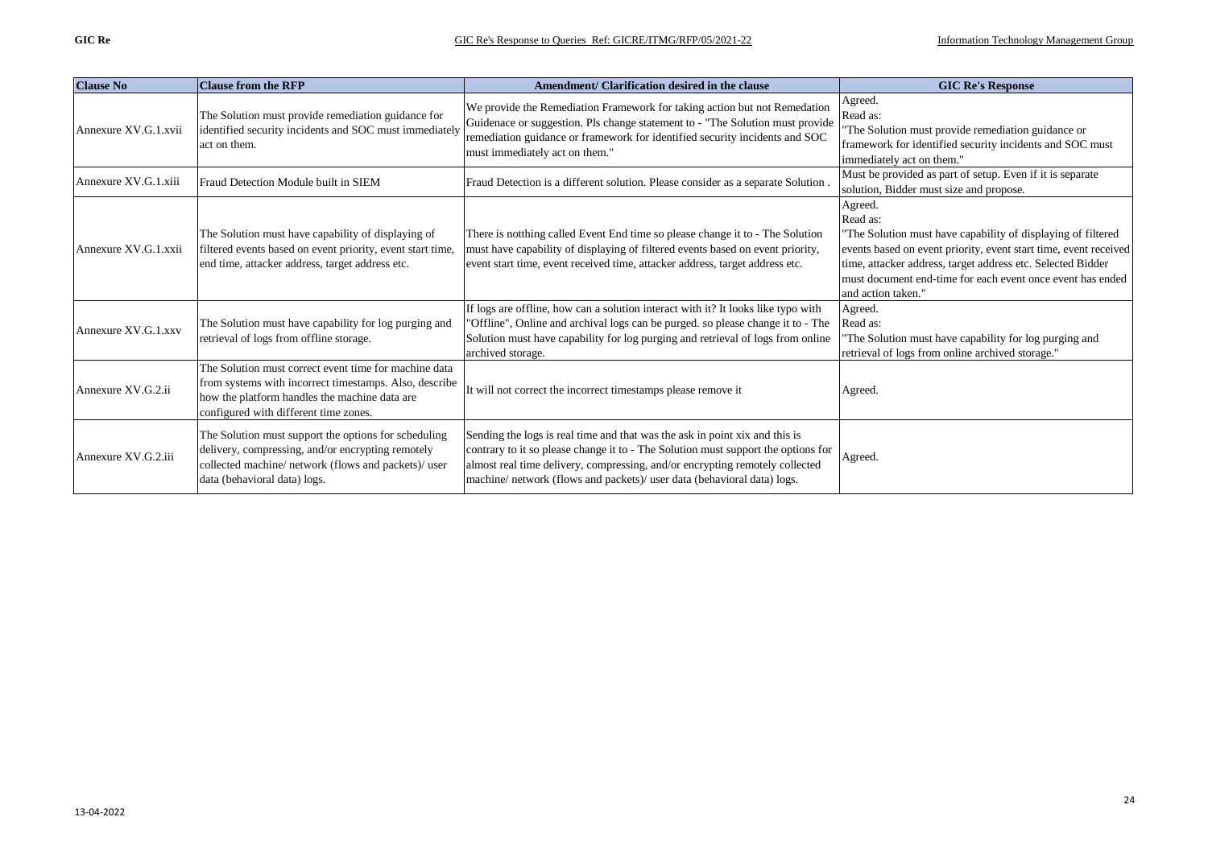| Clause No | Clause from the RFP | Amendment/ Clarification desired in the clause | GIC Re's Response |
|---|---|---|---|
| Annexure XV.G.1.xvii | The Solution must provide remediation guidance for identified security incidents and SOC must immediately act on them. | We provide the Remediation Framework for taking action but not Remedation Guidenace or suggestion. Pls change statement to - "The Solution must provide remediation guidance or framework for identified security incidents and SOC must immediately act on them." | Agreed.<br>Read as:<br>"The Solution must provide remediation guidance or framework for identified security incidents and SOC must immediately act on them." |
| Annexure XV.G.1.xiii | Fraud Detection Module built in SIEM | Fraud Detection is a different solution. Please consider as a separate Solution . | Must be provided as part of setup. Even if it is separate solution, Bidder must size and propose. |
| Annexure XV.G.1.xxii | The Solution must have capability of displaying of filtered events based on event priority, event start time, end time, attacker address, target address etc. | There is notthing called Event End time so please change it to - The Solution must have capability of displaying of filtered events based on event priority, event start time, event received time, attacker address, target address etc. | Agreed.<br>Read as:<br>"The Solution must have capability of displaying of filtered events based on event priority, event start time, event received time, attacker address, target address etc. Selected Bidder must document end-time for each event once event has ended and action taken." |
| Annexure XV.G.1.xxv | The Solution must have capability for log purging and retrieval of logs from offline storage. | If logs are offline, how can a solution interact with it? It looks like typo with "Offline", Online and archival logs can be purged. so please change it to - The Solution must have capability for log purging and retrieval of logs from online archived storage. | Agreed.<br>Read as:<br>"The Solution must have capability for log purging and retrieval of logs from online archived storage." |
| Annexure XV.G.2.ii | The Solution must correct event time for machine data from systems with incorrect timestamps. Also, describe how the platform handles the machine data are configured with different time zones. | It will not correct the incorrect timestamps please remove it | Agreed. |
| Annexure XV.G.2.iii | The Solution must support the options for scheduling delivery, compressing, and/or encrypting remotely collected machine/ network (flows and packets)/ user data (behavioral data) logs. | Sending the logs is real time and that was the ask in point xix and this is contrary to it so please change it to - The Solution must support the options for almost real time delivery, compressing, and/or encrypting remotely collected machine/ network (flows and packets)/ user data (behavioral data) logs. | Agreed. |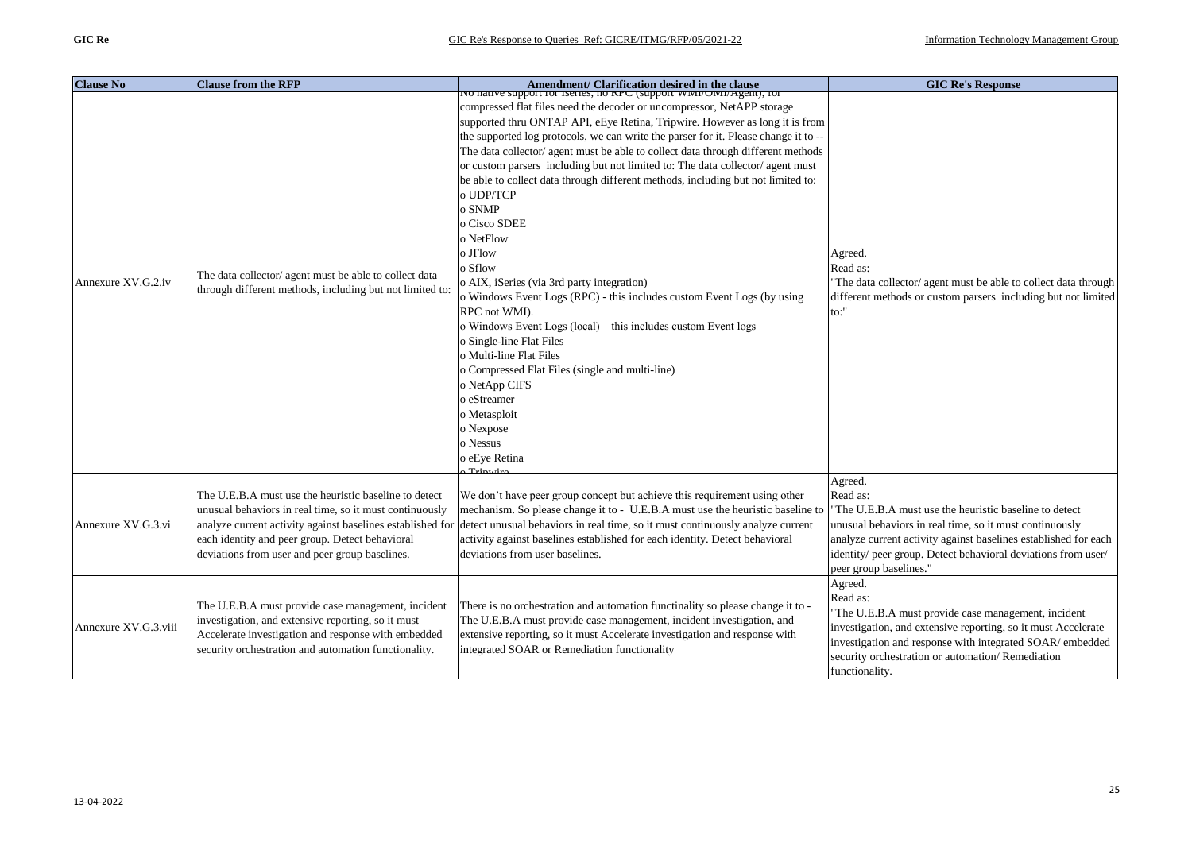| Clause No | Clause from the RFP | Amendment/ Clarification desired in the clause | GIC Re's Response |
|---|---|---|---|
| Annexure XV.G.2.iv | The data collector/ agent must be able to collect data through different methods, including but not limited to: | No native support for iSeries, no RPC (support WMI/OMI/Agent), for compressed flat files need the decoder or uncompressor, NetAPP storage supported thru ONTAP API, eEye Retina, Tripwire. However as long it is from the supported log protocols, we can write the parser for it. Please change it to -- The data collector/ agent must be able to collect data through different methods or custom parsers including but not limited to: The data collector/ agent must be able to collect data through different methods, including but not limited to:<br>o UDP/TCP<br>o SNMP<br>o Cisco SDEE<br>o NetFlow<br>o JFlow<br>o Sflow<br>o AIX, iSeries (via 3rd party integration)<br>o Windows Event Logs (RPC) - this includes custom Event Logs (by using RPC not WMI).<br>o Windows Event Logs (local) – this includes custom Event logs<br>o Single-line Flat Files<br>o Multi-line Flat Files<br>o Compressed Flat Files (single and multi-line)<br>o NetApp CIFS<br>o eStreamer<br>o Metasploit<br>o Nexpose<br>o Nessus<br>o eEye Retina<br>o Tripwire | Agreed.<br>Read as:<br>"The data collector/ agent must be able to collect data through different methods or custom parsers including but not limited to:" |
| Annexure XV.G.3.vi | The U.E.B.A must use the heuristic baseline to detect unusual behaviors in real time, so it must continuously analyze current activity against baselines established for each identity and peer group. Detect behavioral deviations from user and peer group baselines. | We don't have peer group concept but achieve this requirement using other mechanism. So please change it to - U.E.B.A must use the heuristic baseline to detect unusual behaviors in real time, so it must continuously analyze current activity against baselines established for each identity. Detect behavioral deviations from user baselines. | Agreed.<br>Read as:<br>"The U.E.B.A must use the heuristic baseline to detect unusual behaviors in real time, so it must continuously analyze current activity against baselines established for each identity/ peer group. Detect behavioral deviations from user/ peer group baselines." |
| Annexure XV.G.3.viii | The U.E.B.A must provide case management, incident investigation, and extensive reporting, so it must Accelerate investigation and response with embedded security orchestration and automation functionality. | There is no orchestration and automation functinality so please change it to - The U.E.B.A must provide case management, incident investigation, and extensive reporting, so it must Accelerate investigation and response with integrated SOAR or Remediation functionality | Agreed.<br>Read as:<br>"The U.E.B.A must provide case management, incident investigation, and extensive reporting, so it must Accelerate investigation and response with integrated SOAR/ embedded security orchestration or automation/ Remediation functionality. |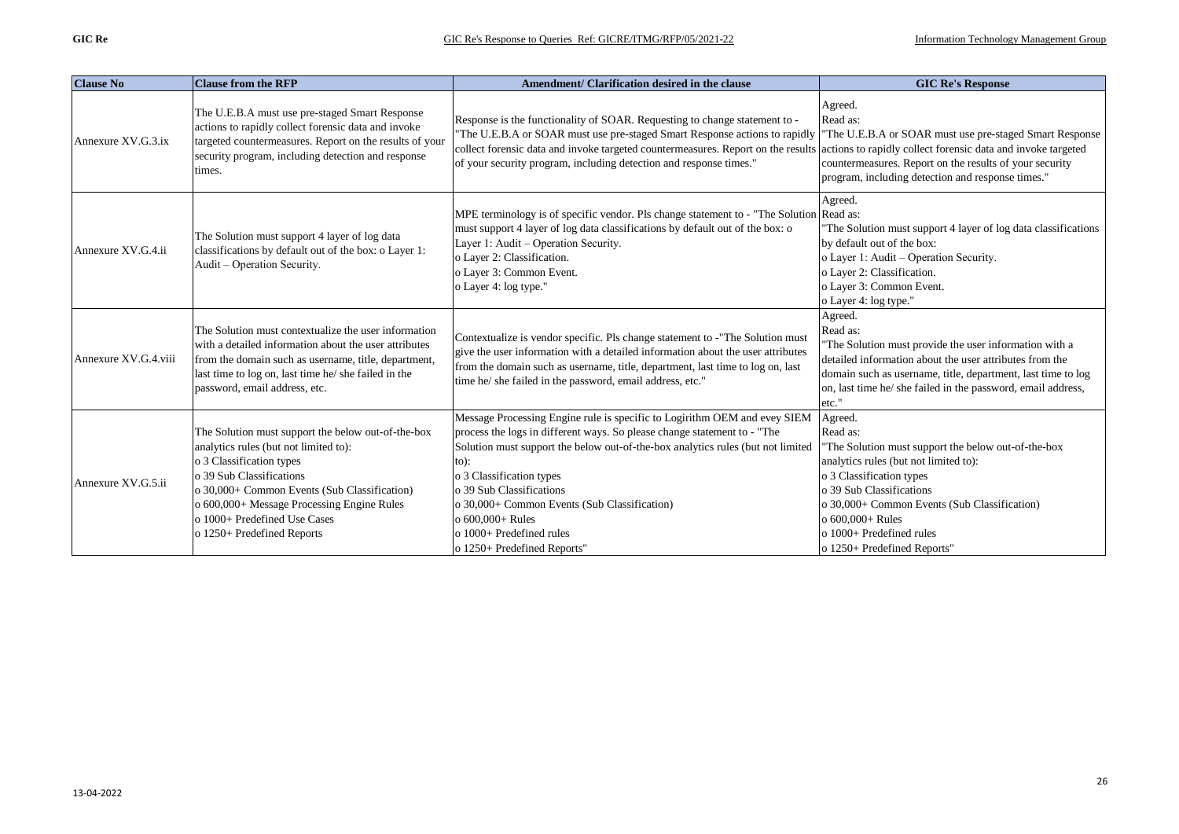| Clause No | Clause from the RFP | Amendment/ Clarification desired in the clause | GIC Re's Response |
|---|---|---|---|
| Annexure XV.G.3.ix | The U.E.B.A must use pre-staged Smart Response actions to rapidly collect forensic data and invoke targeted countermeasures. Report on the results of your security program, including detection and response times. | Response is the functionality of SOAR. Requesting to change statement to - "The U.E.B.A or SOAR must use pre-staged Smart Response actions to rapidly collect forensic data and invoke targeted countermeasures. Report on the results of your security program, including detection and response times." | Agreed.<br>Read as:<br>"The U.E.B.A or SOAR must use pre-staged Smart Response actions to rapidly collect forensic data and invoke targeted countermeasures. Report on the results of your security program, including detection and response times." |
| Annexure XV.G.4.ii | The Solution must support 4 layer of log data classifications by default out of the box: o Layer 1: Audit – Operation Security. | MPE terminology is of specific vendor. Pls change statement to - "The Solution must support 4 layer of log data classifications by default out of the box: o Layer 1: Audit – Operation Security.<br>o Layer 2: Classification.<br>o Layer 3: Common Event.<br>o Layer 4: log type." | Agreed.<br>Read as:<br>"The Solution must support 4 layer of log data classifications by default out of the box:<br>o Layer 1: Audit – Operation Security.<br>o Layer 2: Classification.<br>o Layer 3: Common Event.<br>o Layer 4: log type." |
| Annexure XV.G.4.viii | The Solution must contextualize the user information with a detailed information about the user attributes from the domain such as username, title, department, last time to log on, last time he/ she failed in the password, email address, etc. | Contextualize is vendor specific. Pls change statement to -"The Solution must give the user information with a detailed information about the user attributes from the domain such as username, title, department, last time to log on, last time he/ she failed in the password, email address, etc." | Agreed.<br>Read as:<br>"The Solution must provide the user information with a detailed information about the user attributes from the domain such as username, title, department, last time to log on, last time he/ she failed in the password, email address, etc." |
| Annexure XV.G.5.ii | The Solution must support the below out-of-the-box analytics rules (but not limited to):<br>o 3 Classification types<br>o 39 Sub Classifications<br>o 30,000+ Common Events (Sub Classification)<br>o 600,000+ Message Processing Engine Rules<br>o 1000+ Predefined Use Cases<br>o 1250+ Predefined Reports | Message Processing Engine rule is specific to Logirithm OEM and evey SIEM process the logs in different ways. So please change statement to - "The Solution must support the below out-of-the-box analytics rules (but not limited to):<br>o 3 Classification types<br>o 39 Sub Classifications<br>o 30,000+ Common Events (Sub Classification)<br>o 600,000+ Rules<br>o 1000+ Predefined rules<br>o 1250+ Predefined Reports" | Agreed.<br>Read as:<br>"The Solution must support the below out-of-the-box analytics rules (but not limited to):<br>o 3 Classification types<br>o 39 Sub Classifications<br>o 30,000+ Common Events (Sub Classification)<br>o 600,000+ Rules<br>o 1000+ Predefined rules<br>o 1250+ Predefined Reports" |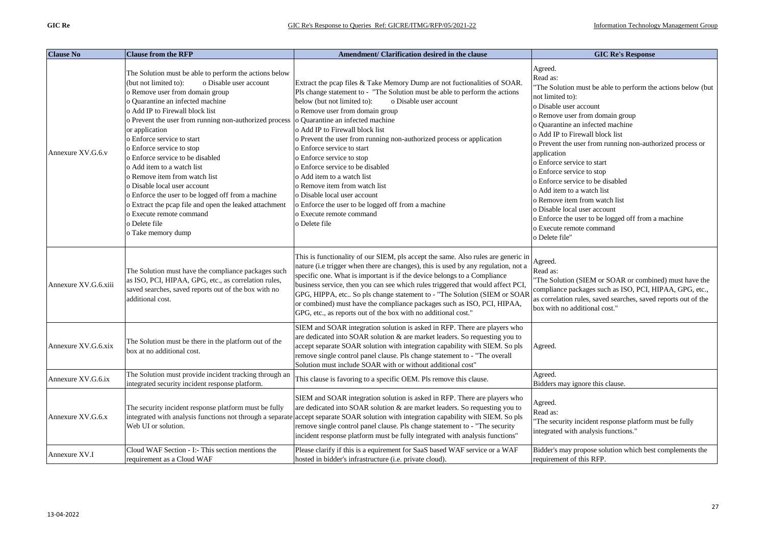| Clause No | Clause from the RFP | Amendment/ Clarification desired in the clause | GIC Re's Response |
|---|---|---|---|
| Annexure XV.G.6.v | The Solution must be able to perform the actions below (but not limited to): o Disable user account<br>o Remove user from domain group<br>o Quarantine an infected machine<br>o Add IP to Firewall block list<br>o Prevent the user from running non-authorized process or application<br>o Enforce service to start<br>o Enforce service to stop<br>o Enforce service to be disabled<br>o Add item to a watch list<br>o Remove item from watch list<br>o Disable local user account<br>o Enforce the user to be logged off from a machine<br>o Extract the pcap file and open the leaked attachment<br>o Execute remote command<br>o Delete file<br>o Take memory dump | Extract the pcap files & Take Memory Dump are not fuctionalities of SOAR. Pls change statement to - "The Solution must be able to perform the actions below (but not limited to): o Disable user account<br>o Remove user from domain group<br>o Quarantine an infected machine<br>o Add IP to Firewall block list<br>o Prevent the user from running non-authorized process or application<br>o Enforce service to start<br>o Enforce service to stop<br>o Enforce service to be disabled<br>o Add item to a watch list<br>o Remove item from watch list<br>o Disable local user account<br>o Enforce the user to be logged off from a machine<br>o Execute remote command<br>o Delete file | Agreed.<br>Read as:<br>"The Solution must be able to perform the actions below (but not limited to):<br>o Disable user account<br>o Remove user from domain group<br>o Quarantine an infected machine<br>o Add IP to Firewall block list<br>o Prevent the user from running non-authorized process or application<br>o Enforce service to start<br>o Enforce service to stop<br>o Enforce service to be disabled<br>o Add item to a watch list<br>o Remove item from watch list<br>o Disable local user account<br>o Enforce the user to be logged off from a machine<br>o Execute remote command<br>o Delete file" |
| Annexure XV.G.6.xiii | The Solution must have the compliance packages such as ISO, PCI, HIPAA, GPG, etc., as correlation rules, saved searches, saved reports out of the box with no additional cost. | This is functionality of our SIEM, pls accept the same. Also rules are generic in nature (i.e trigger when there are changes), this is used by any regulation, not a specific one. What is important is if the device belongs to a Compliance business service, then you can see which rules triggered that would affect PCI, GPG, HIPPA, etc.. So pls change statement to - "The Solution (SIEM or SOAR or combined) must have the compliance packages such as ISO, PCI, HIPAA, GPG, etc., as reports out of the box with no additional cost." | Agreed.<br>Read as:<br>"The Solution (SIEM or SOAR or combined) must have the compliance packages such as ISO, PCI, HIPAA, GPG, etc., as correlation rules, saved searches, saved reports out of the box with no additional cost." |
| Annexure XV.G.6.xix | The Solution must be there in the platform out of the box at no additional cost. | SIEM and SOAR integration solution is asked in RFP. There are players who are dedicated into SOAR solution & are market leaders. So requesting you to accept separate SOAR solution with integration capability with SIEM. So pls remove single control panel clause. Pls change statement to - "The overall Solution must include SOAR with or without additional cost" | Agreed. |
| Annexure XV.G.6.ix | The Solution must provide incident tracking through an integrated security incident response platform. | This clause is favoring to a specific OEM. Pls remove this clause. | Agreed.<br>Bidders may ignore this clause. |
| Annexure XV.G.6.x | The security incident response platform must be fully integrated with analysis functions not through a separate Web UI or solution. | SIEM and SOAR integration solution is asked in RFP. There are players who are dedicated into SOAR solution & are market leaders. So requesting you to accept separate SOAR solution with integration capability with SIEM. So pls remove single control panel clause. Pls change statement to - "The security incident response platform must be fully integrated with analysis functions" | Agreed.<br>Read as:<br>"The security incident response platform must be fully integrated with analysis functions." |
| Annexure XV.I | Cloud WAF Section - I:- This section mentions the requirement as a Cloud WAF | Please clarify if this is a equirement for SaaS based WAF service or a WAF hosted in bidder's infrastructure (i.e. private cloud). | Bidder's may propose solution which best complements the requirement of this RFP. |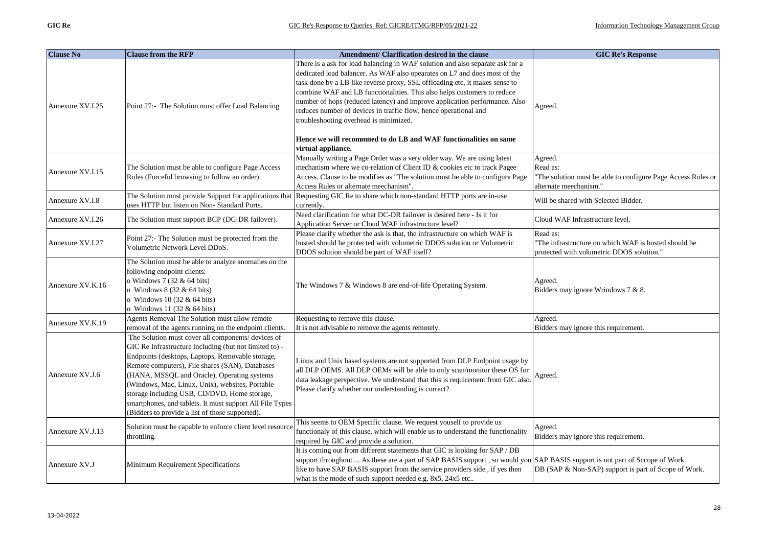| Clause No | Clause from the RFP | Amendment/ Clarification desired in the clause | GIC Re's Response |
|---|---|---|---|
| Annexure XV.I.25 | Point 27:- The Solution must offer Load Balancing | There is a ask for load balancing in WAF solution and also separate ask for a dedicated load balancer. As WAF also opearates on L7 and does most of the task done by a LB like reverse proxy, SSL offloading etc, it makes sense to combine WAF and LB functionalities. This also helps customers to reduce number of hops (reduced latency) and improve application performance. Also reduces number of devices in traffic flow, hence operational and troubleshooting overhead is minimized.<br><br>**Hence we will recommned to do LB and WAF functionalities on same virtual appliance.** | Agreed. |
| Annexure XV.I.15 | The Solution must be able to configure Page Access Rules (Forceful browsing to follow an order). | Manually writing a Page Order was a very older way. We are using latest mechanism where we co-relation of Client ID & cookies etc to track Pagee Access. Clause to be modifies as "The solution must be able to configure Page Access Rules or alternate meechanism". | Agreed.<br>Read as:<br>"The solution must be able to configure Page Access Rules or alternate meechanism." |
| Annexure XV.I.8 | The Solution must provide Support for applications that uses HTTP but listen on Non- Standard Ports. | Requesting GIC Re to share which non-standard HTTP ports are in-use currently. | Will be shared with Selected Bidder. |
| Annexure XV.I.26 | The Solution must support BCP (DC-DR failover). | Need clarification for what DC-DR failover is desired here - Is it for Application Server or Cloud WAF infrastructure level? | Cloud WAF Infrastructure level. |
| Annexure XV.I.27 | Point 27:- The Solution must be protected from the Volumetric Network Level DDoS. | Please clarify whether the ask is that, the infrastructure on which WAF is hosted should be protected with volumetric DDOS solution or Volumetric DDOS solution should be part of WAF itself? | Read as:<br>"The infrastructure on which WAF is hosted should be protected with volumetric DDOS solution." |
| Annexure XV.K.16 | The Solution must be able to analyze anomalies on the following endpoint clients:<br>o Windows 7 (32 & 64 bits)<br>o Windows 8 (32 & 64 bits)<br>o Windows 10 (32 & 64 bits)<br>o Windows 11 (32 & 64 bits) | The Windows 7 & Windows 8 are end-of-life Operating System. | Agreed.<br>Bidders may ignore Wrindows 7 & 8. |
| Annexure XV.K.19 | Agents Removal The Solution must allow remote removal of the agents running on the endpoint clients. | Requesting to remove this clause.<br>It is not advisable to remove the agents remotely. | Agreed.<br>Bidders may ignore this requirement. |
| Annexure XV.J.6 | The Solution must cover all components/ devices of GIC Re Infrastructure including (but not limited to) - Endpoints (desktops, Laptops, Removable storage, Remote computers), File shares (SAN), Databases (HANA, MSSQL and Oracle), Operating systems (Windows, Mac, Linux, Unix), websites, Portable storage including USB, CD/DVD, Home storage, smartphones, and tablets. It must support All File Types (Bidders to provide a list of those supported). | Linux and Unix based systems are not supported from DLP Endpoint usage by all DLP OEMS. All DLP OEMs will be able to only scan/monitor these OS for data leakage perspective. We understand that this is requirement from GIC also. Please clarify whether our understanding is correct? | Agreed. |
| Annexure XV.J.13 | Solution must be capable to enforce client level resource throttling. | This seems to OEM Specific clause. We request youself to provide us functionaly of this clause, which will enable us to understand the functionality required by GIC and provide a solution. | Agreed.<br>Bidders may ignore this requirement. |
| Annexure XV.J | Minimum Requirement Specifications | It is coming out from different statements that GIC is looking for SAP / DB support throughout ... As these are a part of SAP BASIS support , so would you like to have SAP BASIS support from the service providers side , if yes then what is the mode of such support needed e.g. 8x5, 24x5 etc.. | SAP BASIS support is not part of Sccope of Work.<br>DB (SAP & Non-SAP) support is part of Scope of Work. |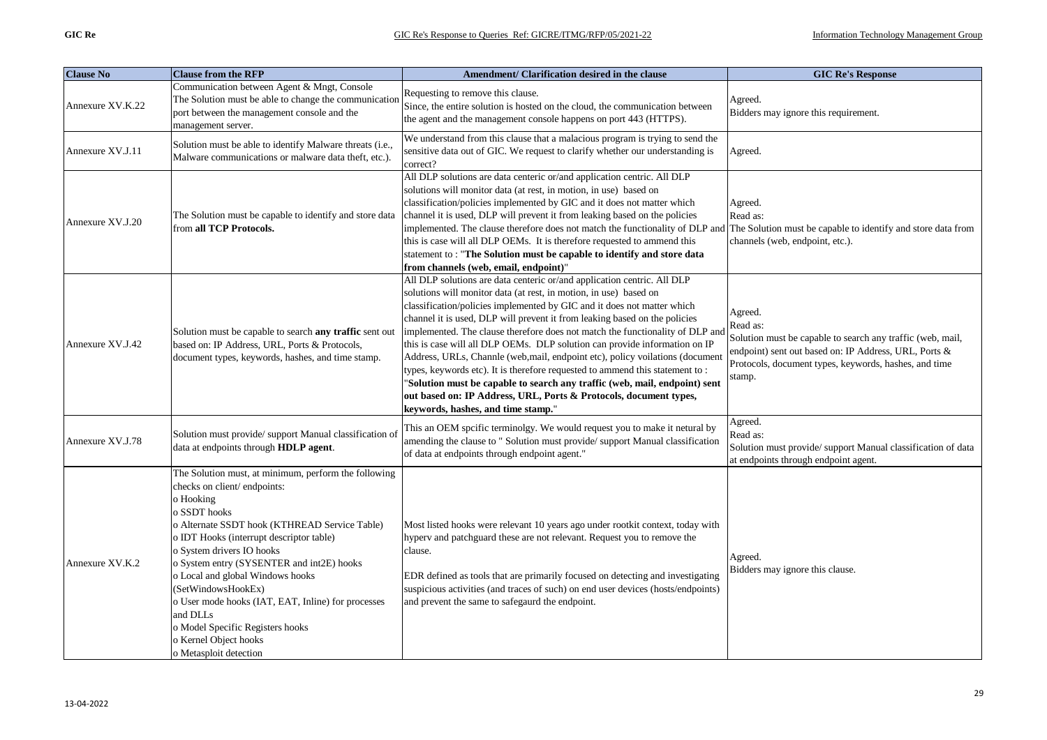| Clause No | Clause from the RFP | Amendment/ Clarification desired in the clause | GIC Re's Response |
|---|---|---|---|
| Annexure XV.K.22 | Communication between Agent & Mngt, Console<br>The Solution must be able to change the communication port between the management console and the management server. | Requesting to remove this clause.<br>Since, the entire solution is hosted on the cloud, the communication between the agent and the management console happens on port 443 (HTTPS). | Agreed.<br>Bidders may ignore this requirement. |
| Annexure XV.J.11 | Solution must be able to identify Malware threats (i.e., Malware communications or malware data theft, etc.). | We understand from this clause that a malacious program is trying to send the sensitive data out of GIC. We request to clarify whether our understanding is correct? | Agreed. |
| Annexure XV.J.20 | The Solution must be capable to identify and store data from **all TCP Protocols.** | All DLP solutions are data centeric or/and application centric. All DLP solutions will monitor data (at rest, in motion, in use) based on classification/policies implemented by GIC and it does not matter which channel it is used, DLP will prevent it from leaking based on the policies implemented. The clause therefore does not match the functionality of DLP and this is case will all DLP OEMs. It is therefore requested to ammend this statement to : "**The Solution must be capable to identify and store data from channels (web, email, endpoint)**" | Agreed.<br>Read as:<br>The Solution must be capable to identify and store data from channels (web, endpoint, etc.). |
| Annexure XV.J.42 | Solution must be capable to search **any traffic** sent out based on: IP Address, URL, Ports & Protocols, document types, keywords, hashes, and time stamp. | All DLP solutions are data centeric or/and application centric. All DLP solutions will monitor data (at rest, in motion, in use) based on classification/policies implemented by GIC and it does not matter which channel it is used, DLP will prevent it from leaking based on the policies implemented. The clause therefore does not match the functionality of DLP and this is case will all DLP OEMs. DLP solution can provide information on IP Address, URLs, Channle (web,mail, endpoint etc), policy voilations (document types, keywords etc). It is therefore requested to ammend this statement to : "**Solution must be capable to search any traffic (web, mail, endpoint) sent out based on: IP Address, URL, Ports & Protocols, document types, keywords, hashes, and time stamp.**" | Agreed.<br>Read as:<br>Solution must be capable to search any traffic (web, mail, endpoint) sent out based on: IP Address, URL, Ports & Protocols, document types, keywords, hashes, and time stamp. |
| Annexure XV.J.78 | Solution must provide/ support Manual classification of data at endpoints through **HDLP agent**. | This an OEM spcific terminolgy. We would request you to make it netural by amending the clause to " Solution must provide/ support Manual classification of data at endpoints through endpoint agent." | Agreed.<br>Read as:<br>Solution must provide/ support Manual classification of data at endpoints through endpoint agent. |
| Annexure XV.K.2 | The Solution must, at minimum, perform the following checks on client/ endpoints:<br>o Hooking<br>o SSDT hooks<br>o Alternate SSDT hook (KTHREAD Service Table)<br>o IDT Hooks (interrupt descriptor table)<br>o System drivers IO hooks<br>o System entry (SYSENTER and int2E) hooks<br>o Local and global Windows hooks (SetWindowsHookEx)<br>o User mode hooks (IAT, EAT, Inline) for processes and DLLs<br>o Model Specific Registers hooks<br>o Kernel Object hooks<br>o Metasploit detection | Most listed hooks were relevant 10 years ago under rootkit context, today with hyperv and patchguard these are not relevant. Request you to remove the clause.<br><br>EDR defined as tools that are primarily focused on detecting and investigating suspicious activities (and traces of such) on end user devices (hosts/endpoints) and prevent the same to safegaurd the endpoint. | Agreed.<br>Bidders may ignore this clause. |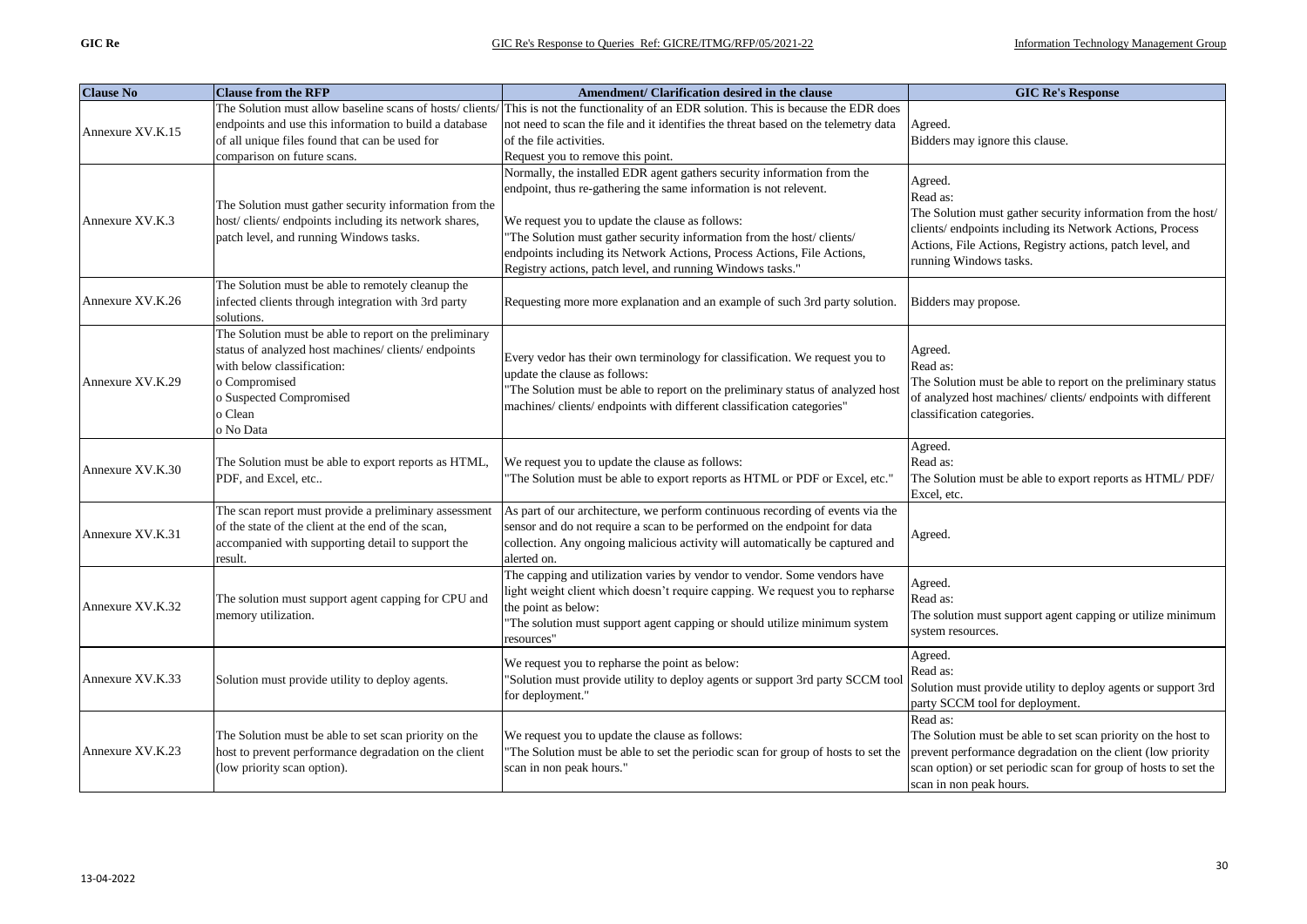| Clause No | Clause from the RFP | Amendment/ Clarification desired in the clause | GIC Re's Response |
|---|---|---|---|
| Annexure XV.K.15 | The Solution must allow baseline scans of hosts/ clients/ endpoints and use this information to build a database of all unique files found that can be used for comparison on future scans. | This is not the functionality of an EDR solution. This is because the EDR does not need to scan the file and it identifies the threat based on the telemetry data of the file activities.<br>Request you to remove this point. | Agreed.<br>Bidders may ignore this clause. |
| Annexure XV.K.3 | The Solution must gather security information from the host/ clients/ endpoints including its network shares, patch level, and running Windows tasks. | Normally, the installed EDR agent gathers security information from the endpoint, thus re-gathering the same information is not relevent.<br><br>We request you to update the clause as follows:<br>"The Solution must gather security information from the host/ clients/ endpoints including its Network Actions, Process Actions, File Actions, Registry actions, patch level, and running Windows tasks." | Agreed.<br>Read as:<br>The Solution must gather security information from the host/ clients/ endpoints including its Network Actions, Process Actions, File Actions, Registry actions, patch level, and running Windows tasks. |
| Annexure XV.K.26 | The Solution must be able to remotely cleanup the infected clients through integration with 3rd party solutions. | Requesting more more explanation and an example of such 3rd party solution. | Bidders may propose. |
| Annexure XV.K.29 | The Solution must be able to report on the preliminary status of analyzed host machines/ clients/ endpoints with below classification:<br>o Compromised<br>o Suspected Compromised<br>o Clean<br>o No Data | Every vedor has their own terminology for classification. We request you to update the clause as follows:<br>"The Solution must be able to report on the preliminary status of analyzed host machines/ clients/ endpoints with different classification categories" | Agreed.<br>Read as:<br>The Solution must be able to report on the preliminary status of analyzed host machines/ clients/ endpoints with different classification categories. |
| Annexure XV.K.30 | The Solution must be able to export reports as HTML, PDF, and Excel, etc.. | We request you to update the clause as follows:<br>"The Solution must be able to export reports as HTML or PDF or Excel, etc." | Agreed.<br>Read as:<br>The Solution must be able to export reports as HTML/ PDF/ Excel, etc. |
| Annexure XV.K.31 | The scan report must provide a preliminary assessment of the state of the client at the end of the scan, accompanied with supporting detail to support the result. | As part of our architecture, we perform continuous recording of events via the sensor and do not require a scan to be performed on the endpoint for data collection. Any ongoing malicious activity will automatically be captured and alerted on. | Agreed. |
| Annexure XV.K.32 | The solution must support agent capping for CPU and memory utilization. | The capping and utilization varies by vendor to vendor. Some vendors have light weight client which doesn't require capping. We request you to repharse the point as below:<br>"The solution must support agent capping or should utilize minimum system resources" | Agreed.<br>Read as:<br>The solution must support agent capping or utilize minimum system resources. |
| Annexure XV.K.33 | Solution must provide utility to deploy agents. | We request you to repharse the point as below:<br>"Solution must provide utility to deploy agents or support 3rd party SCCM tool for deployment." | Agreed.<br>Read as:<br>Solution must provide utility to deploy agents or support 3rd party SCCM tool for deployment. |
| Annexure XV.K.23 | The Solution must be able to set scan priority on the host to prevent performance degradation on the client (low priority scan option). | We request you to update the clause as follows:<br>"The Solution must be able to set the periodic scan for group of hosts to set the scan in non peak hours." | Read as:<br>The Solution must be able to set scan priority on the host to prevent performance degradation on the client (low priority scan option) or set periodic scan for group of hosts to set the scan in non peak hours. |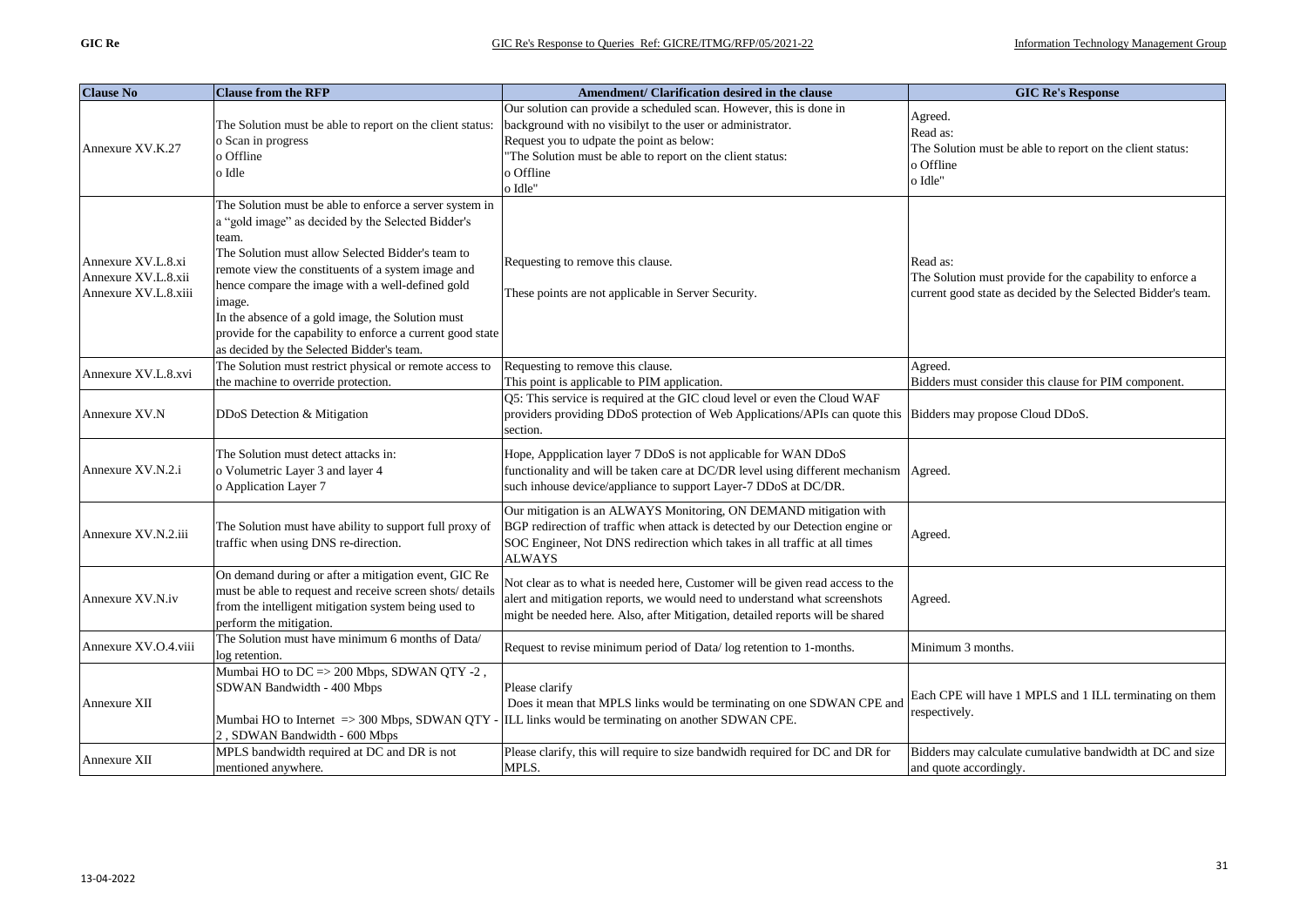| Clause No | Clause from the RFP | Amendment/ Clarification desired in the clause | GIC Re's Response |
|---|---|---|---|
| Annexure XV.K.27 | The Solution must be able to report on the client status:<br>o Scan in progress<br>o Offline<br>o Idle | Our solution can provide a scheduled scan. However, this is done in background with no visibilyt to the user or administrator.<br>Request you to udpate the point as below:<br>"The Solution must be able to report on the client status:<br>o Offline<br>o Idle" | Agreed.<br>Read as:<br>The Solution must be able to report on the client status:<br>o Offline<br>o Idle" |
| Annexure XV.L.8.xi<br>Annexure XV.L.8.xii<br>Annexure XV.L.8.xiii | The Solution must be able to enforce a server system in a "gold image" as decided by the Selected Bidder's team.<br>The Solution must allow Selected Bidder's team to remote view the constituents of a system image and hence compare the image with a well-defined gold image.<br>In the absence of a gold image, the Solution must provide for the capability to enforce a current good state as decided by the Selected Bidder's team. | Requesting to remove this clause.<br><br>These points are not applicable in Server Security. | Read as:<br>The Solution must provide for the capability to enforce a current good state as decided by the Selected Bidder's team. |
| Annexure XV.L.8.xvi | The Solution must restrict physical or remote access to the machine to override protection. | Requesting to remove this clause.<br>This point is applicable to PIM application. | Agreed.<br>Bidders must consider this clause for PIM component. |
| Annexure XV.N | DDoS Detection & Mitigation | Q5: This service is required at the GIC cloud level or even the Cloud WAF providers providing DDoS protection of Web Applications/APIs can quote this section. | Bidders may propose Cloud DDoS. |
| Annexure XV.N.2.i | The Solution must detect attacks in:<br>o Volumetric Layer 3 and layer 4<br>o Application Layer 7 | Hope, Appplication layer 7 DDoS is not applicable for WAN DDoS functionality and will be taken care at DC/DR level using different mechanism such inhouse device/appliance to support Layer-7 DDoS at DC/DR. | Agreed. |
| Annexure XV.N.2.iii | The Solution must have ability to support full proxy of traffic when using DNS re-direction. | Our mitigation is an ALWAYS Monitoring, ON DEMAND mitigation with BGP redirection of traffic when attack is detected by our Detection engine or SOC Engineer, Not DNS redirection which takes in all traffic at all times ALWAYS | Agreed. |
| Annexure XV.N.iv | On demand during or after a mitigation event, GIC Re must be able to request and receive screen shots/ details from the intelligent mitigation system being used to perform the mitigation. | Not clear as to what is needed here, Customer will be given read access to the alert and mitigation reports, we would need to understand what screenshots might be needed here. Also, after Mitigation, detailed reports will be shared | Agreed. |
| Annexure XV.O.4.viii | The Solution must have minimum 6 months of Data/ log retention. | Request to revise minimum period of Data/ log retention to 1-months. | Minimum 3 months. |
| Annexure XII | Mumbai HO to DC => 200 Mbps, SDWAN QTY -2 , SDWAN Bandwidth - 400 Mbps<br><br>Mumbai HO to Internet => 300 Mbps, SDWAN QTY - 2 , SDWAN Bandwidth - 600 Mbps | Please clarify<br>Does it mean that MPLS links would be terminating on one SDWAN CPE and ILL links would be terminating on another SDWAN CPE. | Each CPE will have 1 MPLS and 1 ILL terminating on them respectively. |
| Annexure XII | MPLS bandwidth required at DC and DR is not mentioned anywhere. | Please clarify, this will require to size bandwidh required for DC and DR for MPLS. | Bidders may calculate cumulative bandwidth at DC and size and quote accordingly. |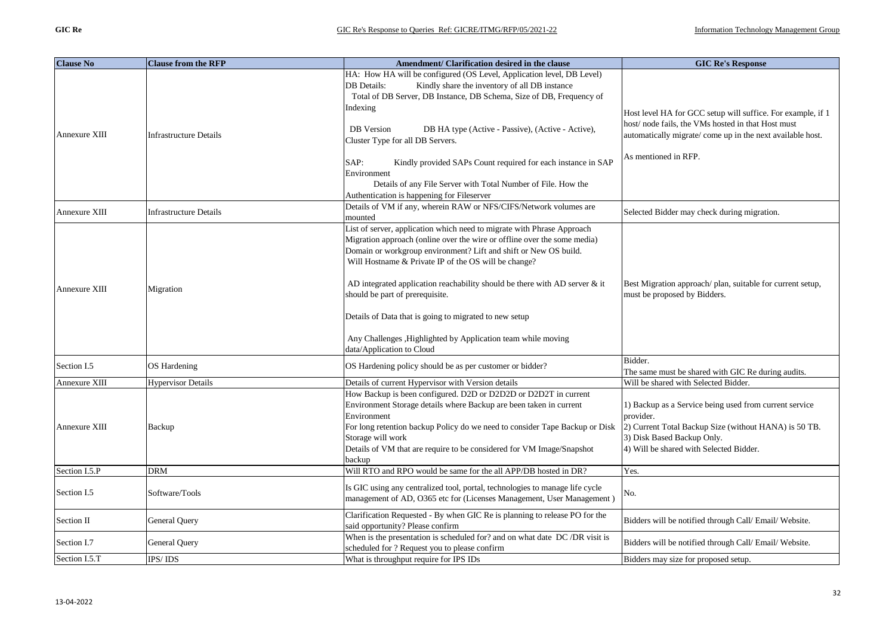| Clause No | Clause from the RFP | Amendment/ Clarification desired in the clause | GIC Re's Response |
|---|---|---|---|
| Annexure XIII | Infrastructure Details | HA: How HA will be configured (OS Level, Application level, DB Level)<br>DB Details: Kindly share the inventory of all DB instance<br>Total of DB Server, DB Instance, DB Schema, Size of DB, Frequency of Indexing<br><br>DB Version DB HA type (Active - Passive), (Active - Active), Cluster Type for all DB Servers.<br><br>SAP: Kindly provided SAPs Count required for each instance in SAP Environment<br>Details of any File Server with Total Number of File. How the Authentication is happening for Fileserver | Host level HA for GCC setup will suffice. For example, if 1 host/ node fails, the VMs hosted in that Host must automatically migrate/ come up in the next available host.<br><br>As mentioned in RFP. |
| Annexure XIII | Infrastructure Details | Details of VM if any, wherein RAW or NFS/CIFS/Network volumes are mounted | Selected Bidder may check during migration. |
| Annexure XIII | Migration | List of server, application which need to migrate with Phrase Approach<br>Migration approach (online over the wire or offline over the some media)<br>Domain or workgroup environment? Lift and shift or New OS build.<br>Will Hostname & Private IP of the OS will be change?<br><br>AD integrated application reachability should be there with AD server & it should be part of prerequisite.<br><br>Details of Data that is going to migrated to new setup<br><br>Any Challenges ,Highlighted by Application team while moving data/Application to Cloud | Best Migration approach/ plan, suitable for current setup, must be proposed by Bidders. |
| Section I.5 | OS Hardening | OS Hardening policy should be as per customer or bidder? | Bidder.<br>The same must be shared with GIC Re during audits. |
| Annexure XIII | Hypervisor Details | Details of current Hypervisor with Version details | Will be shared with Selected Bidder. |
| Annexure XIII | Backup | How Backup is been configured. D2D or D2D2D or D2D2T in current Environment Storage details where Backup are been taken in current Environment<br>For long retention backup Policy do we need to consider Tape Backup or Disk Storage will work<br>Details of VM that are require to be considered for VM Image/Snapshot backup | 1) Backup as a Service being used from current service provider.<br>2) Current Total Backup Size (without HANA) is 50 TB.<br>3) Disk Based Backup Only.<br>4) Will be shared with Selected Bidder. |
| Section I.5.P | DRM | Will RTO and RPO would be same for the all APP/DB hosted in DR? | Yes. |
| Section I.5 | Software/Tools | Is GIC using any centralized tool, portal, technologies to manage life cycle management of AD, O365 etc for (Licenses Management, User Management ) | No. |
| Section II | General Query | Clarification Requested - By when GIC Re is planning to release PO for the said opportunity? Please confirm | Bidders will be notified through Call/ Email/ Website. |
| Section I.7 | General Query | When is the presentation is scheduled for? and on what date DC /DR visit is scheduled for ? Request you to please confirm | Bidders will be notified through Call/ Email/ Website. |
| Section I.5.T | IPS/ IDS | What is throughput require for IPS IDs | Bidders may size for proposed setup. |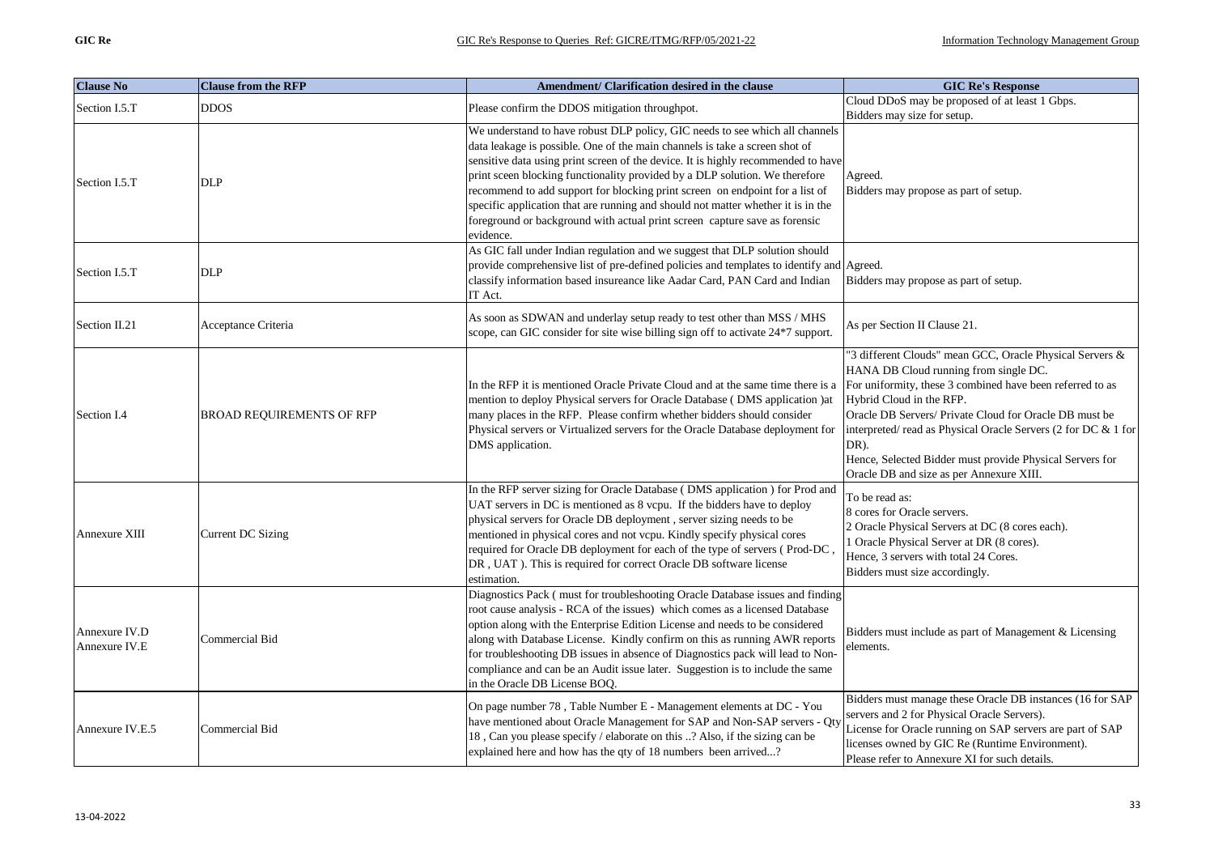| Clause No | Clause from the RFP | Amendment/ Clarification desired in the clause | GIC Re's Response |
|---|---|---|---|
| Section I.5.T | DDOS | Please confirm the DDOS mitigation throughpot. | Cloud DDoS may be proposed of at least 1 Gbps.<br>Bidders may size for setup. |
| Section I.5.T | DLP | We understand to have robust DLP policy, GIC needs to see which all channels data leakage is possible. One of the main channels is take a screen shot of sensitive data using print screen of the device. It is highly recommended to have print sceen blocking functionality provided by a DLP solution. We therefore recommend to add support for blocking print screen on endpoint for a list of specific application that are running and should not matter whether it is in the foreground or background with actual print screen capture save as forensic evidence. | Agreed.<br>Bidders may propose as part of setup. |
| Section I.5.T | DLP | As GIC fall under Indian regulation and we suggest that DLP solution should provide comprehensive list of pre-defined policies and templates to identify and classify information based insureance like Aadar Card, PAN Card and Indian IT Act. | Agreed.<br>Bidders may propose as part of setup. |
| Section II.21 | Acceptance Criteria | As soon as SDWAN and underlay setup ready to test other than MSS / MHS scope, can GIC consider for site wise billing sign off to activate 24*7 support. | As per Section II Clause 21. |
| Section I.4 | BROAD REQUIREMENTS OF RFP | In the RFP it is mentioned Oracle Private Cloud and at the same time there is a mention to deploy Physical servers for Oracle Database ( DMS application )at many places in the RFP. Please confirm whether bidders should consider Physical servers or Virtualized servers for the Oracle Database deployment for DMS application. | "3 different Clouds" mean GCC, Oracle Physical Servers & HANA DB Cloud running from single DC.<br>For uniformity, these 3 combined have been referred to as Hybrid Cloud in the RFP.<br>Oracle DB Servers/ Private Cloud for Oracle DB must be interpreted/ read as Physical Oracle Servers (2 for DC & 1 for DR).<br>Hence, Selected Bidder must provide Physical Servers for Oracle DB and size as per Annexure XIII. |
| Annexure XIII | Current DC Sizing | In the RFP server sizing for Oracle Database ( DMS application ) for Prod and UAT servers in DC is mentioned as 8 vcpu. If the bidders have to deploy physical servers for Oracle DB deployment , server sizing needs to be mentioned in physical cores and not vcpu. Kindly specify physical cores required for Oracle DB deployment for each of the type of servers ( Prod-DC , DR , UAT ). This is required for correct Oracle DB software license estimation. | To be read as:<br>8 cores for Oracle servers.<br>2 Oracle Physical Servers at DC (8 cores each).<br>1 Oracle Physical Server at DR (8 cores).<br>Hence, 3 servers with total 24 Cores.<br>Bidders must size accordingly. |
| Annexure IV.D<br>Annexure IV.E | Commercial Bid | Diagnostics Pack ( must for troubleshooting Oracle Database issues and finding root cause analysis - RCA of the issues) which comes as a licensed Database option along with the Enterprise Edition License and needs to be considered along with Database License. Kindly confirm on this as running AWR reports for troubleshooting DB issues in absence of Diagnostics pack will lead to Non-compliance and can be an Audit issue later. Suggestion is to include the same in the Oracle DB License BOQ. | Bidders must include as part of Management & Licensing elements. |
| Annexure IV.E.5 | Commercial Bid | On page number 78 , Table Number E - Management elements at DC - You have mentioned about Oracle Management for SAP and Non-SAP servers - Qty 18 , Can you please specify / elaborate on this ..? Also, if the sizing can be explained here and how has the qty of 18 numbers been arrived...? | Bidders must manage these Oracle DB instances (16 for SAP servers and 2 for Physical Oracle Servers).<br>License for Oracle running on SAP servers are part of SAP licenses owned by GIC Re (Runtime Environment).<br>Please refer to Annexure XI for such details. |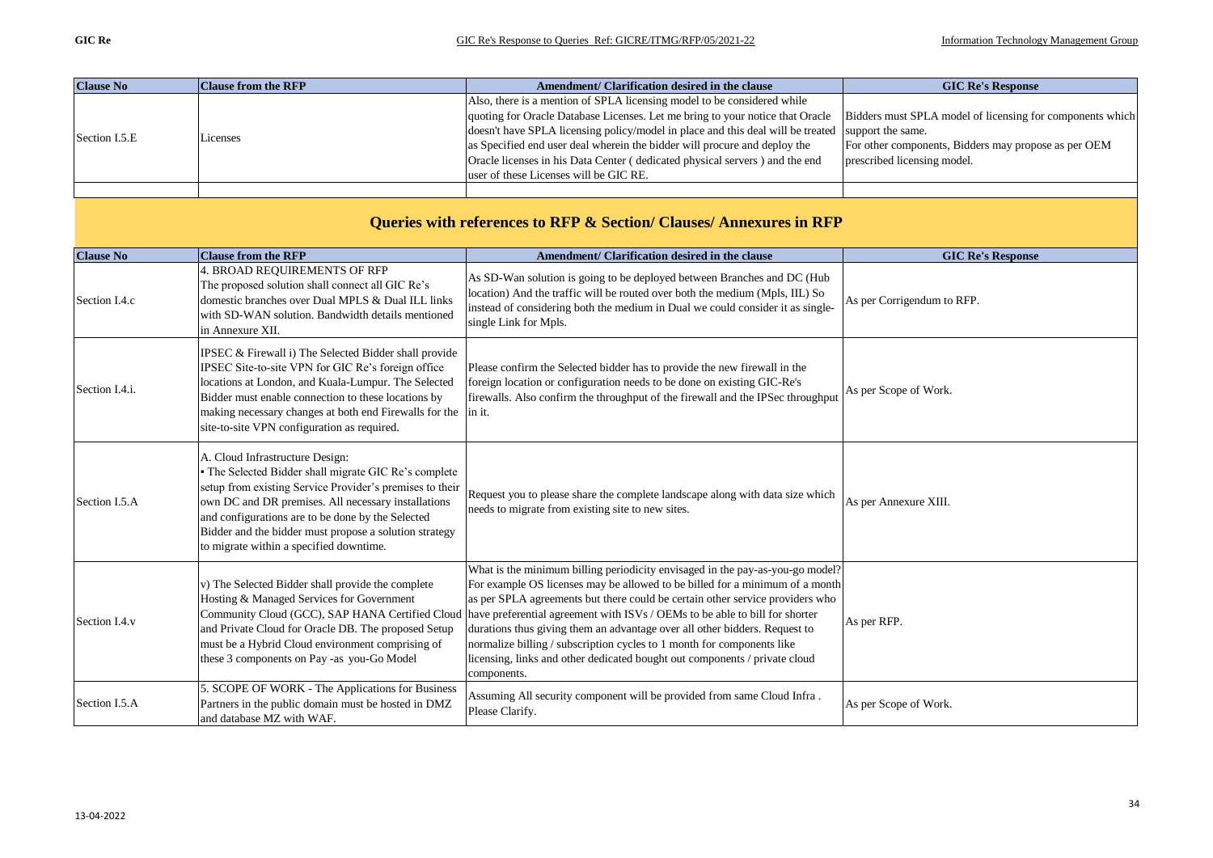| Clause No | Clause from the RFP | Amendment/ Clarification desired in the clause | GIC Re's Response |
|---|---|---|---|
| Section I.5.E | Licenses | Also, there is a mention of SPLA licensing model to be considered while quoting for Oracle Database Licenses. Let me bring to your notice that Oracle doesn't have SPLA licensing policy/model in place and this deal will be treated as Specified end user deal wherein the bidder will procure and deploy the Oracle licenses in his Data Center ( dedicated physical servers ) and the end user of these Licenses will be GIC RE. | Bidders must SPLA model of licensing for components which support the same.<br>For other components, Bidders may propose as per OEM prescribed licensing model. |
| | | | |

## Queries with references to RFP & Section/ Clauses/ Annexures in RFP

| Clause No | Clause from the RFP | Amendment/ Clarification desired in the clause | GIC Re's Response |
|---|---|---|---|
| Section I.4.c | 4. BROAD REQUIREMENTS OF RFP<br>The proposed solution shall connect all GIC Re's domestic branches over Dual MPLS & Dual ILL links with SD-WAN solution. Bandwidth details mentioned in Annexure XII. | As SD-Wan solution is going to be deployed between Branches and DC (Hub location) And the traffic will be routed over both the medium (Mpls, IIL) So instead of considering both the medium in Dual we could consider it as single-single Link for Mpls. | As per Corrigendum to RFP. |
| Section I.4.i. | IPSEC & Firewall i) The Selected Bidder shall provide IPSEC Site-to-site VPN for GIC Re's foreign office locations at London, and Kuala-Lumpur. The Selected Bidder must enable connection to these locations by making necessary changes at both end Firewalls for the site-to-site VPN configuration as required. | Please confirm the Selected bidder has to provide the new firewall in the foreign location or configuration needs to be done on existing GIC-Re's firewalls. Also confirm the throughput of the firewall and the IPSec throughput in it. | As per Scope of Work. |
| Section I.5.A | A. Cloud Infrastructure Design:<br>• The Selected Bidder shall migrate GIC Re's complete setup from existing Service Provider's premises to their own DC and DR premises. All necessary installations and configurations are to be done by the Selected Bidder and the bidder must propose a solution strategy to migrate within a specified downtime. | Request you to please share the complete landscape along with data size which needs to migrate from existing site to new sites. | As per Annexure XIII. |
| Section I.4.v | v) The Selected Bidder shall provide the complete Hosting & Managed Services for Government Community Cloud (GCC), SAP HANA Certified Cloud and Private Cloud for Oracle DB. The proposed Setup must be a Hybrid Cloud environment comprising of these 3 components on Pay -as you-Go Model | What is the minimum billing periodicity envisaged in the pay-as-you-go model? For example OS licenses may be allowed to be billed for a minimum of a month as per SPLA agreements but there could be certain other service providers who have preferential agreement with ISVs / OEMs to be able to bill for shorter durations thus giving them an advantage over all other bidders. Request to normalize billing / subscription cycles to 1 month for components like licensing, links and other dedicated bought out components / private cloud components. | As per RFP. |
| Section I.5.A | 5. SCOPE OF WORK - The Applications for Business Partners in the public domain must be hosted in DMZ and database MZ with WAF. | Assuming All security component will be provided from same Cloud Infra . Please Clarify. | As per Scope of Work. |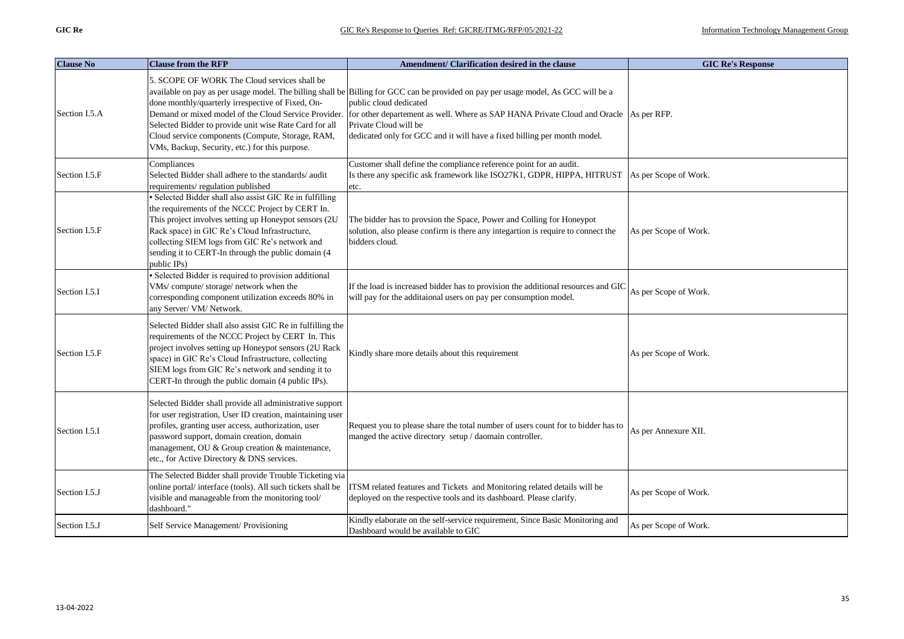| Clause No | Clause from the RFP | Amendment/ Clarification desired in the clause | GIC Re's Response |
|---|---|---|---|
| Section I.5.A | 5. SCOPE OF WORK The Cloud services shall be available on pay as per usage model. The billing shall be done monthly/quarterly irrespective of Fixed, On-Demand or mixed model of the Cloud Service Provider. Selected Bidder to provide unit wise Rate Card for all Cloud service components (Compute, Storage, RAM, VMs, Backup, Security, etc.) for this purpose. | Billing for GCC can be provided on pay per usage model, As GCC will be a public cloud dedicated for other departement as well. Where as SAP HANA Private Cloud and Oracle Private Cloud will be dedicated only for GCC and it will have a fixed billing per month model. | As per RFP. |
| Section I.5.F | Compliances Selected Bidder shall adhere to the standards/ audit requirements/ regulation published | Customer shall define the compliance reference point for an audit. Is there any specific ask framework like ISO27K1, GDPR, HIPPA, HITRUST etc. | As per Scope of Work. |
| Section I.5.F | ▪ Selected Bidder shall also assist GIC Re in fulfilling the requirements of the NCCC Project by CERT In. This project involves setting up Honeypot sensors (2U Rack space) in GIC Re's Cloud Infrastructure, collecting SIEM logs from GIC Re's network and sending it to CERT-In through the public domain (4 public IPs) | The bidder has to provsion the Space, Power and Colling for Honeypot solution, also please confirm is there any integartion is require to connect the bidders cloud. | As per Scope of Work. |
| Section I.5.I | ▪ Selected Bidder is required to provision additional VMs/ compute/ storage/ network when the corresponding component utilization exceeds 80% in any Server/ VM/ Network. | If the load is increased bidder has to provision the additional resources and GIC will pay for the additaional users on pay per consumption model. | As per Scope of Work. |
| Section I.5.F | Selected Bidder shall also assist GIC Re in fulfilling the requirements of the NCCC Project by CERT In. This project involves setting up Honeypot sensors (2U Rack space) in GIC Re's Cloud Infrastructure, collecting SIEM logs from GIC Re's network and sending it to CERT-In through the public domain (4 public IPs). | Kindly share more details about this requirement | As per Scope of Work. |
| Section I.5.I | Selected Bidder shall provide all administrative support for user registration, User ID creation, maintaining user profiles, granting user access, authorization, user password support, domain creation, domain management, OU & Group creation & maintenance, etc., for Active Directory & DNS services. | Request you to please share the total number of users count for to bidder has to manged the active directory setup / daomain controller. | As per Annexure XII. |
| Section I.5.J | The Selected Bidder shall provide Trouble Ticketing via online portal/ interface (tools). All such tickets shall be visible and manageable from the monitoring tool/ dashboard." | ITSM related features and Tickets and Monitoring related details will be deployed on the respective tools and its dashboard. Please clarify. | As per Scope of Work. |
| Section I.5.J | Self Service Management/ Provisioning | Kindly elaborate on the self-service requirement, Since Basic Monitoring and Dashboard would be available to GIC | As per Scope of Work. |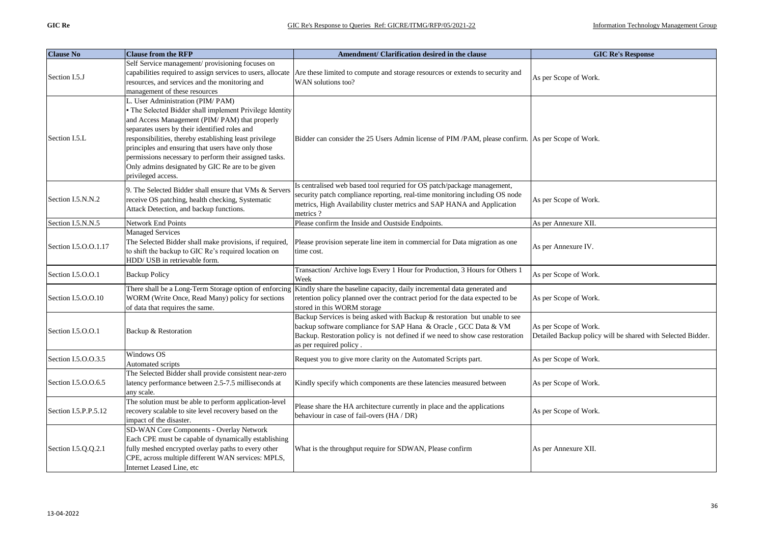| Clause No | Clause from the RFP | Amendment/ Clarification desired in the clause | GIC Re's Response |
|---|---|---|---|
| Section I.5.J | Self Service management/ provisioning focuses on capabilities required to assign services to users, allocate resources, and services and the monitoring and management of these resources | Are these limited to compute and storage resources or extends to security and WAN solutions too? | As per Scope of Work. |
| Section I.5.L | L. User Administration (PIM/ PAM)<br>• The Selected Bidder shall implement Privilege Identity and Access Management (PIM/ PAM) that properly separates users by their identified roles and responsibilities, thereby establishing least privilege principles and ensuring that users have only those permissions necessary to perform their assigned tasks. Only admins designated by GIC Re are to be given privileged access. | Bidder can consider the 25 Users Admin license of PIM /PAM, please confirm. | As per Scope of Work. |
| Section I.5.N.N.2 | 9. The Selected Bidder shall ensure that VMs & Servers receive OS patching, health checking, Systematic Attack Detection, and backup functions. | Is centralised web based tool requried for OS patch/package management, security patch compliance reporting, real-time monitoring including OS node metrics, High Availability cluster metrics and SAP HANA and Application metrics ? | As per Scope of Work. |
| Section I.5.N.N.5 | Network End Points | Please confirm the Inside and Oustside Endpoints. | As per Annexure XII. |
| Section I.5.O.O.1.17 | Managed Services<br>The Selected Bidder shall make provisions, if required, to shift the backup to GIC Re's required location on HDD/ USB in retrievable form. | Please provision seperate line item in commercial for Data migration as one time cost. | As per Annexure IV. |
| Section I.5.O.O.1 | Backup Policy | Transaction/ Archive logs Every 1 Hour for Production, 3 Hours for Others 1 Week | As per Scope of Work. |
| Section I.5.O.O.10 | There shall be a Long-Term Storage option of enforcing WORM (Write Once, Read Many) policy for sections of data that requires the same. | Kindly share the baseline capacity, daily incremental data generated and retention policy planned over the contract period for the data expected to be stored in this WORM storage | As per Scope of Work. |
| Section I.5.O.O.1 | Backup & Restoration | Backup Services is being asked with Backup & restoration but unable to see backup software compliance for SAP Hana & Oracle , GCC Data & VM Backup. Restoration policy is not defined if we need to show case restoration as per required policy . | As per Scope of Work.<br>Detailed Backup policy will be shared with Selected Bidder. |
| Section I.5.O.O.3.5 | Windows OS<br>Automated scripts | Request you to give more clarity on the Automated Scripts part. | As per Scope of Work. |
| Section I.5.O.O.6.5 | The Selected Bidder shall provide consistent near-zero latency performance between 2.5-7.5 milliseconds at any scale. | Kindly specify which components are these latencies measured between | As per Scope of Work. |
| Section I.5.P.P.5.12 | The solution must be able to perform application-level recovery scalable to site level recovery based on the impact of the disaster. | Please share the HA architecture currently in place and the applications behaviour in case of fail-overs (HA / DR) | As per Scope of Work. |
| Section I.5.Q.Q.2.1 | SD-WAN Core Components - Overlay Network<br>Each CPE must be capable of dynamically establishing fully meshed encrypted overlay paths to every other CPE, across multiple different WAN services: MPLS, Internet Leased Line, etc | What is the throughput require for SDWAN, Please confirm | As per Annexure XII. |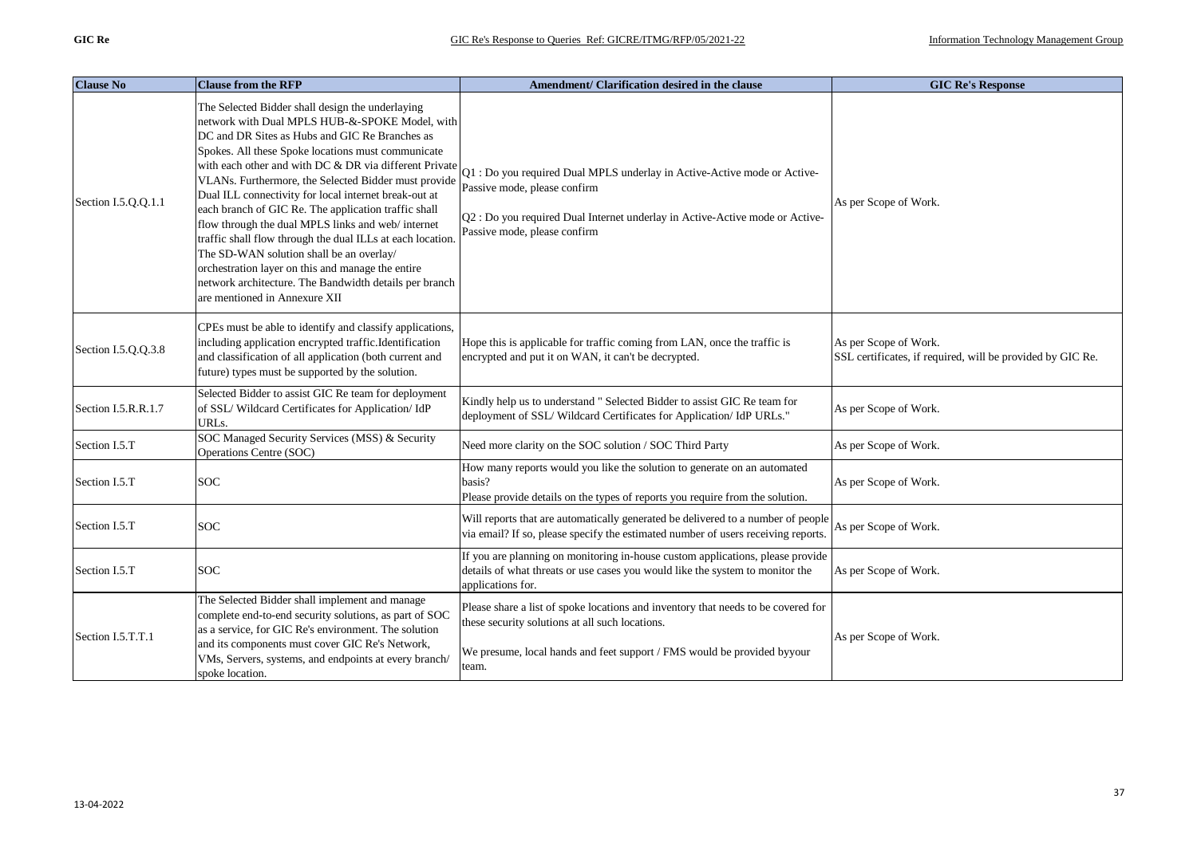| Clause No | Clause from the RFP | Amendment/ Clarification desired in the clause | GIC Re's Response |
|---|---|---|---|
| Section I.5.Q.Q.1.1 | The Selected Bidder shall design the underlaying network with Dual MPLS HUB-&-SPOKE Model, with DC and DR Sites as Hubs and GIC Re Branches as Spokes. All these Spoke locations must communicate with each other and with DC & DR via different Private VLANs. Furthermore, the Selected Bidder must provide Dual ILL connectivity for local internet break-out at each branch of GIC Re. The application traffic shall flow through the dual MPLS links and web/ internet traffic shall flow through the dual ILLs at each location. The SD-WAN solution shall be an overlay/ orchestration layer on this and manage the entire network architecture. The Bandwidth details per branch are mentioned in Annexure XII | Q1 : Do you required Dual MPLS underlay in Active-Active mode or Active-Passive mode, please confirm<br><br>Q2 : Do you required Dual Internet underlay in Active-Active mode or Active-Passive mode, please confirm | As per Scope of Work. |
| Section I.5.Q.Q.3.8 | CPEs must be able to identify and classify applications, including application encrypted traffic.Identification and classification of all application (both current and future) types must be supported by the solution. | Hope this is applicable for traffic coming from LAN, once the traffic is encrypted and put it on WAN, it can't be decrypted. | As per Scope of Work.<br>SSL certificates, if required, will be provided by GIC Re. |
| Section I.5.R.R.1.7 | Selected Bidder to assist GIC Re team for deployment of SSL/ Wildcard Certificates for Application/ IdP URLs. | Kindly help us to understand " Selected Bidder to assist GIC Re team for deployment of SSL/ Wildcard Certificates for Application/ IdP URLs." | As per Scope of Work. |
| Section I.5.T | SOC Managed Security Services (MSS) & Security Operations Centre (SOC) | Need more clarity on the SOC solution / SOC Third Party | As per Scope of Work. |
| Section I.5.T | SOC | How many reports would you like the solution to generate on an automated basis?<br>Please provide details on the types of reports you require from the solution. | As per Scope of Work. |
| Section I.5.T | SOC | Will reports that are automatically generated be delivered to a number of people via email? If so, please specify the estimated number of users receiving reports. | As per Scope of Work. |
| Section I.5.T | SOC | If you are planning on monitoring in-house custom applications, please provide details of what threats or use cases you would like the system to monitor the applications for. | As per Scope of Work. |
| Section I.5.T.T.1 | The Selected Bidder shall implement and manage complete end-to-end security solutions, as part of SOC as a service, for GIC Re's environment. The solution and its components must cover GIC Re's Network, VMs, Servers, systems, and endpoints at every branch/ spoke location. | Please share a list of spoke locations and inventory that needs to be covered for these security solutions at all such locations.<br><br>We presume, local hands and feet support / FMS would be provided byyour team. | As per Scope of Work. |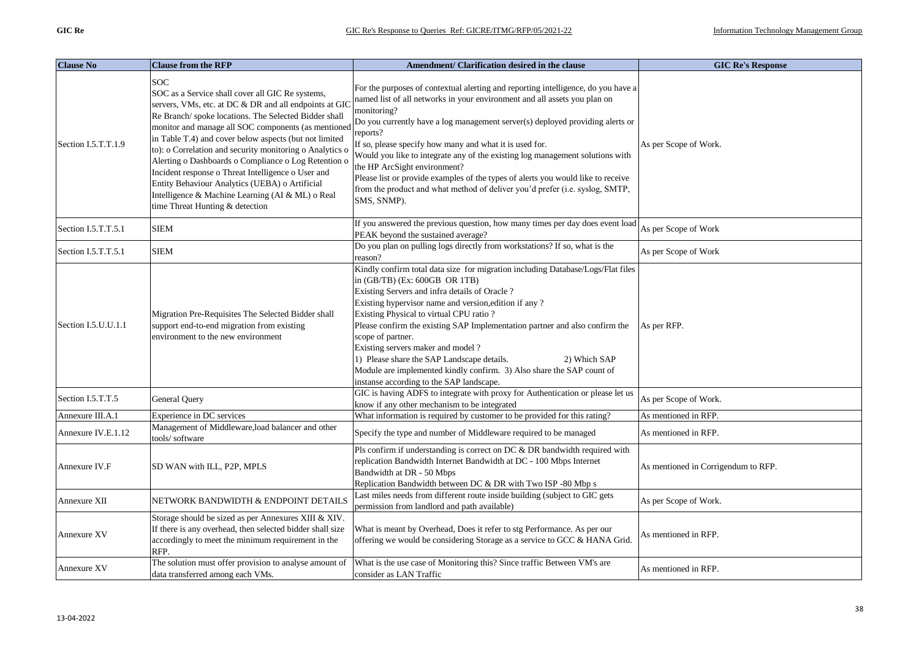| Clause No | Clause from the RFP | Amendment/ Clarification desired in the clause | GIC Re's Response |
|---|---|---|---|
| Section I.5.T.T.1.9 | SOC<br>SOC as a Service shall cover all GIC Re systems, servers, VMs, etc. at DC & DR and all endpoints at GIC Re Branch/ spoke locations. The Selected Bidder shall monitor and manage all SOC components (as mentioned in Table T.4) and cover below aspects (but not limited to): o Correlation and security monitoring o Analytics o Alerting o Dashboards o Compliance o Log Retention o Incident response o Threat Intelligence o User and Entity Behaviour Analytics (UEBA) o Artificial Intelligence & Machine Learning (AI & ML) o Real time Threat Hunting & detection | For the purposes of contextual alerting and reporting intelligence, do you have a named list of all networks in your environment and all assets you plan on monitoring?<br>Do you currently have a log management server(s) deployed providing alerts or reports?<br>If so, please specify how many and what it is used for.<br>Would you like to integrate any of the existing log management solutions with the HP ArcSight environment?<br>Please list or provide examples of the types of alerts you would like to receive from the product and what method of deliver you'd prefer (i.e. syslog, SMTP, SMS, SNMP). | As per Scope of Work. |
| Section I.5.T.T.5.1 | SIEM | If you answered the previous question, how many times per day does event load PEAK beyond the sustained average? | As per Scope of Work |
| Section I.5.T.T.5.1 | SIEM | Do you plan on pulling logs directly from workstations? If so, what is the reason? | As per Scope of Work |
| Section I.5.U.U.1.1 | Migration Pre-Requisites The Selected Bidder shall support end-to-end migration from existing environment to the new environment | Kindly confirm total data size for migration including Database/Logs/Flat files in (GB/TB) (Ex: 600GB OR 1TB)<br>Existing Servers and infra details of Oracle ?<br>Existing hypervisor name and version,edition if any ?<br>Existing Physical to virtual CPU ratio ?<br>Please confirm the existing SAP Implementation partner and also confirm the scope of partner.<br>Existing servers maker and model ?<br>1) Please share the SAP Landscape details. 2) Which SAP Module are implemented kindly confirm. 3) Also share the SAP count of instanse according to the SAP landscape. | As per RFP. |
| Section I.5.T.T.5 | General Query | GIC is having ADFS to integrate with proxy for Authentication or please let us know if any other mechanism to be integrated | As per Scope of Work. |
| Annexure III.A.1 | Experience in DC services | What information is required by customer to be provided for this rating? | As mentioned in RFP. |
| Annexure IV.E.1.12 | Management of Middleware,load balancer and other tools/ software | Specify the type and number of Middleware required to be managed | As mentioned in RFP. |
| Annexure IV.F | SD WAN with ILL, P2P, MPLS | Pls confirm if understanding is correct on DC & DR bandwidth required with replication Bandwidth Internet Bandwidth at DC - 100 Mbps Internet Bandwidth at DR - 50 Mbps<br>Replication Bandwidth between DC & DR with Two ISP -80 Mbp s | As mentioned in Corrigendum to RFP. |
| Annexure XII | NETWORK BANDWIDTH & ENDPOINT DETAILS | Last miles needs from different route inside building (subject to GIC gets permission from landlord and path available) | As per Scope of Work. |
| Annexure XV | Storage should be sized as per Annexures XIII & XIV. If there is any overhead, then selected bidder shall size accordingly to meet the minimum requirement in the RFP. | What is meant by Overhead, Does it refer to stg Performance. As per our offering we would be considering Storage as a service to GCC & HANA Grid. | As mentioned in RFP. |
| Annexure XV | The solution must offer provision to analyse amount of data transferred among each VMs. | What is the use case of Monitoring this? Since traffic Between VM's are consider as LAN Traffic | As mentioned in RFP. |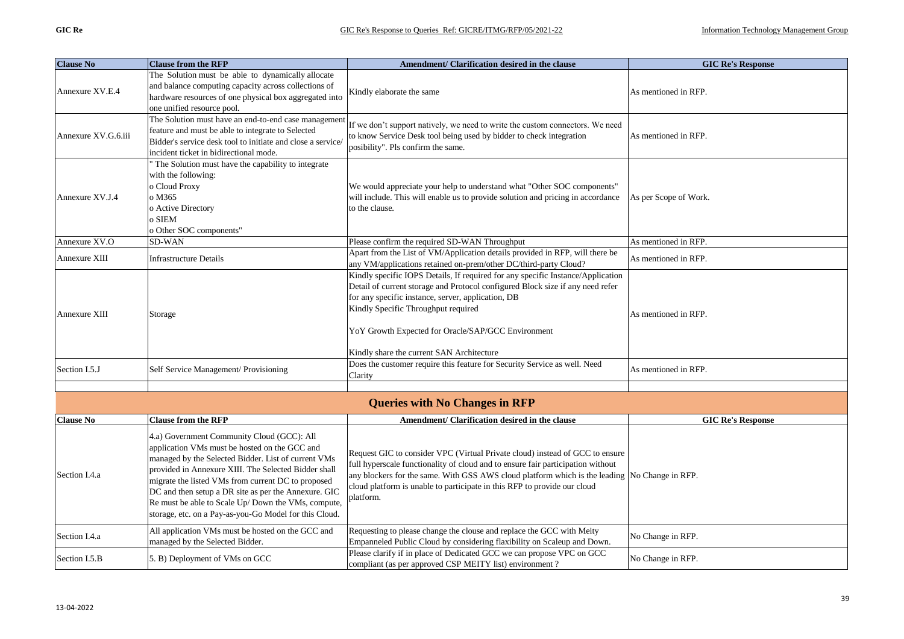| Clause No | Clause from the RFP | Amendment/ Clarification desired in the clause | GIC Re's Response |
|---|---|---|---|
| Annexure XV.E.4 | The Solution must be able to dynamically allocate and balance computing capacity across collections of hardware resources of one physical box aggregated into one unified resource pool. | Kindly elaborate the same | As mentioned in RFP. |
| Annexure XV.G.6.iii | The Solution must have an end-to-end case management feature and must be able to integrate to Selected Bidder's service desk tool to initiate and close a service/ incident ticket in bidirectional mode. | If we don't support natively, we need to write the custom connectors. We need to know Service Desk tool being used by bidder to check integration posibility". Pls confirm the same. | As mentioned in RFP. |
| Annexure XV.J.4 | " The Solution must have the capability to integrate with the following:<br>o Cloud Proxy<br>o M365<br>o Active Directory<br>o SIEM<br>o Other SOC components" | We would appreciate your help to understand what "Other SOC components" will include. This will enable us to provide solution and pricing in accordance to the clause. | As per Scope of Work. |
| Annexure XV.O | SD-WAN | Please confirm the required SD-WAN Throughput | As mentioned in RFP. |
| Annexure XIII | Infrastructure Details | Apart from the List of VM/Application details provided in RFP, will there be any VM/applications retained on-prem/other DC/third-party Cloud? | As mentioned in RFP. |
| Annexure XIII | Storage | Kindly specific IOPS Details, If required for any specific Instance/Application Detail of current storage and Protocol configured Block size if any need refer for any specific instance, server, application, DB<br>Kindly Specific Throughput required<br><br>YoY Growth Expected for Oracle/SAP/GCC Environment<br><br>Kindly share the current SAN Architecture | As mentioned in RFP. |
| Section I.5.J | Self Service Management/ Provisioning | Does the customer require this feature for Security Service as well. Need Clarity | As mentioned in RFP. |
| | | | |

## Queries with No Changes in RFP

| Clause No | Clause from the RFP | Amendment/ Clarification desired in the clause | GIC Re's Response |
|---|---|---|---|
| Section I.4.a | 4.a) Government Community Cloud (GCC): All application VMs must be hosted on the GCC and managed by the Selected Bidder. List of current VMs provided in Annexure XIII. The Selected Bidder shall migrate the listed VMs from current DC to proposed DC and then setup a DR site as per the Annexure. GIC Re must be able to Scale Up/ Down the VMs, compute, storage, etc. on a Pay-as-you-Go Model for this Cloud. | Request GIC to consider VPC (Virtual Private cloud) instead of GCC to ensure full hyperscale functionality of cloud and to ensure fair participation without any blockers for the same. With GSS AWS cloud platform which is the leading cloud platform is unable to participate in this RFP to provide our cloud platform. | No Change in RFP. |
| Section I.4.a | All application VMs must be hosted on the GCC and managed by the Selected Bidder. | Requesting to please change the clouse and replace the GCC with Meity Empanneled Public Cloud by considering flexibility on Scaleup and Down. | No Change in RFP. |
| Section I.5.B | 5. B) Deployment of VMs on GCC | Please clarify if in place of Dedicated GCC we can propose VPC on GCC compliant (as per approved CSP MEITY list) environment ? | No Change in RFP. |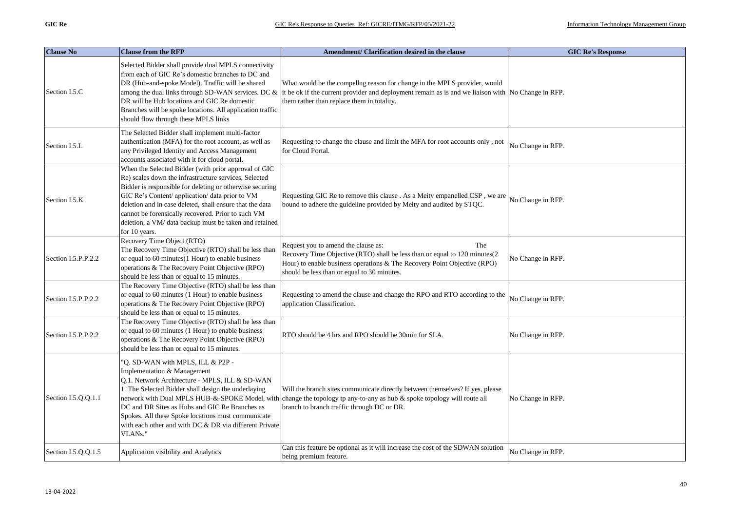| Clause No | Clause from the RFP | Amendment/ Clarification desired in the clause | GIC Re's Response |
|---|---|---|---|
| Section I.5.C | Selected Bidder shall provide dual MPLS connectivity from each of GIC Re's domestic branches to DC and DR (Hub-and-spoke Model). Traffic will be shared among the dual links through SD-WAN services. DC & DR will be Hub locations and GIC Re domestic Branches will be spoke locations. All application traffic should flow through these MPLS links | What would be the compellng reason for change in the MPLS provider, would it be ok if the current provider and deployment remain as is and we liaison with them rather than replace them in totality. | No Change in RFP. |
| Section I.5.L | The Selected Bidder shall implement multi-factor authentication (MFA) for the root account, as well as any Privileged Identity and Access Management accounts associated with it for cloud portal. | Requesting to change the clause and limit the MFA for root accounts only , not for Cloud Portal. | No Change in RFP. |
| Section I.5.K | When the Selected Bidder (with prior approval of GIC Re) scales down the infrastructure services, Selected Bidder is responsible for deleting or otherwise securing GIC Re's Content/ application/ data prior to VM deletion and in case deleted, shall ensure that the data cannot be forensically recovered. Prior to such VM deletion, a VM/ data backup must be taken and retained for 10 years. | Requesting GIC Re to remove this clause . As a Meity empanelled CSP , we are bound to adhere the guideline provided by Meity and audited by STQC. | No Change in RFP. |
| Section I.5.P.P.2.2 | Recovery Time Object (RTO)<br>The Recovery Time Objective (RTO) shall be less than or equal to 60 minutes(1 Hour) to enable business operations & The Recovery Point Objective (RPO) should be less than or equal to 15 minutes. | Request you to amend the clause as: The Recovery Time Objective (RTO) shall be less than or equal to 120 minutes(2 Hour) to enable business operations & The Recovery Point Objective (RPO) should be less than or equal to 30 minutes. | No Change in RFP. |
| Section I.5.P.P.2.2 | The Recovery Time Objective (RTO) shall be less than or equal to 60 minutes (1 Hour) to enable business operations & The Recovery Point Objective (RPO) should be less than or equal to 15 minutes. | Requesting to amend the clause and change the RPO and RTO according to the application Classification. | No Change in RFP. |
| Section I.5.P.P.2.2 | The Recovery Time Objective (RTO) shall be less than or equal to 60 minutes (1 Hour) to enable business operations & The Recovery Point Objective (RPO) should be less than or equal to 15 minutes. | RTO should be 4 hrs and RPO should be 30min for SLA. | No Change in RFP. |
| Section I.5.Q.Q.1.1 | "Q. SD-WAN with MPLS, ILL & P2P - Implementation & Management<br>Q.1. Network Architecture - MPLS, ILL & SD-WAN<br>1. The Selected Bidder shall design the underlaying network with Dual MPLS HUB-&-SPOKE Model, with DC and DR Sites as Hubs and GIC Re Branches as Spokes. All these Spoke locations must communicate with each other and with DC & DR via different Private VLANs." | Will the branch sites communicate directly between themselves? If yes, please change the topology tp any-to-any as hub & spoke topology will route all branch to branch traffic through DC or DR. | No Change in RFP. |
| Section I.5.Q.Q.1.5 | Application visibility and Analytics | Can this feature be optional as it will increase the cost of the SDWAN solution being premium feature. | No Change in RFP. |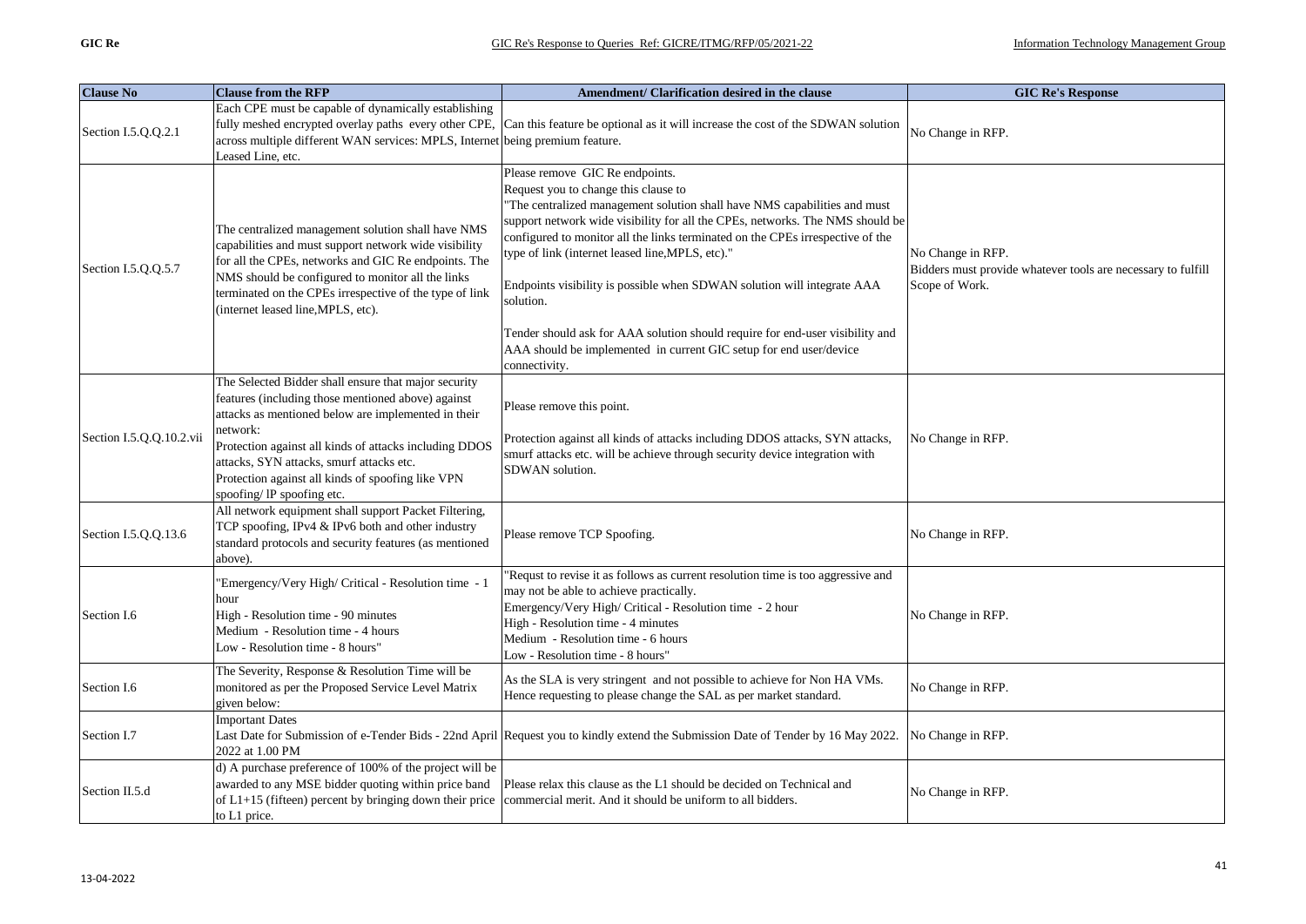| Clause No | Clause from the RFP | Amendment/ Clarification desired in the clause | GIC Re's Response |
|---|---|---|---|
| Section I.5.Q.Q.2.1 | Each CPE must be capable of dynamically establishing fully meshed encrypted overlay paths every other CPE, across multiple different WAN services: MPLS, Internet Leased Line, etc. | Can this feature be optional as it will increase the cost of the SDWAN solution being premium feature. | No Change in RFP. |
| Section I.5.Q.Q.5.7 | The centralized management solution shall have NMS capabilities and must support network wide visibility for all the CPEs, networks and GIC Re endpoints. The NMS should be configured to monitor all the links terminated on the CPEs irrespective of the type of link (internet leased line,MPLS, etc). | Please remove GIC Re endpoints.<br>Request you to change this clause to<br>"The centralized management solution shall have NMS capabilities and must support network wide visibility for all the CPEs, networks. The NMS should be configured to monitor all the links terminated on the CPEs irrespective of the type of link (internet leased line,MPLS, etc)."<br><br>Endpoints visibility is possible when SDWAN solution will integrate AAA solution.<br><br>Tender should ask for AAA solution should require for end-user visibility and AAA should be implemented in current GIC setup for end user/device connectivity. | No Change in RFP.<br>Bidders must provide whatever tools are necessary to fulfill Scope of Work. |
| Section I.5.Q.Q.10.2.vii | The Selected Bidder shall ensure that major security features (including those mentioned above) against attacks as mentioned below are implemented in their network:<br>Protection against all kinds of attacks including DDOS attacks, SYN attacks, smurf attacks etc.<br>Protection against all kinds of spoofing like VPN spoofing/ lP spoofing etc. | Please remove this point.<br><br>Protection against all kinds of attacks including DDOS attacks, SYN attacks, smurf attacks etc. will be achieve through security device integration with SDWAN solution. | No Change in RFP. |
| Section I.5.Q.Q.13.6 | All network equipment shall support Packet Filtering, TCP spoofing, IPv4 & IPv6 both and other industry standard protocols and security features (as mentioned above). | Please remove TCP Spoofing. | No Change in RFP. |
| Section I.6 | "Emergency/Very High/ Critical - Resolution time - 1 hour<br>High - Resolution time - 90 minutes<br>Medium - Resolution time - 4 hours<br>Low - Resolution time - 8 hours" | "Requst to revise it as follows as current resolution time is too aggressive and may not be able to achieve practically.<br>Emergency/Very High/ Critical - Resolution time - 2 hour<br>High - Resolution time - 4 minutes<br>Medium - Resolution time - 6 hours<br>Low - Resolution time - 8 hours" | No Change in RFP. |
| Section I.6 | The Severity, Response & Resolution Time will be monitored as per the Proposed Service Level Matrix given below: | As the SLA is very stringent and not possible to achieve for Non HA VMs. Hence requesting to please change the SAL as per market standard. | No Change in RFP. |
| Section I.7 | Important Dates<br>Last Date for Submission of e-Tender Bids - 22nd April 2022 at 1.00 PM | Request you to kindly extend the Submission Date of Tender by 16 May 2022. | No Change in RFP. |
| Section II.5.d | d) A purchase preference of 100% of the project will be awarded to any MSE bidder quoting within price band of L1+15 (fifteen) percent by bringing down their price to L1 price. | Please relax this clause as the L1 should be decided on Technical and commercial merit. And it should be uniform to all bidders. | No Change in RFP. |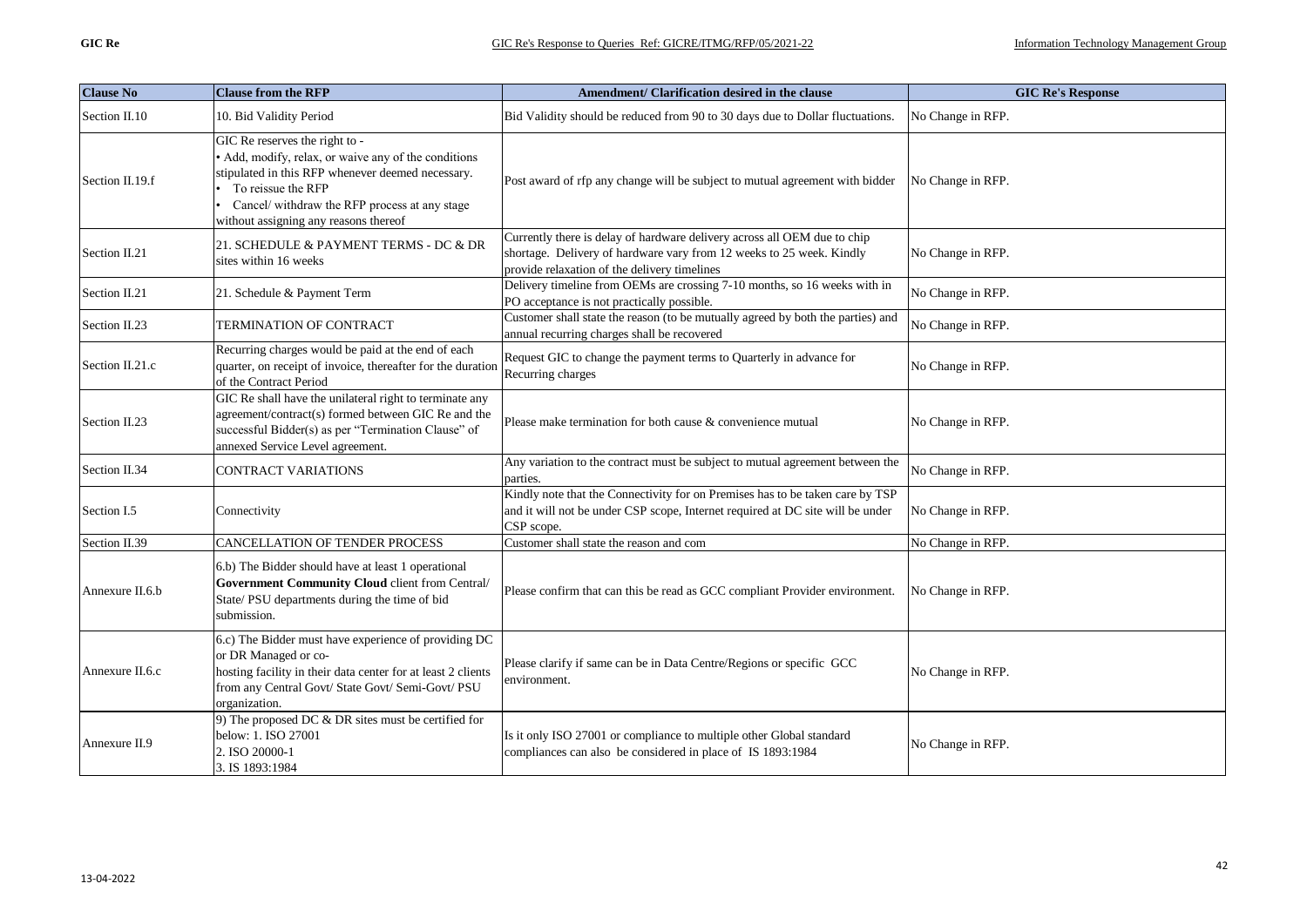| Clause No | Clause from the RFP | Amendment/ Clarification desired in the clause | GIC Re's Response |
|---|---|---|---|
| Section II.10 | 10. Bid Validity Period | Bid Validity should be reduced from 90 to 30 days due to Dollar fluctuations. | No Change in RFP. |
| Section II.19.f | GIC Re reserves the right to - • Add, modify, relax, or waive any of the conditions stipulated in this RFP whenever deemed necessary. • To reissue the RFP • Cancel/ withdraw the RFP process at any stage without assigning any reasons thereof | Post award of rfp any change will be subject to mutual agreement with bidder | No Change in RFP. |
| Section II.21 | 21. SCHEDULE & PAYMENT TERMS - DC & DR sites within 16 weeks | Currently there is delay of hardware delivery across all OEM due to chip shortage. Delivery of hardware vary from 12 weeks to 25 week. Kindly provide relaxation of the delivery timelines | No Change in RFP. |
| Section II.21 | 21. Schedule & Payment Term | Delivery timeline from OEMs are crossing 7-10 months, so 16 weeks with in PO acceptance is not practically possible. | No Change in RFP. |
| Section II.23 | TERMINATION OF CONTRACT | Customer shall state the reason (to be mutually agreed by both the parties) and annual recurring charges shall be recovered | No Change in RFP. |
| Section II.21.c | Recurring charges would be paid at the end of each quarter, on receipt of invoice, thereafter for the duration of the Contract Period | Request GIC to change the payment terms to Quarterly in advance for Recurring charges | No Change in RFP. |
| Section II.23 | GIC Re shall have the unilateral right to terminate any agreement/contract(s) formed between GIC Re and the successful Bidder(s) as per "Termination Clause" of annexed Service Level agreement. | Please make termination for both cause & convenience mutual | No Change in RFP. |
| Section II.34 | CONTRACT VARIATIONS | Any variation to the contract must be subject to mutual agreement between the parties. | No Change in RFP. |
| Section I.5 | Connectivity | Kindly note that the Connectivity for on Premises has to be taken care by TSP and it will not be under CSP scope, Internet required at DC site will be under CSP scope. | No Change in RFP. |
| Section II.39 | CANCELLATION OF TENDER PROCESS | Customer shall state the reason and com | No Change in RFP. |
| Annexure II.6.b | 6.b) The Bidder should have at least 1 operational **Government Community Cloud** client from Central/ State/ PSU departments during the time of bid submission. | Please confirm that can this be read as GCC compliant Provider environment. | No Change in RFP. |
| Annexure II.6.c | 6.c) The Bidder must have experience of providing DC or DR Managed or co-hosting facility in their data center for at least 2 clients from any Central Govt/ State Govt/ Semi-Govt/ PSU organization. | Please clarify if same can be in Data Centre/Regions or specific GCC environment. | No Change in RFP. |
| Annexure II.9 | 9) The proposed DC & DR sites must be certified for below: 1. ISO 27001 2. ISO 20000-1 3. IS 1893:1984 | Is it only ISO 27001 or compliance to multiple other Global standard compliances can also be considered in place of IS 1893:1984 | No Change in RFP. |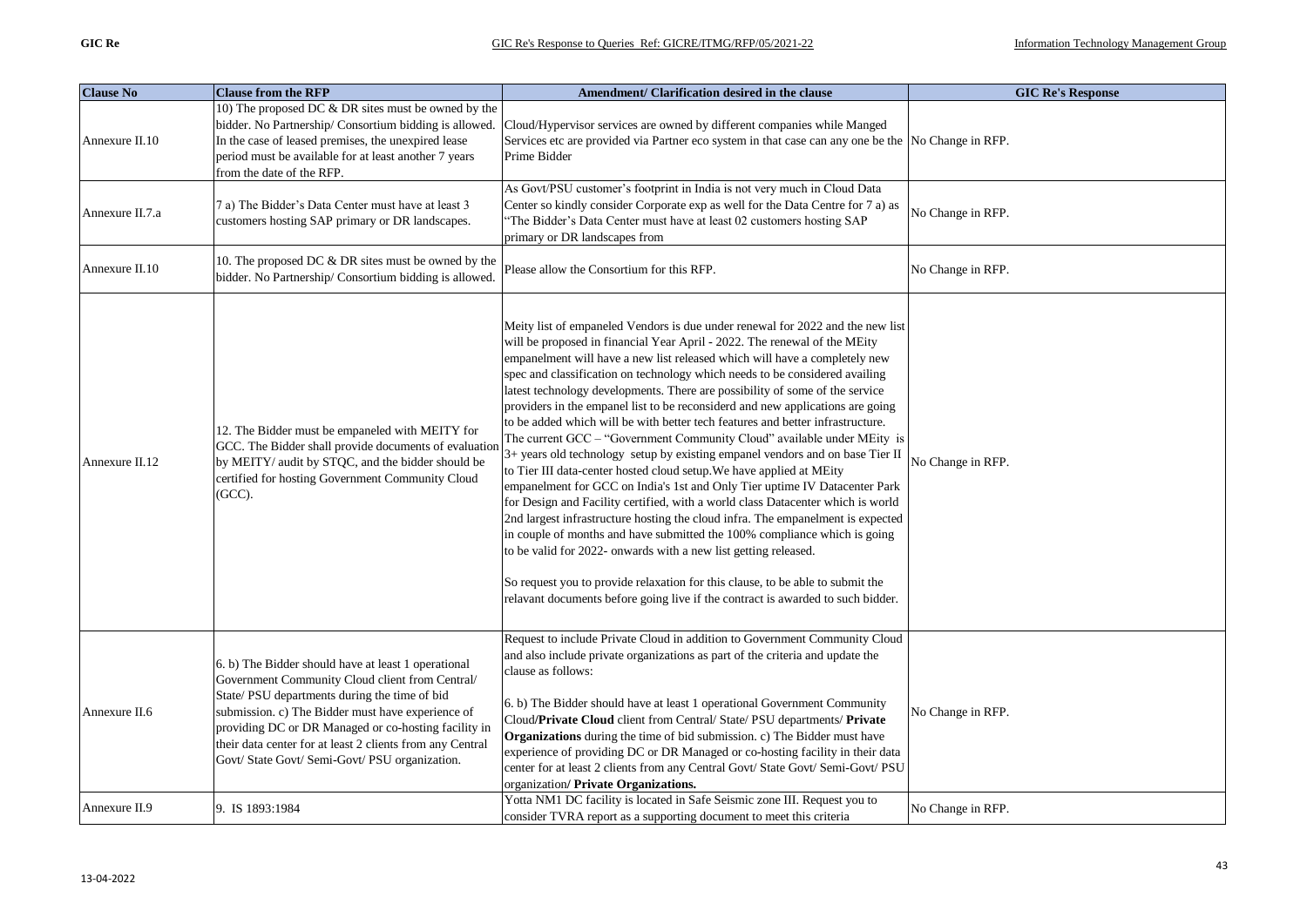| Clause No | Clause from the RFP | Amendment/ Clarification desired in the clause | GIC Re's Response |
|---|---|---|---|
| Annexure II.10 | 10) The proposed DC & DR sites must be owned by the bidder. No Partnership/ Consortium bidding is allowed. In the case of leased premises, the unexpired lease period must be available for at least another 7 years from the date of the RFP. | Cloud/Hypervisor services are owned by different companies while Manged Services etc are provided via Partner eco system in that case can any one be the Prime Bidder | No Change in RFP. |
| Annexure II.7.a | 7 a) The Bidder's Data Center must have at least 3 customers hosting SAP primary or DR landscapes. | As Govt/PSU customer's footprint in India is not very much in Cloud Data Center so kindly consider Corporate exp as well for the Data Centre for 7 a) as "The Bidder's Data Center must have at least 02 customers hosting SAP primary or DR landscapes from | No Change in RFP. |
| Annexure II.10 | 10. The proposed DC & DR sites must be owned by the bidder. No Partnership/ Consortium bidding is allowed. | Please allow the Consortium for this RFP. | No Change in RFP. |
| Annexure II.12 | 12. The Bidder must be empaneled with MEITY for GCC. The Bidder shall provide documents of evaluation by MEITY/ audit by STQC, and the bidder should be certified for hosting Government Community Cloud (GCC). | Meity list of empaneled Vendors is due under renewal for 2022 and the new list will be proposed in financial Year April - 2022. The renewal of the MEity empanelment will have a new list released which will have a completely new spec and classification on technology which needs to be considered availing latest technology developments. There are possibility of some of the service providers in the empanel list to be reconsiderd and new applications are going to be added which will be with better tech features and better infrastructure. The current GCC – "Government Community Cloud" available under MEity is 3+ years old technology setup by existing empanel vendors and on base Tier II to Tier III data-center hosted cloud setup.We have applied at MEity empanelment for GCC on India's 1st and Only Tier uptime IV Datacenter Park for Design and Facility certified, with a world class Datacenter which is world 2nd largest infrastructure hosting the cloud infra. The empanelment is expected in couple of months and have submitted the 100% compliance which is going to be valid for 2022- onwards with a new list getting released.<br><br>So request you to provide relaxation for this clause, to be able to submit the relavant documents before going live if the contract is awarded to such bidder. | No Change in RFP. |
| Annexure II.6 | 6. b) The Bidder should have at least 1 operational Government Community Cloud client from Central/ State/ PSU departments during the time of bid submission. c) The Bidder must have experience of providing DC or DR Managed or co-hosting facility in their data center for at least 2 clients from any Central Govt/ State Govt/ Semi-Govt/ PSU organization. | Request to include Private Cloud in addition to Government Community Cloud and also include private organizations as part of the criteria and update the clause as follows:<br><br>6. b) The Bidder should have at least 1 operational Government Community Cloud/**Private Cloud** client from Central/ State/ PSU departments/ **Private Organizations** during the time of bid submission. c) The Bidder must have experience of providing DC or DR Managed or co-hosting facility in their data center for at least 2 clients from any Central Govt/ State Govt/ Semi-Govt/ PSU organization**/ Private Organizations.** | No Change in RFP. |
| Annexure II.9 | 9. IS 1893:1984 | Yotta NM1 DC facility is located in Safe Seismic zone III. Request you to consider TVRA report as a supporting document to meet this criteria | No Change in RFP. |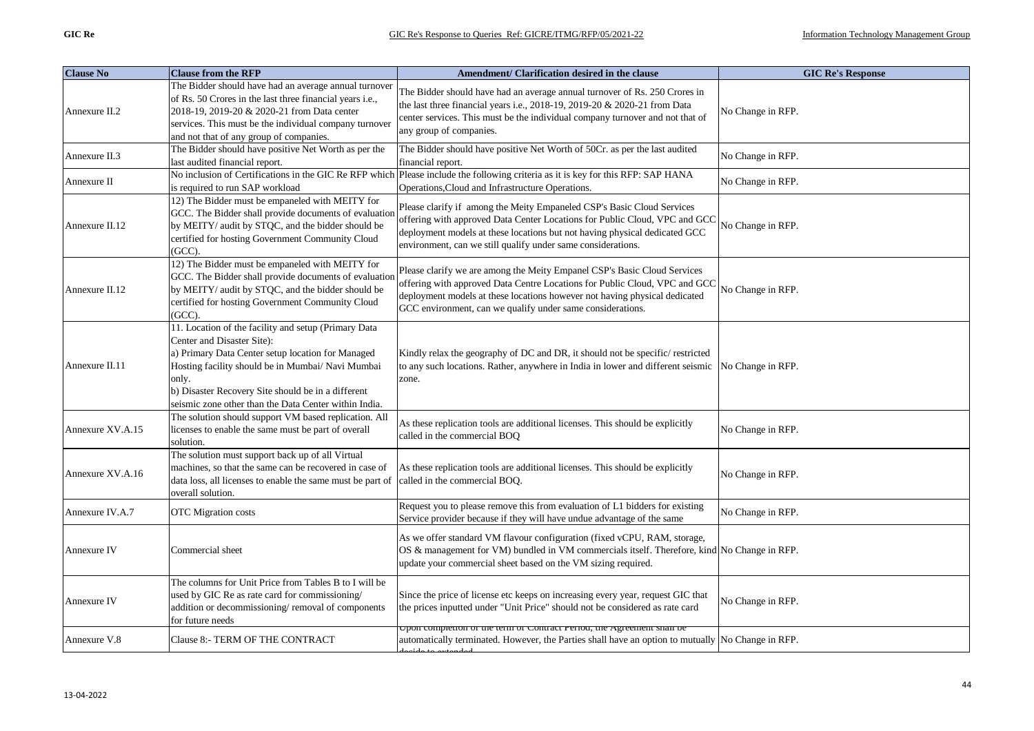| Clause No | Clause from the RFP | Amendment/ Clarification desired in the clause | GIC Re's Response |
|---|---|---|---|
| Annexure II.2 | The Bidder should have had an average annual turnover of Rs. 50 Crores in the last three financial years i.e., 2018-19, 2019-20 & 2020-21 from Data center services. This must be the individual company turnover and not that of any group of companies. | The Bidder should have had an average annual turnover of Rs. 250 Crores in the last three financial years i.e., 2018-19, 2019-20 & 2020-21 from Data center services. This must be the individual company turnover and not that of any group of companies. | No Change in RFP. |
| Annexure II.3 | The Bidder should have positive Net Worth as per the last audited financial report. | The Bidder should have positive Net Worth of 50Cr. as per the last audited financial report. | No Change in RFP. |
| Annexure II | No inclusion of Certifications in the GIC Re RFP which is required to run SAP workload | Please include the following criteria as it is key for this RFP: SAP HANA Operations,Cloud and Infrastructure Operations. | No Change in RFP. |
| Annexure II.12 | 12) The Bidder must be empaneled with MEITY for GCC. The Bidder shall provide documents of evaluation by MEITY/ audit by STQC, and the bidder should be certified for hosting Government Community Cloud (GCC). | Please clarify if among the Meity Empaneled CSP's Basic Cloud Services offering with approved Data Center Locations for Public Cloud, VPC and GCC deployment models at these locations but not having physical dedicated GCC environment, can we still qualify under same considerations. | No Change in RFP. |
| Annexure II.12 | 12) The Bidder must be empaneled with MEITY for GCC. The Bidder shall provide documents of evaluation by MEITY/ audit by STQC, and the bidder should be certified for hosting Government Community Cloud (GCC). | Please clarify we are among the Meity Empanel CSP's Basic Cloud Services offering with approved Data Centre Locations for Public Cloud, VPC and GCC deployment models at these locations however not having physical dedicated GCC environment, can we qualify under same considerations. | No Change in RFP. |
| Annexure II.11 | 11. Location of the facility and setup (Primary Data Center and Disaster Site):<br>a) Primary Data Center setup location for Managed Hosting facility should be in Mumbai/ Navi Mumbai only.<br>b) Disaster Recovery Site should be in a different seismic zone other than the Data Center within India. | Kindly relax the geography of DC and DR, it should not be specific/ restricted to any such locations. Rather, anywhere in India in lower and different seismic zone. | No Change in RFP. |
| Annexure XV.A.15 | The solution should support VM based replication. All licenses to enable the same must be part of overall solution. | As these replication tools are additional licenses. This should be explicitly called in the commercial BOQ | No Change in RFP. |
| Annexure XV.A.16 | The solution must support back up of all Virtual machines, so that the same can be recovered in case of data loss, all licenses to enable the same must be part of overall solution. | As these replication tools are additional licenses. This should be explicitly called in the commercial BOQ. | No Change in RFP. |
| Annexure IV.A.7 | OTC Migration costs | Request you to please remove this from evaluation of L1 bidders for existing Service provider because if they will have undue advantage of the same | No Change in RFP. |
| Annexure IV | Commercial sheet | As we offer standard VM flavour configuration (fixed vCPU, RAM, storage, OS & management for VM) bundled in VM commercials itself. Therefore, kind update your commercial sheet based on the VM sizing required. | No Change in RFP. |
| Annexure IV | The columns for Unit Price from Tables B to I will be used by GIC Re as rate card for commissioning/ addition or decommissioning/ removal of components for future needs | Since the price of license etc keeps on increasing every year, request GIC that the prices inputted under "Unit Price" should not be considered as rate card | No Change in RFP. |
| Annexure V.8 | Clause 8:- TERM OF THE CONTRACT | Upon completion of the term of Contract Period, the Agreement shall be automatically terminated. However, the Parties shall have an option to mutually decide to extended | No Change in RFP. |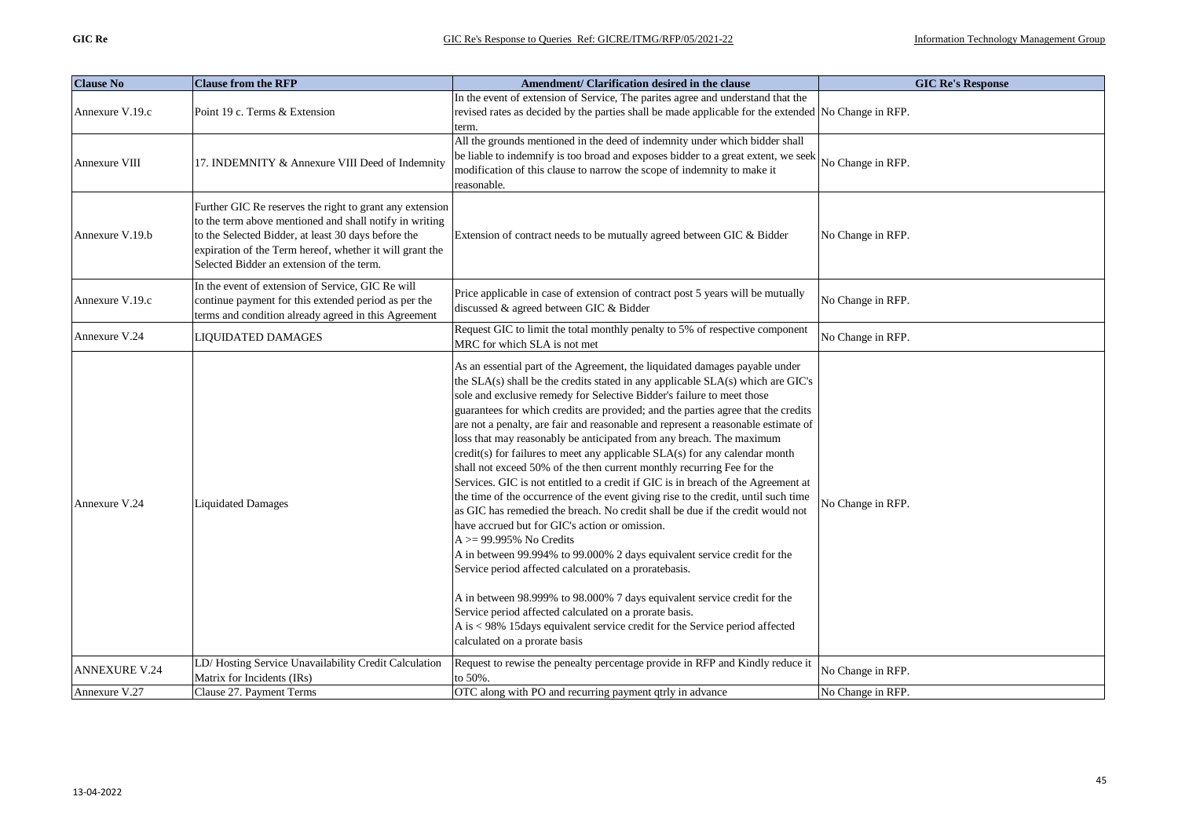| Clause No | Clause from the RFP | Amendment/ Clarification desired in the clause | GIC Re's Response |
|---|---|---|---|
| Annexure V.19.c | Point 19 c. Terms & Extension | In the event of extension of Service, The parites agree and understand that the revised rates as decided by the parties shall be made applicable for the extended term. | No Change in RFP. |
| Annexure VIII | 17. INDEMNITY & Annexure VIII Deed of Indemnity | All the grounds mentioned in the deed of indemnity under which bidder shall be liable to indemnify is too broad and exposes bidder to a great extent, we seek modification of this clause to narrow the scope of indemnity to make it reasonable. | No Change in RFP. |
| Annexure V.19.b | Further GIC Re reserves the right to grant any extension to the term above mentioned and shall notify in writing to the Selected Bidder, at least 30 days before the expiration of the Term hereof, whether it will grant the Selected Bidder an extension of the term. | Extension of contract needs to be mutually agreed between GIC & Bidder | No Change in RFP. |
| Annexure V.19.c | In the event of extension of Service, GIC Re will continue payment for this extended period as per the terms and condition already agreed in this Agreement | Price applicable in case of extension of contract post 5 years will be mutually discussed & agreed between GIC & Bidder | No Change in RFP. |
| Annexure V.24 | LIQUIDATED DAMAGES | Request GIC to limit the total monthly penalty to 5% of respective component MRC for which SLA is not met | No Change in RFP. |
| Annexure V.24 | Liquidated Damages | As an essential part of the Agreement, the liquidated damages payable under the SLA(s) shall be the credits stated in any applicable SLA(s) which are GIC's sole and exclusive remedy for Selective Bidder's failure to meet those guarantees for which credits are provided; and the parties agree that the credits are not a penalty, are fair and reasonable and represent a reasonable estimate of loss that may reasonably be anticipated from any breach. The maximum credit(s) for failures to meet any applicable SLA(s) for any calendar month shall not exceed 50% of the then current monthly recurring Fee for the Services. GIC is not entitled to a credit if GIC is in breach of the Agreement at the time of the occurrence of the event giving rise to the credit, until such time as GIC has remedied the breach. No credit shall be due if the credit would not have accrued but for GIC's action or omission.<br>A >= 99.995% No Credits<br>A in between 99.994% to 99.000% 2 days equivalent service credit for the Service period affected calculated on a proratebasis.<br><br>A in between 98.999% to 98.000% 7 days equivalent service credit for the Service period affected calculated on a prorate basis.<br>A is < 98% 15days equivalent service credit for the Service period affected calculated on a prorate basis | No Change in RFP. |
| ANNEXURE V.24 | LD/ Hosting Service Unavailability Credit Calculation Matrix for Incidents (IRs) | Request to rewise the penealty percentage provide in RFP and Kindly reduce it to 50%. | No Change in RFP. |
| Annexure V.27 | Clause 27. Payment Terms | OTC along with PO and recurring payment qtrly in advance | No Change in RFP. |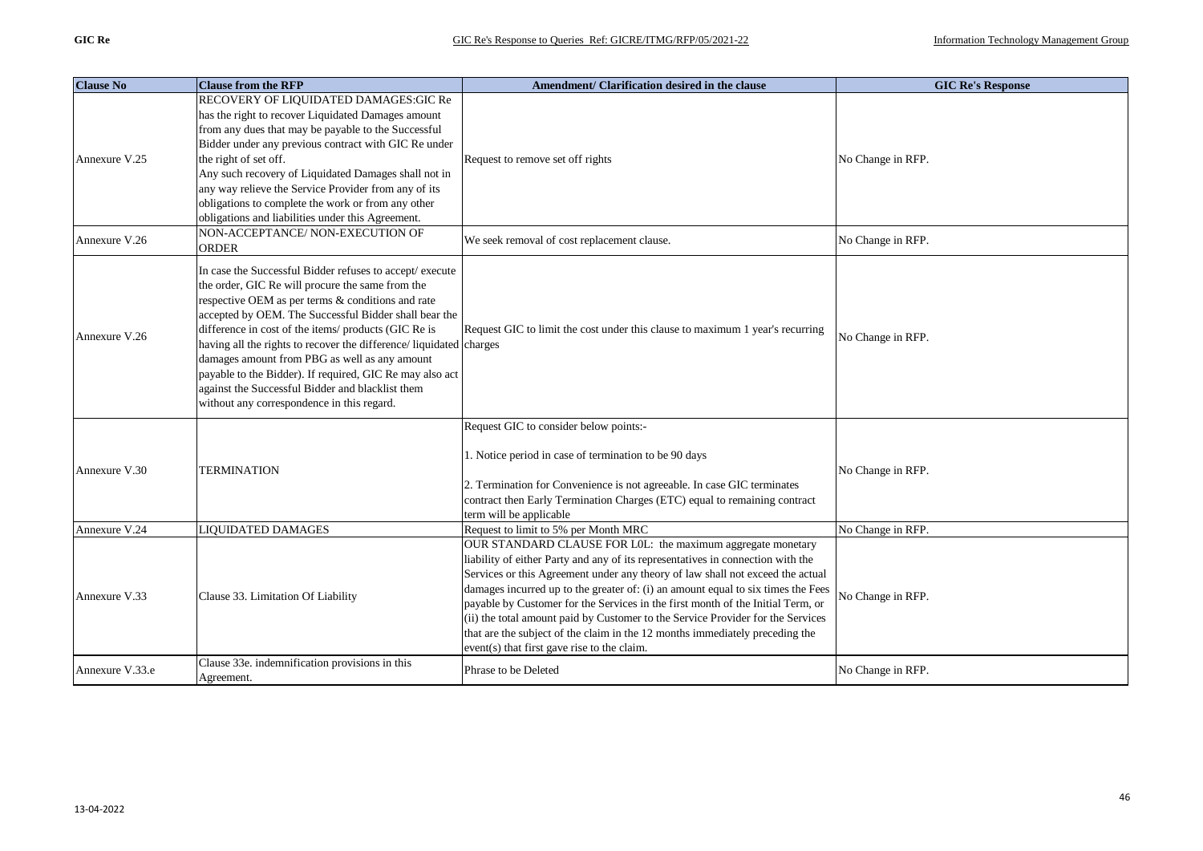| Clause No | Clause from the RFP | Amendment/ Clarification desired in the clause | GIC Re's Response |
|---|---|---|---|
| Annexure V.25 | RECOVERY OF LIQUIDATED DAMAGES:GIC Re has the right to recover Liquidated Damages amount from any dues that may be payable to the Successful Bidder under any previous contract with GIC Re under the right of set off.<br>Any such recovery of Liquidated Damages shall not in any way relieve the Service Provider from any of its obligations to complete the work or from any other obligations and liabilities under this Agreement. | Request to remove set off rights | No Change in RFP. |
| Annexure V.26 | NON-ACCEPTANCE/ NON-EXECUTION OF ORDER | We seek removal of cost replacement clause. | No Change in RFP. |
| Annexure V.26 | In case the Successful Bidder refuses to accept/ execute the order, GIC Re will procure the same from the respective OEM as per terms & conditions and rate accepted by OEM. The Successful Bidder shall bear the difference in cost of the items/ products (GIC Re is having all the rights to recover the difference/ liquidated damages amount from PBG as well as any amount payable to the Bidder). If required, GIC Re may also act against the Successful Bidder and blacklist them without any correspondence in this regard. | Request GIC to limit the cost under this clause to maximum 1 year's recurring charges | No Change in RFP. |
| Annexure V.30 | TERMINATION | Request GIC to consider below points:-<br><br>1. Notice period in case of termination to be 90 days<br><br>2. Termination for Convenience is not agreeable. In case GIC terminates contract then Early Termination Charges (ETC) equal to remaining contract term will be applicable | No Change in RFP. |
| Annexure V.24 | LIQUIDATED DAMAGES | Request to limit to 5% per Month MRC | No Change in RFP. |
| Annexure V.33 | Clause 33. Limitation Of Liability | OUR STANDARD CLAUSE FOR L0L: the maximum aggregate monetary liability of either Party and any of its representatives in connection with the Services or this Agreement under any theory of law shall not exceed the actual damages incurred up to the greater of: (i) an amount equal to six times the Fees payable by Customer for the Services in the first month of the Initial Term, or (ii) the total amount paid by Customer to the Service Provider for the Services that are the subject of the claim in the 12 months immediately preceding the event(s) that first gave rise to the claim. | No Change in RFP. |
| Annexure V.33.e | Clause 33e. indemnification provisions in this Agreement. | Phrase to be Deleted | No Change in RFP. |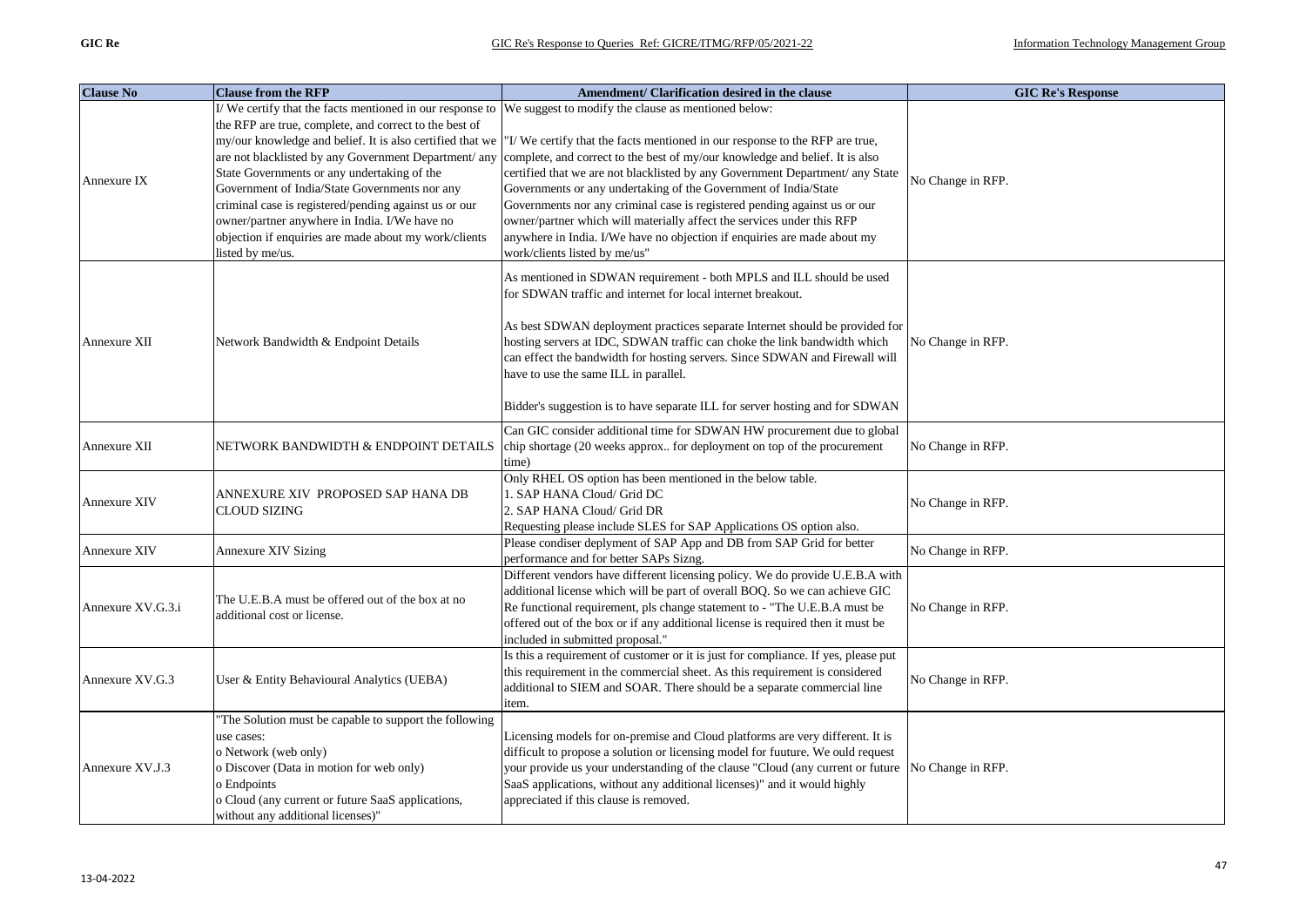| Clause No | Clause from the RFP | Amendment/ Clarification desired in the clause | GIC Re's Response |
|---|---|---|---|
| Annexure IX | I/ We certify that the facts mentioned in our response to the RFP are true, complete, and correct to the best of my/our knowledge and belief. It is also certified that we are not blacklisted by any Government Department/ any State Governments or any undertaking of the Government of India/State Governments nor any criminal case is registered/pending against us or our owner/partner anywhere in India. I/We have no objection if enquiries are made about my work/clients listed by me/us. | We suggest to modify the clause as mentioned below:<br><br>"I/ We certify that the facts mentioned in our response to the RFP are true, complete, and correct to the best of my/our knowledge and belief. It is also certified that we are not blacklisted by any Government Department/ any State Governments or any undertaking of the Government of India/State Governments nor any criminal case is registered pending against us or our owner/partner which will materially affect the services under this RFP anywhere in India. I/We have no objection if enquiries are made about my work/clients listed by me/us" | No Change in RFP. |
| Annexure XII | Network Bandwidth & Endpoint Details | As mentioned in SDWAN requirement - both MPLS and ILL should be used for SDWAN traffic and internet for local internet breakout.<br><br>As best SDWAN deployment practices separate Internet should be provided for hosting servers at IDC, SDWAN traffic can choke the link bandwidth which can effect the bandwidth for hosting servers. Since SDWAN and Firewall will have to use the same ILL in parallel.<br><br>Bidder's suggestion is to have separate ILL for server hosting and for SDWAN | No Change in RFP. |
| Annexure XII | NETWORK BANDWIDTH & ENDPOINT DETAILS | Can GIC consider additional time for SDWAN HW procurement due to global chip shortage (20 weeks approx.. for deployment on top of the procurement time) | No Change in RFP. |
| Annexure XIV | ANNEXURE XIV PROPOSED SAP HANA DB CLOUD SIZING | Only RHEL OS option has been mentioned in the below table.<br>1. SAP HANA Cloud/ Grid DC<br>2. SAP HANA Cloud/ Grid DR<br>Requesting please include SLES for SAP Applications OS option also. | No Change in RFP. |
| Annexure XIV | Annexure XIV Sizing | Please condiser deplyment of SAP App and DB from SAP Grid for better performance and for better SAPs Sizng. | No Change in RFP. |
| Annexure XV.G.3.i | The U.E.B.A must be offered out of the box at no additional cost or license. | Different vendors have different licensing policy. We do provide U.E.B.A with additional license which will be part of overall BOQ. So we can achieve GIC Re functional requirement, pls change statement to - "The U.E.B.A must be offered out of the box or if any additional license is required then it must be included in submitted proposal." | No Change in RFP. |
| Annexure XV.G.3 | User & Entity Behavioural Analytics (UEBA) | Is this a requirement of customer or it is just for compliance. If yes, please put this requirement in the commercial sheet. As this requirement is considered additional to SIEM and SOAR. There should be a separate commercial line item. | No Change in RFP. |
| Annexure XV.J.3 | "The Solution must be capable to support the following use cases:<br>o Network (web only)<br>o Discover (Data in motion for web only)<br>o Endpoints<br>o Cloud (any current or future SaaS applications, without any additional licenses)" | Licensing models for on-premise and Cloud platforms are very different. It is difficult to propose a solution or licensing model for fuuture. We ould request your provide us your understanding of the clause "Cloud (any current or future SaaS applications, without any additional licenses)" and it would highly appreciated if this clause is removed. | No Change in RFP. |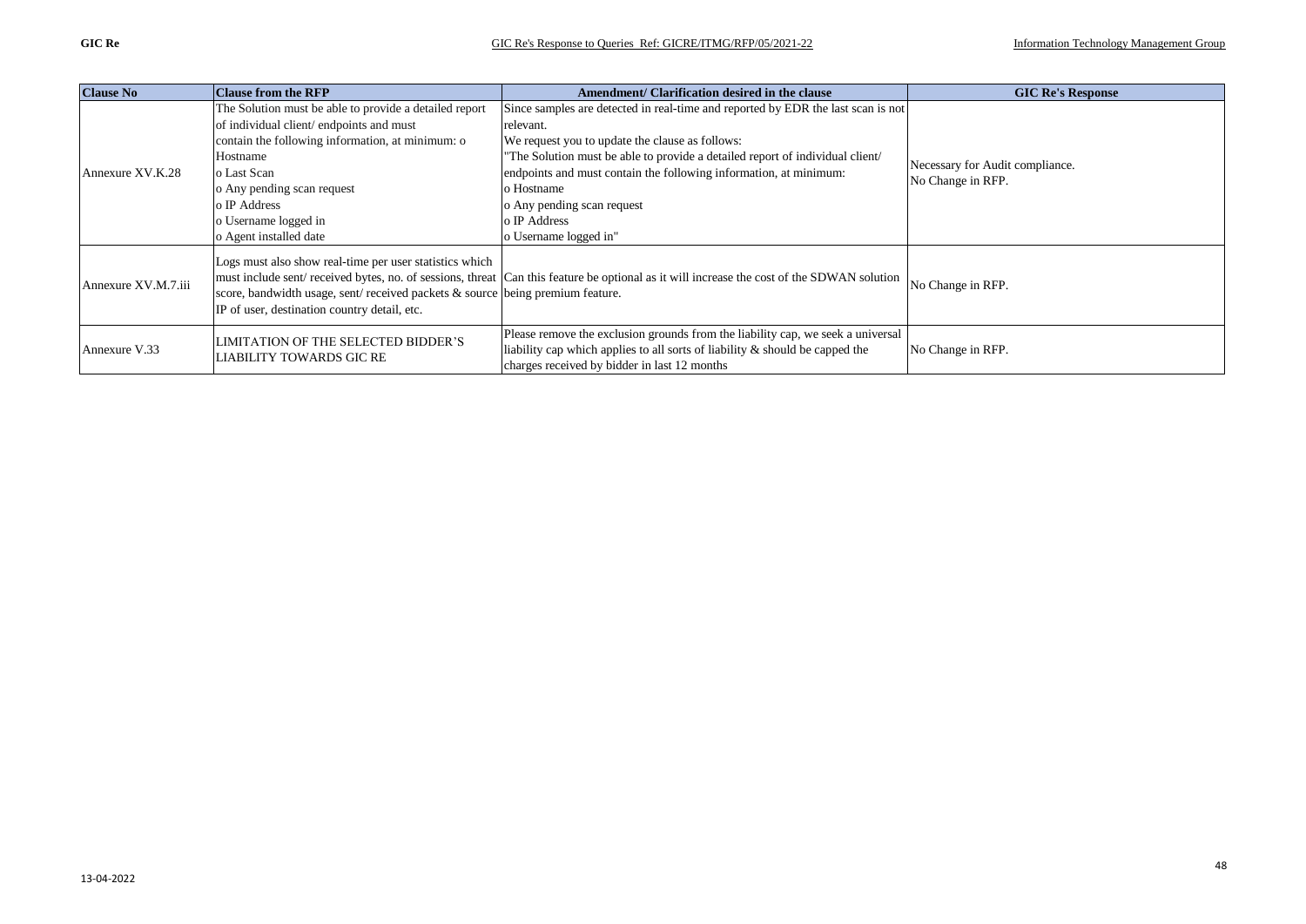| Clause No | Clause from the RFP | Amendment/ Clarification desired in the clause | GIC Re's Response |
|---|---|---|---|
| Annexure XV.K.28 | The Solution must be able to provide a detailed report of individual client/ endpoints and must contain the following information, at minimum: o Hostname<br>o Last Scan<br>o Any pending scan request<br>o IP Address<br>o Username logged in<br>o Agent installed date | Since samples are detected in real-time and reported by EDR the last scan is not relevant.<br>We request you to update the clause as follows:<br>"The Solution must be able to provide a detailed report of individual client/ endpoints and must contain the following information, at minimum:<br>o Hostname<br>o Any pending scan request<br>o IP Address<br>o Username logged in" | Necessary for Audit compliance.<br>No Change in RFP. |
| Annexure XV.M.7.iii | Logs must also show real-time per user statistics which must include sent/ received bytes, no. of sessions, threat score, bandwidth usage, sent/ received packets & source IP of user, destination country detail, etc. | Can this feature be optional as it will increase the cost of the SDWAN solution being premium feature. | No Change in RFP. |
| Annexure V.33 | LIMITATION OF THE SELECTED BIDDER'S LIABILITY TOWARDS GIC RE | Please remove the exclusion grounds from the liability cap, we seek a universal liability cap which applies to all sorts of liability & should be capped the charges received by bidder in last 12 months | No Change in RFP. |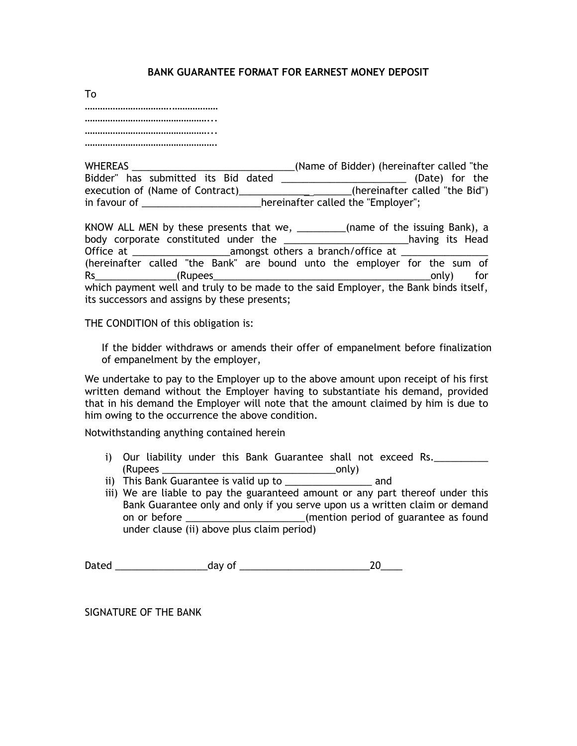**BANK GUARANTEE FORMAT FOR EARNEST MONEY DEPOSIT**

To

……………………………..……………

…………………………………………...

…………………………………………...

…………………………………………….

WHEREAS ______________________________(Name of Bidder) (hereinafter called "the Bidder" has submitted its Bid dated ______________________ (Date) for the execution of (Name of Contract)____________ _ _______(hereinafter called "the Bid") in favour of _____________________hereinafter called the "Employer";

KNOW ALL MEN by these presents that we, _________(name of the issuing Bank), a body corporate constituted under the ______________________having its Head Office at _________________amongst others a branch/office at _______________ (hereinafter called "the Bank" are bound unto the employer for the sum of Rs______________(Rupees_______________________________________only) for which payment well and truly to be made to the said Employer, the Bank binds itself, its successors and assigns by these presents;

THE CONDITION of this obligation is:

> If the bidder withdraws or amends their offer of empanelment before finalization of empanelment by the employer,

We undertake to pay to the Employer up to the above amount upon receipt of his first written demand without the Employer having to substantiate his demand, provided that in his demand the Employer will note that the amount claimed by him is due to him owing to the occurrence the above condition.

Notwithstanding anything contained herein

i) Our liability under this Bank Guarantee shall not exceed Rs.__________ (Rupees ________________________________only)
ii) This Bank Guarantee is valid up to ________________ and
iii) We are liable to pay the guaranteed amount or any part thereof under this Bank Guarantee only and only if you serve upon us a written claim or demand on or before _____________________(mention period of guarantee as found under clause (ii) above plus claim period)

Dated ________________day of _______________________20____

SIGNATURE OF THE BANK